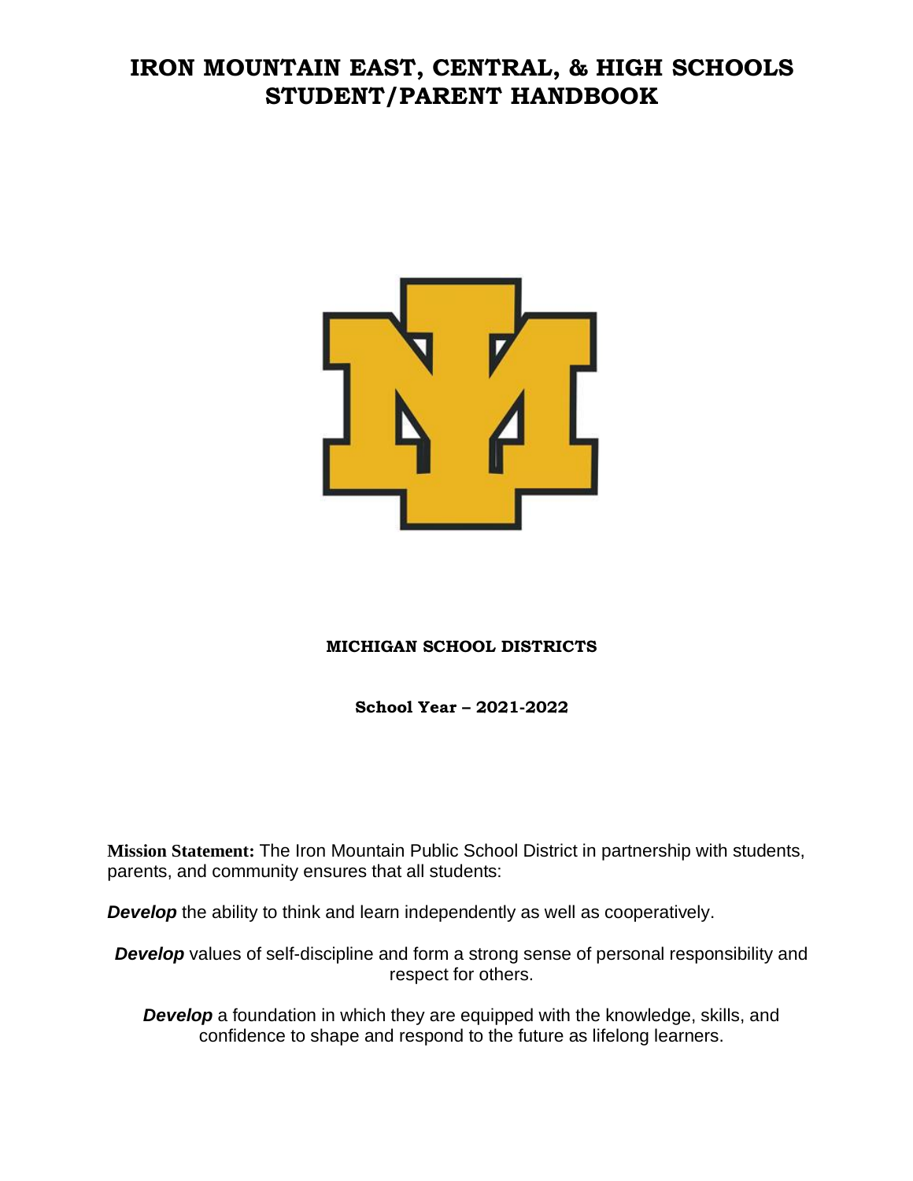# IRON MOUNTAIN EAST, CENTRAL, & HIGH SCHOOLS
# STUDENT/PARENT HANDBOOK

**MICHIGAN SCHOOL DISTRICTS**

**School Year – 2021-2022**

**Mission Statement:** The Iron Mountain Public School District in partnership with students, parents, and community ensures that all students:

***Develop*** the ability to think and learn independently as well as cooperatively.

***Develop*** values of self-discipline and form a strong sense of personal responsibility and respect for others.

***Develop*** a foundation in which they are equipped with the knowledge, skills, and confidence to shape and respond to the future as lifelong learners.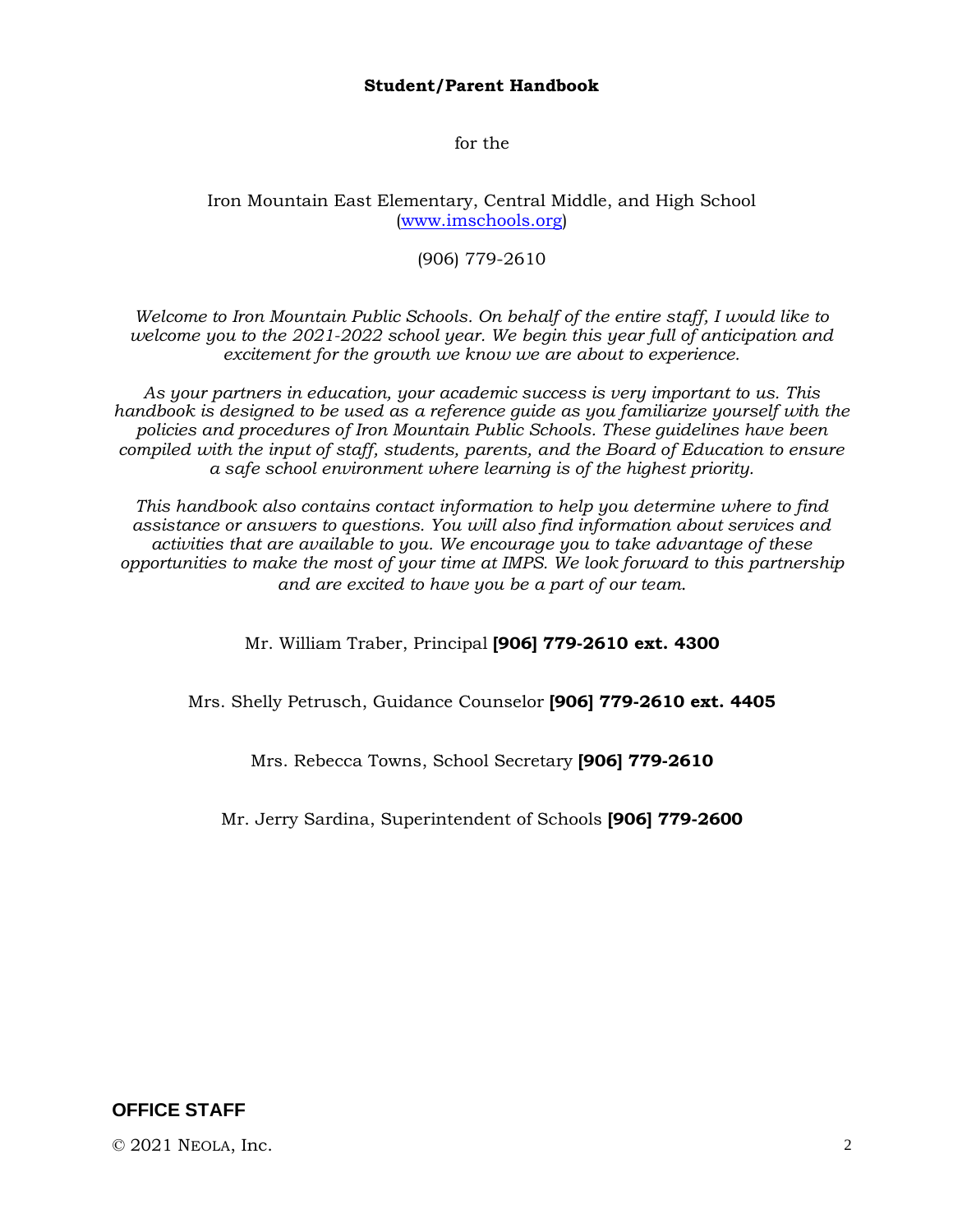**Student/Parent Handbook**

for the

Iron Mountain East Elementary, Central Middle, and High School
(www.imschools.org)

(906) 779-2610

*Welcome to Iron Mountain Public Schools. On behalf of the entire staff, I would like to welcome you to the 2021-2022 school year. We begin this year full of anticipation and excitement for the growth we know we are about to experience.*

*As your partners in education, your academic success is very important to us. This handbook is designed to be used as a reference guide as you familiarize yourself with the policies and procedures of Iron Mountain Public Schools. These guidelines have been compiled with the input of staff, students, parents, and the Board of Education to ensure a safe school environment where learning is of the highest priority.*

*This handbook also contains contact information to help you determine where to find assistance or answers to questions. You will also find information about services and activities that are available to you. We encourage you to take advantage of these opportunities to make the most of your time at IMPS. We look forward to this partnership and are excited to have you be a part of our team.*

Mr. William Traber, Principal **[906] 779-2610 ext. 4300**

Mrs. Shelly Petrusch, Guidance Counselor **[906] 779-2610 ext. 4405**

Mrs. Rebecca Towns, School Secretary **[906] 779-2610**

Mr. Jerry Sardina, Superintendent of Schools **[906] 779-2600**

## OFFICE STAFF

© 2021 NEOLA, Inc.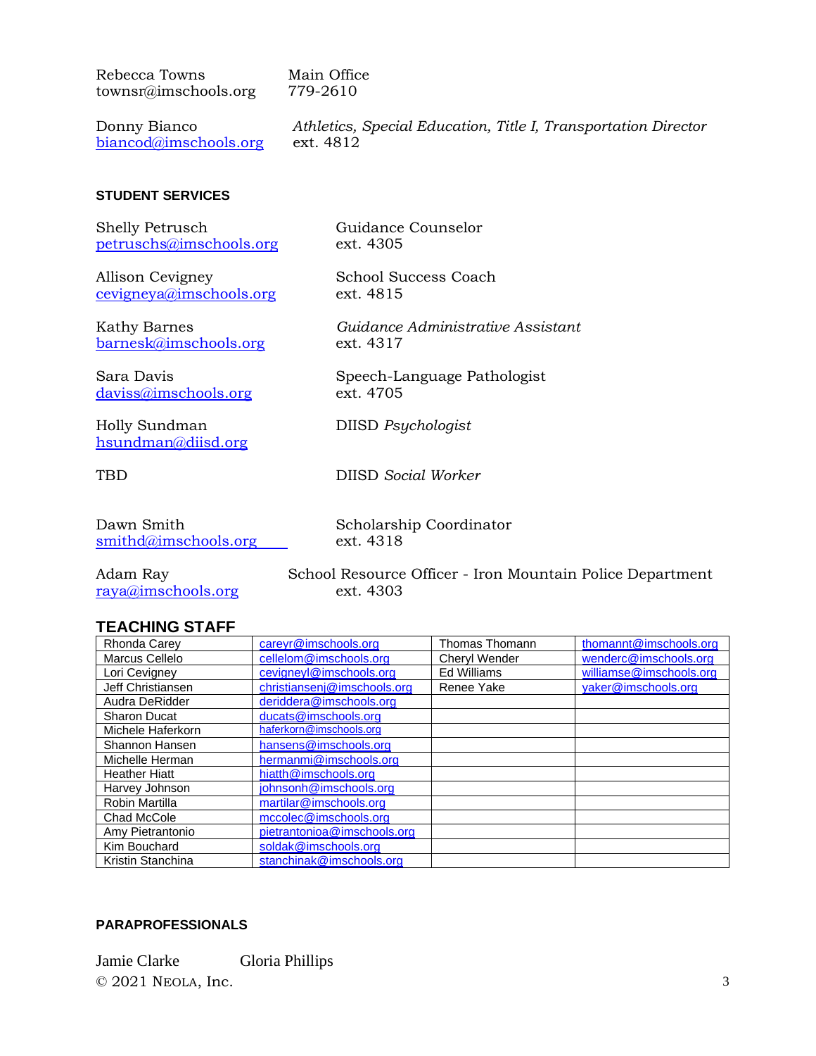Rebecca Towns
townsr@imschools.org

Main Office
779-2610

Donny Bianco
biancod@imschools.org

*Athletics, Special Education, Title I, Transportation Director*
ext. 4812

#### STUDENT SERVICES

Shelly Petrusch
petruschs@imschools.org

Guidance Counselor
ext. 4305

Allison Cevigney
cevigneya@imschools.org

School Success Coach
ext. 4815

Kathy Barnes
barnesk@imschools.org

*Guidance Administrative Assistant*
ext. 4317

Sara Davis
daviss@imschools.org

Speech-Language Pathologist
ext. 4705

Holly Sundman
hsundman@diisd.org

DIISD *Psychologist*

TBD

DIISD *Social Worker*

Dawn Smith
smithd@imschools.org

Scholarship Coordinator
ext. 4318

Adam Ray
raya@imschools.org

School Resource Officer - Iron Mountain Police Department
ext. 4303

### TEACHING STAFF

| | | | |
|---|---|---|---|
| Rhonda Carey | careyr@imschools.org | Thomas Thomann | thomannt@imschools.org |
| Marcus Cellelo | cellelom@imschools.org | Cheryl Wender | wenderc@imschools.org |
| Lori Cevigney | cevigneyl@imschools.org | Ed Williams | williamse@imschools.org |
| Jeff Christiansen | christiansenj@imschools.org | Renee Yake | yaker@imschools.org |
| Audra DeRidder | deriddera@imschools.org | | |
| Sharon Ducat | ducats@imschools.org | | |
| Michele Haferkorn | haferkorn@imschools.org | | |
| Shannon Hansen | hansens@imschools.org | | |
| Michelle Herman | hermanmi@imschools.org | | |
| Heather Hiatt | hiatth@imschools.org | | |
| Harvey Johnson | johnsonh@imschools.org | | |
| Robin Martilla | martilar@imschools.org | | |
| Chad McCole | mccolec@imschools.org | | |
| Amy Pietrantonio | pietrantonioa@imschools.org | | |
| Kim Bouchard | soldak@imschools.org | | |
| Kristin Stanchina | stanchinak@imschools.org | | |

#### PARAPROFESSIONALS

Jamie Clarke  Gloria Phillips

© 2021 NEOLA, Inc.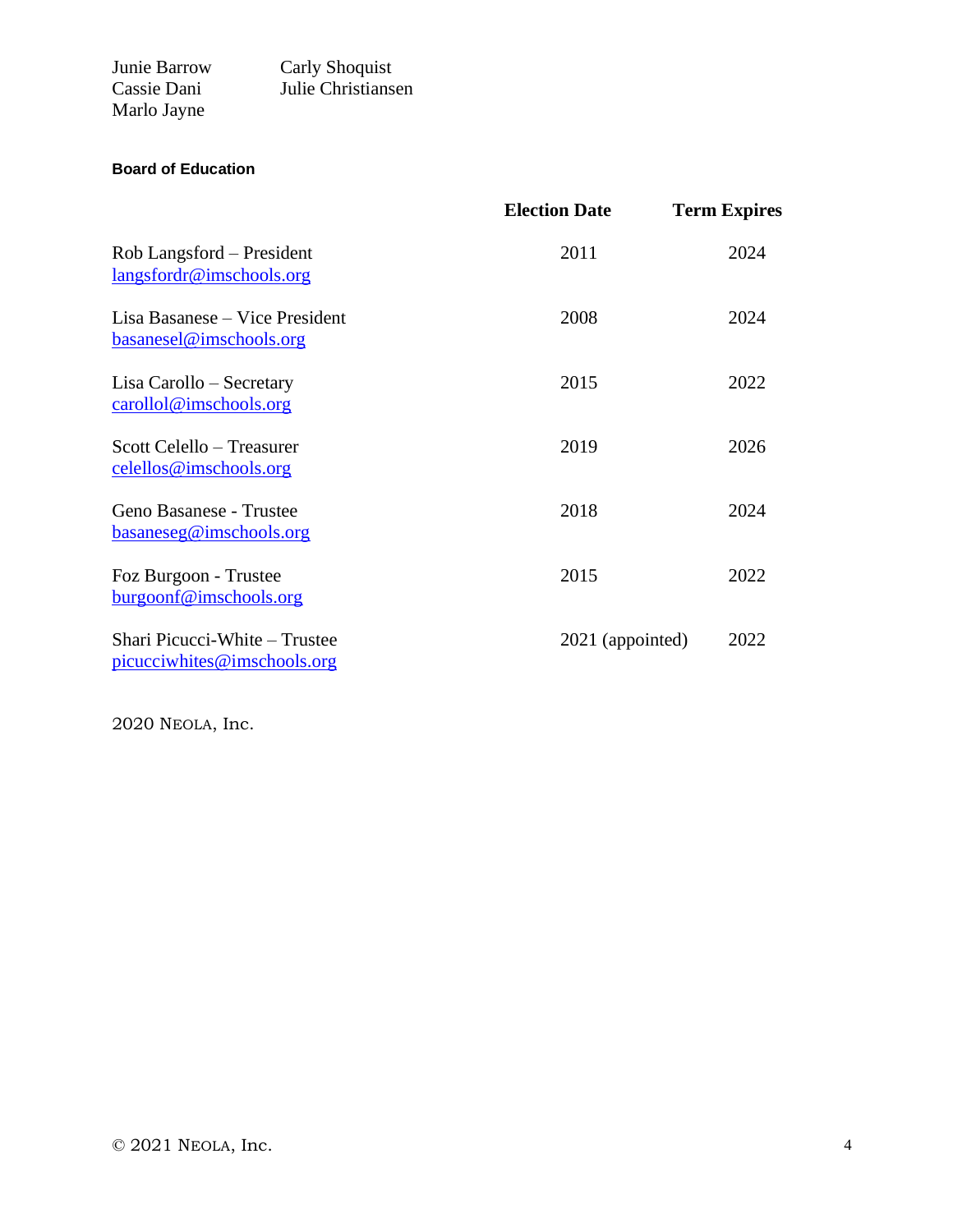Junie Barrow
Cassie Dani
Marlo Jayne
Carly Shoquist
Julie Christiansen

**Board of Education**

| | Election Date | Term Expires |
|---|---|---|
| Rob Langsford – President<br>langsfordr@imschools.org | 2011 | 2024 |
| Lisa Basanese – Vice President<br>basanesel@imschools.org | 2008 | 2024 |
| Lisa Carollo – Secretary<br>carollol@imschools.org | 2015 | 2022 |
| Scott Celello – Treasurer<br>celellos@imschools.org | 2019 | 2026 |
| Geno Basanese - Trustee<br>basaneseg@imschools.org | 2018 | 2024 |
| Foz Burgoon - Trustee<br>burgoonf@imschools.org | 2015 | 2022 |
| Shari Picucci-White – Trustee<br>picucciwhites@imschools.org | 2021 (appointed) | 2022 |

2020 NEOLA, Inc.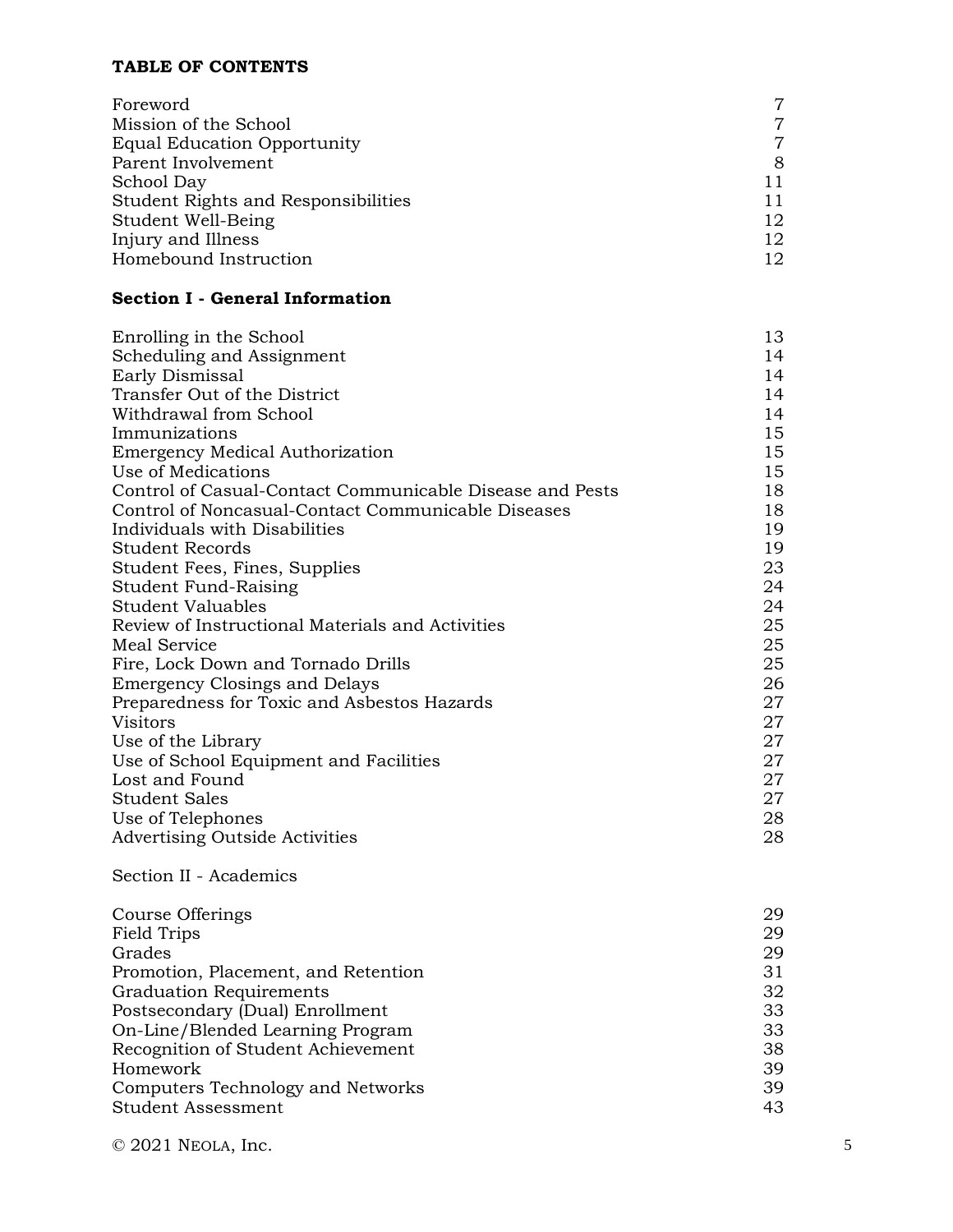**TABLE OF CONTENTS**

| | |
|---|---|
| Foreword | 7 |
| Mission of the School | 7 |
| Equal Education Opportunity | 7 |
| Parent Involvement | 8 |
| School Day | 11 |
| Student Rights and Responsibilities | 11 |
| Student Well-Being | 12 |
| Injury and Illness | 12 |
| Homebound Instruction | 12 |

**Section I - General Information**

| | |
|---|---|
| Enrolling in the School | 13 |
| Scheduling and Assignment | 14 |
| Early Dismissal | 14 |
| Transfer Out of the District | 14 |
| Withdrawal from School | 14 |
| Immunizations | 15 |
| Emergency Medical Authorization | 15 |
| Use of Medications | 15 |
| Control of Casual-Contact Communicable Disease and Pests | 18 |
| Control of Noncasual-Contact Communicable Diseases | 18 |
| Individuals with Disabilities | 19 |
| Student Records | 19 |
| Student Fees, Fines, Supplies | 23 |
| Student Fund-Raising | 24 |
| Student Valuables | 24 |
| Review of Instructional Materials and Activities | 25 |
| Meal Service | 25 |
| Fire, Lock Down and Tornado Drills | 25 |
| Emergency Closings and Delays | 26 |
| Preparedness for Toxic and Asbestos Hazards | 27 |
| Visitors | 27 |
| Use of the Library | 27 |
| Use of School Equipment and Facilities | 27 |
| Lost and Found | 27 |
| Student Sales | 27 |
| Use of Telephones | 28 |
| Advertising Outside Activities | 28 |

Section II - Academics

| | |
|---|---|
| Course Offerings | 29 |
| Field Trips | 29 |
| Grades | 29 |
| Promotion, Placement, and Retention | 31 |
| Graduation Requirements | 32 |
| Postsecondary (Dual) Enrollment | 33 |
| On-Line/Blended Learning Program | 33 |
| Recognition of Student Achievement | 38 |
| Homework | 39 |
| Computers Technology and Networks | 39 |
| Student Assessment | 43 |

© 2021 Neola, Inc.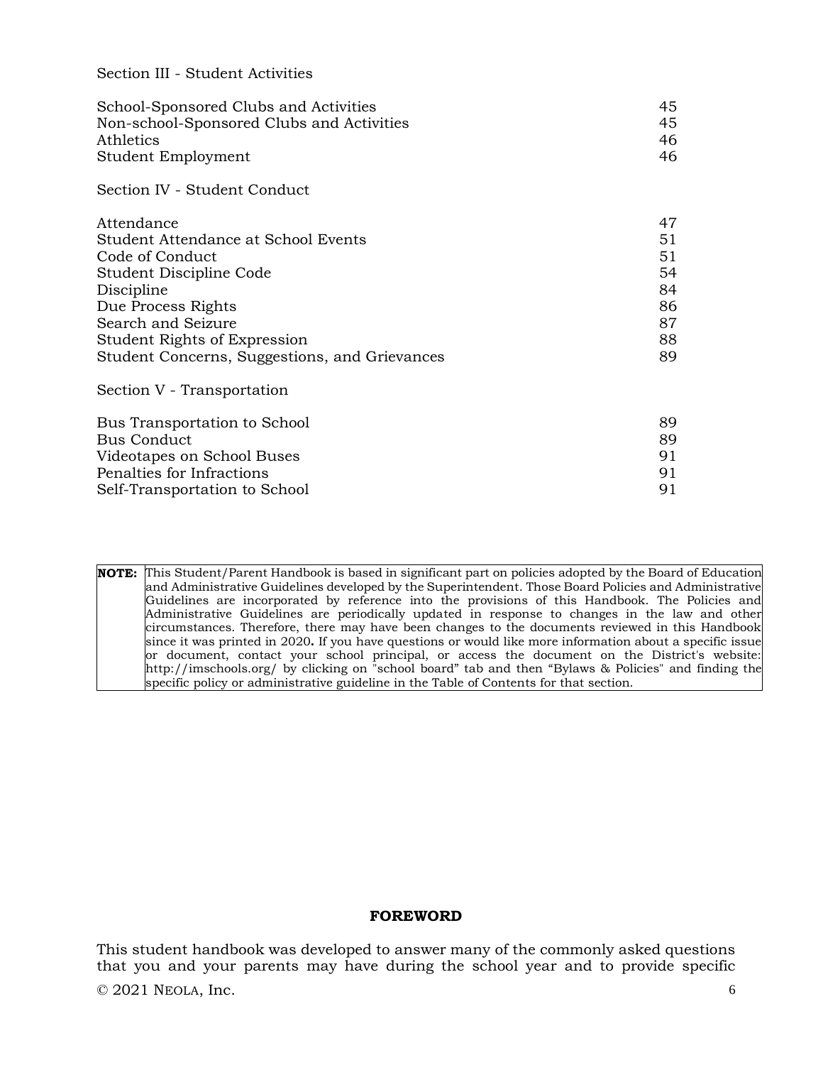Section III - Student Activities

| | |
|---|---|
| School-Sponsored Clubs and Activities | 45 |
| Non-school-Sponsored Clubs and Activities | 45 |
| Athletics | 46 |
| Student Employment | 46 |

Section IV - Student Conduct

| | |
|---|---|
| Attendance | 47 |
| Student Attendance at School Events | 51 |
| Code of Conduct | 51 |
| Student Discipline Code | 54 |
| Discipline | 84 |
| Due Process Rights | 86 |
| Search and Seizure | 87 |
| Student Rights of Expression | 88 |
| Student Concerns, Suggestions, and Grievances | 89 |

Section V - Transportation

| | |
|---|---|
| Bus Transportation to School | 89 |
| Bus Conduct | 89 |
| Videotapes on School Buses | 91 |
| Penalties for Infractions | 91 |
| Self-Transportation to School | 91 |

| | |
|---|---|
| **NOTE:** | This Student/Parent Handbook is based in significant part on policies adopted by the Board of Education and Administrative Guidelines developed by the Superintendent. Those Board Policies and Administrative Guidelines are incorporated by reference into the provisions of this Handbook. The Policies and Administrative Guidelines are periodically updated in response to changes in the law and other circumstances. Therefore, there may have been changes to the documents reviewed in this Handbook since it was printed in 2020**.** If you have questions or would like more information about a specific issue or document, contact your school principal, or access the document on the District's website: http://imschools.org/ by clicking on "school board" tab and then "Bylaws & Policies" and finding the specific policy or administrative guideline in the Table of Contents for that section. |

## FOREWORD

This student handbook was developed to answer many of the commonly asked questions that you and your parents may have during the school year and to provide specific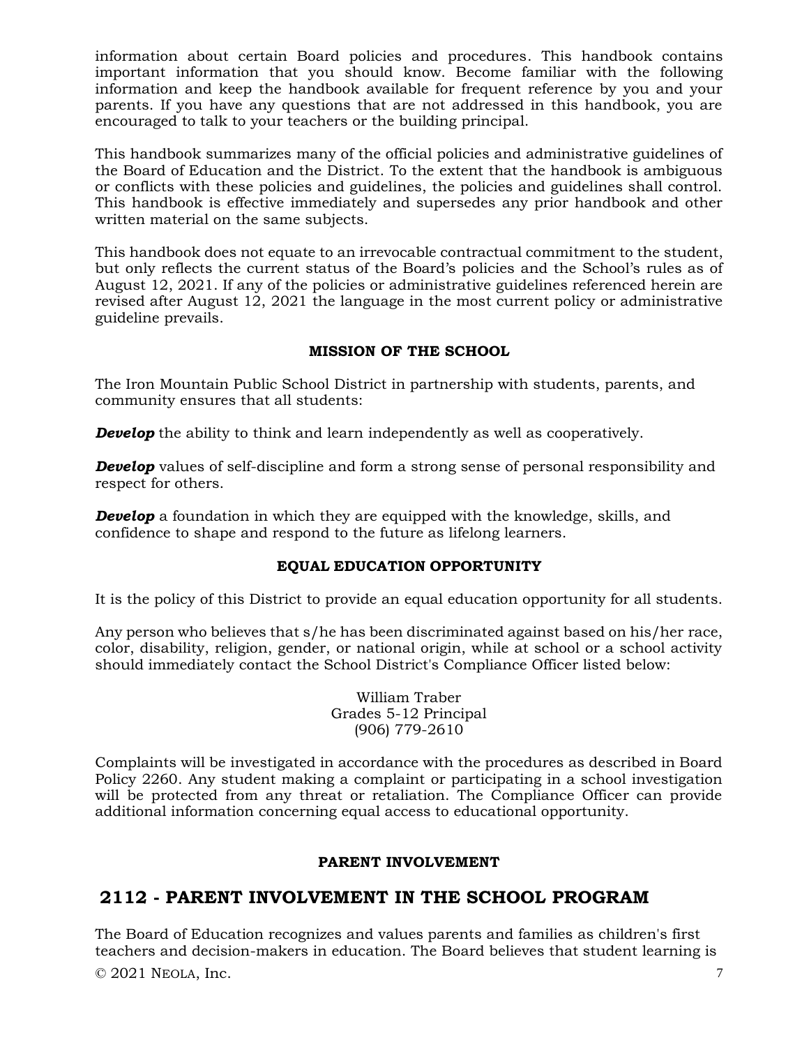information about certain Board policies and procedures. This handbook contains important information that you should know. Become familiar with the following information and keep the handbook available for frequent reference by you and your parents. If you have any questions that are not addressed in this handbook, you are encouraged to talk to your teachers or the building principal.

This handbook summarizes many of the official policies and administrative guidelines of the Board of Education and the District. To the extent that the handbook is ambiguous or conflicts with these policies and guidelines, the policies and guidelines shall control. This handbook is effective immediately and supersedes any prior handbook and other written material on the same subjects.

This handbook does not equate to an irrevocable contractual commitment to the student, but only reflects the current status of the Board's policies and the School's rules as of August 12, 2021. If any of the policies or administrative guidelines referenced herein are revised after August 12, 2021 the language in the most current policy or administrative guideline prevails.

**MISSION OF THE SCHOOL**

The Iron Mountain Public School District in partnership with students, parents, and community ensures that all students:

***Develop*** the ability to think and learn independently as well as cooperatively.

***Develop*** values of self-discipline and form a strong sense of personal responsibility and respect for others.

***Develop*** a foundation in which they are equipped with the knowledge, skills, and confidence to shape and respond to the future as lifelong learners.

**EQUAL EDUCATION OPPORTUNITY**

It is the policy of this District to provide an equal education opportunity for all students.

Any person who believes that s/he has been discriminated against based on his/her race, color, disability, religion, gender, or national origin, while at school or a school activity should immediately contact the School District's Compliance Officer listed below:

William Traber
Grades 5-12 Principal
(906) 779-2610

Complaints will be investigated in accordance with the procedures as described in Board Policy 2260. Any student making a complaint or participating in a school investigation will be protected from any threat or retaliation. The Compliance Officer can provide additional information concerning equal access to educational opportunity.

**PARENT INVOLVEMENT**

## 2112 - PARENT INVOLVEMENT IN THE SCHOOL PROGRAM

The Board of Education recognizes and values parents and families as children's first teachers and decision-makers in education. The Board believes that student learning is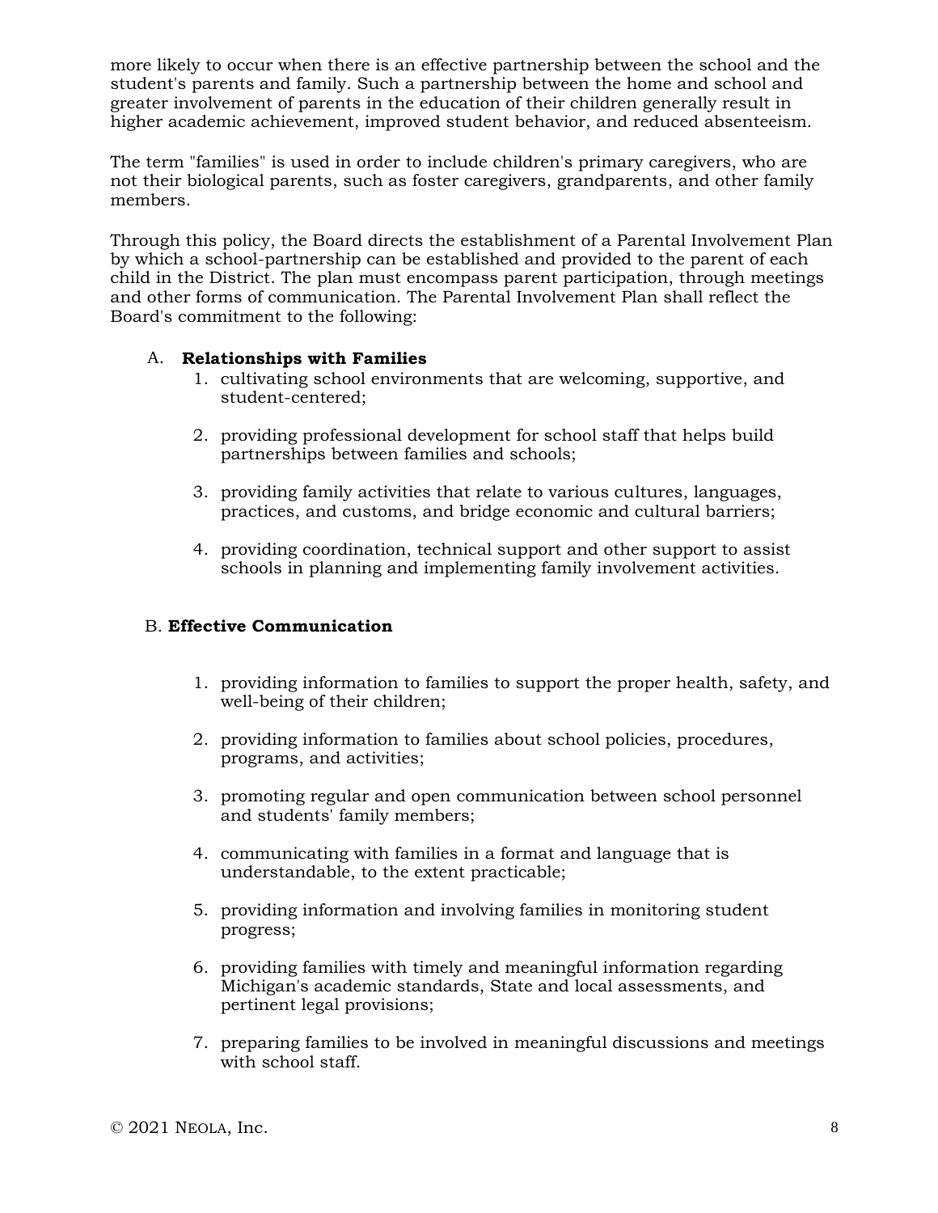more likely to occur when there is an effective partnership between the school and the student's parents and family. Such a partnership between the home and school and greater involvement of parents in the education of their children generally result in higher academic achievement, improved student behavior, and reduced absenteeism.

The term "families" is used in order to include children's primary caregivers, who are not their biological parents, such as foster caregivers, grandparents, and other family members.

Through this policy, the Board directs the establishment of a Parental Involvement Plan by which a school-partnership can be established and provided to the parent of each child in the District. The plan must encompass parent participation, through meetings and other forms of communication. The Parental Involvement Plan shall reflect the Board's commitment to the following:

A. **Relationships with Families**

1. cultivating school environments that are welcoming, supportive, and student-centered;
2. providing professional development for school staff that helps build partnerships between families and schools;
3. providing family activities that relate to various cultures, languages, practices, and customs, and bridge economic and cultural barriers;
4. providing coordination, technical support and other support to assist schools in planning and implementing family involvement activities.

B. **Effective Communication**

1. providing information to families to support the proper health, safety, and well-being of their children;
2. providing information to families about school policies, procedures, programs, and activities;
3. promoting regular and open communication between school personnel and students' family members;
4. communicating with families in a format and language that is understandable, to the extent practicable;
5. providing information and involving families in monitoring student progress;
6. providing families with timely and meaningful information regarding Michigan's academic standards, State and local assessments, and pertinent legal provisions;
7. preparing families to be involved in meaningful discussions and meetings with school staff.

© 2021 Neola, Inc.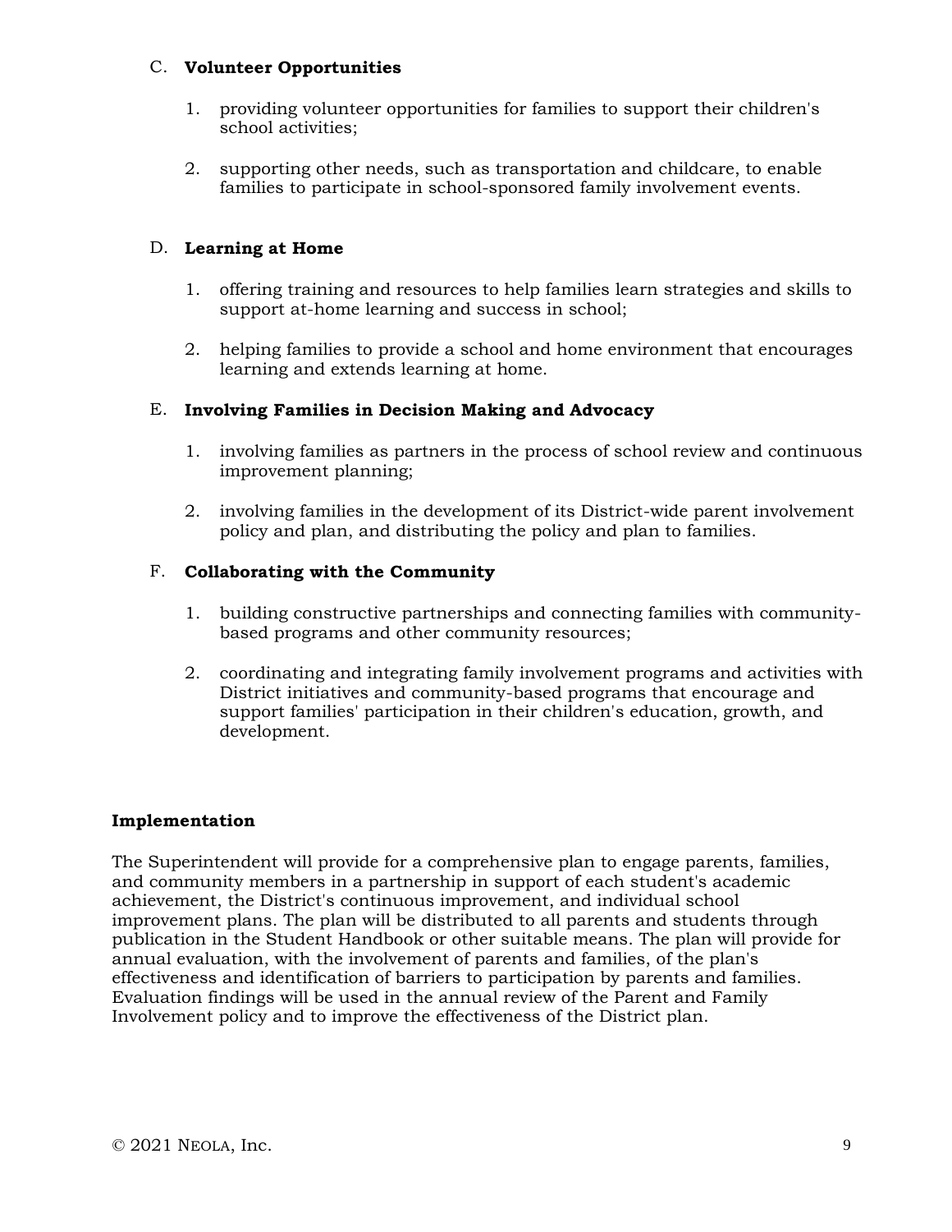C. **Volunteer Opportunities**

1. providing volunteer opportunities for families to support their children's school activities;

2. supporting other needs, such as transportation and childcare, to enable families to participate in school-sponsored family involvement events.

D. **Learning at Home**

1. offering training and resources to help families learn strategies and skills to support at-home learning and success in school;

2. helping families to provide a school and home environment that encourages learning and extends learning at home.

E. **Involving Families in Decision Making and Advocacy**

1. involving families as partners in the process of school review and continuous improvement planning;

2. involving families in the development of its District-wide parent involvement policy and plan, and distributing the policy and plan to families.

F. **Collaborating with the Community**

1. building constructive partnerships and connecting families with community-based programs and other community resources;

2. coordinating and integrating family involvement programs and activities with District initiatives and community-based programs that encourage and support families' participation in their children's education, growth, and development.

**Implementation**

The Superintendent will provide for a comprehensive plan to engage parents, families, and community members in a partnership in support of each student's academic achievement, the District's continuous improvement, and individual school improvement plans. The plan will be distributed to all parents and students through publication in the Student Handbook or other suitable means. The plan will provide for annual evaluation, with the involvement of parents and families, of the plan's effectiveness and identification of barriers to participation by parents and families. Evaluation findings will be used in the annual review of the Parent and Family Involvement policy and to improve the effectiveness of the District plan.

© 2021 Neola, Inc.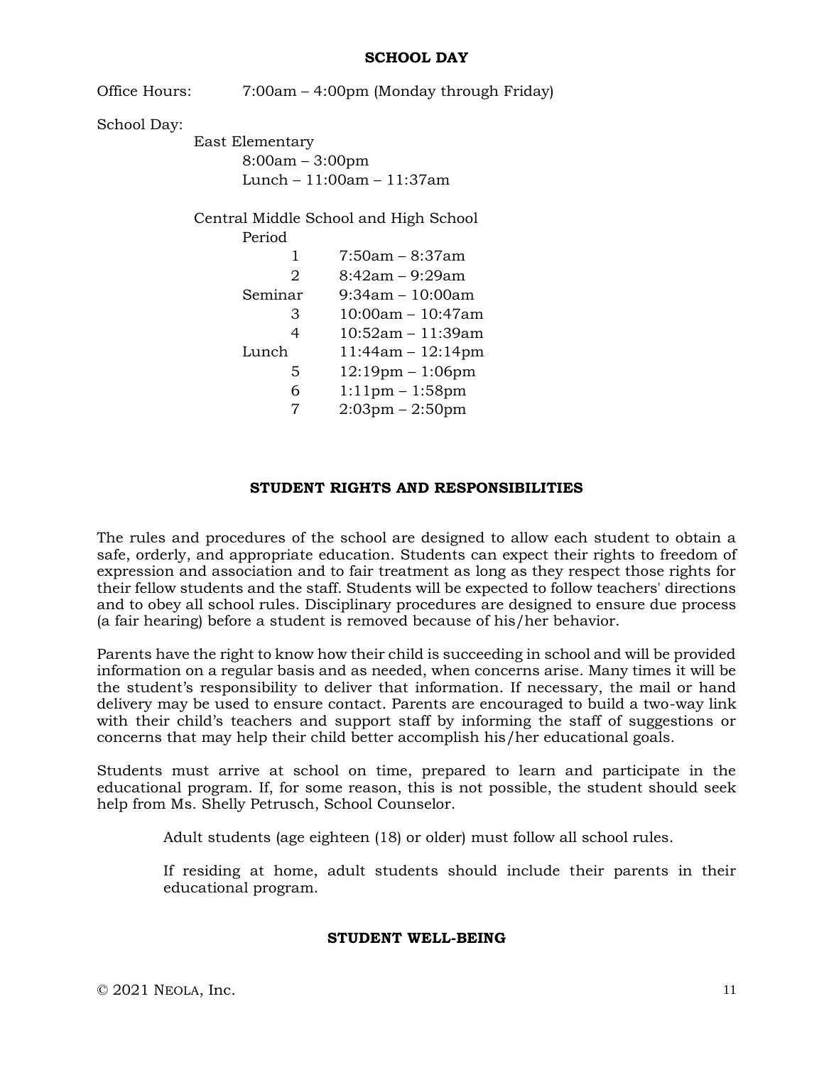## SCHOOL DAY

Office Hours: 7:00am – 4:00pm (Monday through Friday)

School Day:

East Elementary

8:00am – 3:00pm

Lunch – 11:00am – 11:37am

Central Middle School and High School

| Period | |
|---|---|
| 1 | 7:50am – 8:37am |
| 2 | 8:42am – 9:29am |
| Seminar | 9:34am – 10:00am |
| 3 | 10:00am – 10:47am |
| 4 | 10:52am – 11:39am |
| Lunch | 11:44am – 12:14pm |
| 5 | 12:19pm – 1:06pm |
| 6 | 1:11pm – 1:58pm |
| 7 | 2:03pm – 2:50pm |

## STUDENT RIGHTS AND RESPONSIBILITIES

The rules and procedures of the school are designed to allow each student to obtain a safe, orderly, and appropriate education. Students can expect their rights to freedom of expression and association and to fair treatment as long as they respect those rights for their fellow students and the staff. Students will be expected to follow teachers' directions and to obey all school rules. Disciplinary procedures are designed to ensure due process (a fair hearing) before a student is removed because of his/her behavior.

Parents have the right to know how their child is succeeding in school and will be provided information on a regular basis and as needed, when concerns arise. Many times it will be the student's responsibility to deliver that information. If necessary, the mail or hand delivery may be used to ensure contact. Parents are encouraged to build a two-way link with their child's teachers and support staff by informing the staff of suggestions or concerns that may help their child better accomplish his/her educational goals.

Students must arrive at school on time, prepared to learn and participate in the educational program. If, for some reason, this is not possible, the student should seek help from Ms. Shelly Petrusch, School Counselor.

Adult students (age eighteen (18) or older) must follow all school rules.

If residing at home, adult students should include their parents in their educational program.

## STUDENT WELL-BEING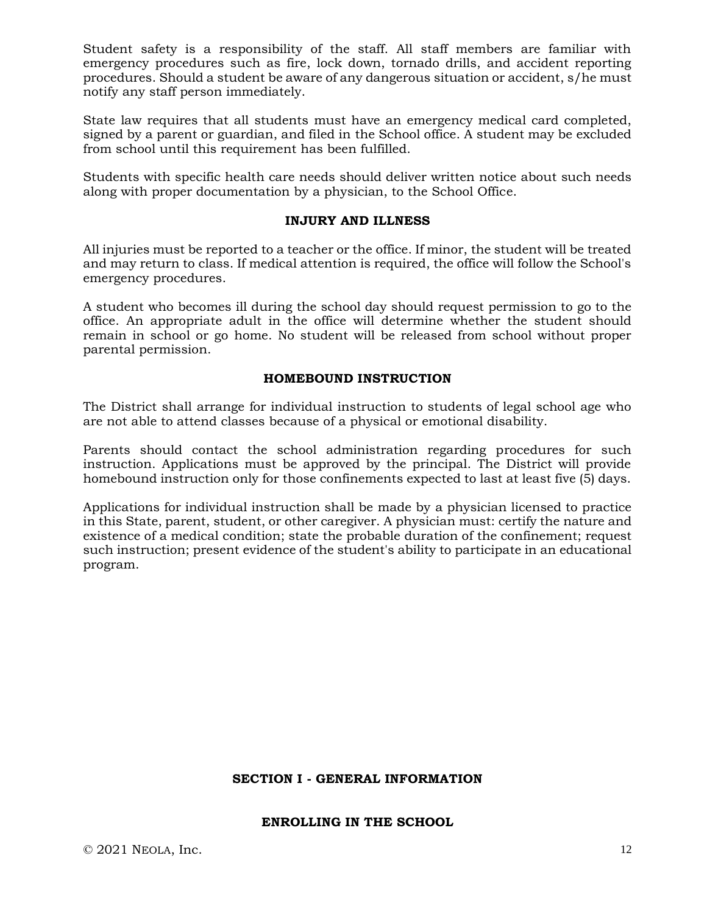Student safety is a responsibility of the staff. All staff members are familiar with emergency procedures such as fire, lock down, tornado drills, and accident reporting procedures. Should a student be aware of any dangerous situation or accident, s/he must notify any staff person immediately.

State law requires that all students must have an emergency medical card completed, signed by a parent or guardian, and filed in the School office. A student may be excluded from school until this requirement has been fulfilled.

Students with specific health care needs should deliver written notice about such needs along with proper documentation by a physician, to the School Office.

## INJURY AND ILLNESS

All injuries must be reported to a teacher or the office. If minor, the student will be treated and may return to class. If medical attention is required, the office will follow the School's emergency procedures.

A student who becomes ill during the school day should request permission to go to the office. An appropriate adult in the office will determine whether the student should remain in school or go home. No student will be released from school without proper parental permission.

## HOMEBOUND INSTRUCTION

The District shall arrange for individual instruction to students of legal school age who are not able to attend classes because of a physical or emotional disability.

Parents should contact the school administration regarding procedures for such instruction. Applications must be approved by the principal. The District will provide homebound instruction only for those confinements expected to last at least five (5) days.

Applications for individual instruction shall be made by a physician licensed to practice in this State, parent, student, or other caregiver. A physician must: certify the nature and existence of a medical condition; state the probable duration of the confinement; request such instruction; present evidence of the student's ability to participate in an educational program.

# SECTION I - GENERAL INFORMATION

## ENROLLING IN THE SCHOOL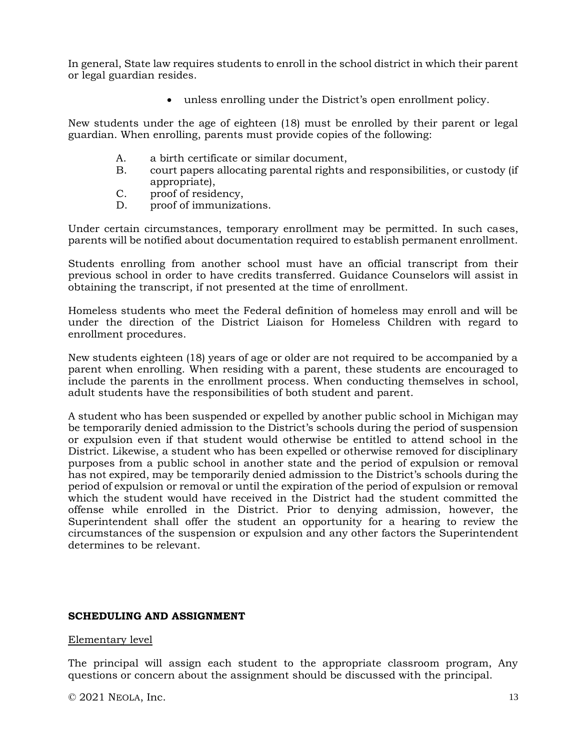In general, State law requires students to enroll in the school district in which their parent or legal guardian resides.

- unless enrolling under the District's open enrollment policy.

New students under the age of eighteen (18) must be enrolled by their parent or legal guardian. When enrolling, parents must provide copies of the following:

A. a birth certificate or similar document,
B. court papers allocating parental rights and responsibilities, or custody (if appropriate),
C. proof of residency,
D. proof of immunizations.

Under certain circumstances, temporary enrollment may be permitted. In such cases, parents will be notified about documentation required to establish permanent enrollment.

Students enrolling from another school must have an official transcript from their previous school in order to have credits transferred. Guidance Counselors will assist in obtaining the transcript, if not presented at the time of enrollment.

Homeless students who meet the Federal definition of homeless may enroll and will be under the direction of the District Liaison for Homeless Children with regard to enrollment procedures.

New students eighteen (18) years of age or older are not required to be accompanied by a parent when enrolling. When residing with a parent, these students are encouraged to include the parents in the enrollment process. When conducting themselves in school, adult students have the responsibilities of both student and parent.

A student who has been suspended or expelled by another public school in Michigan may be temporarily denied admission to the District's schools during the period of suspension or expulsion even if that student would otherwise be entitled to attend school in the District. Likewise, a student who has been expelled or otherwise removed for disciplinary purposes from a public school in another state and the period of expulsion or removal has not expired, may be temporarily denied admission to the District's schools during the period of expulsion or removal or until the expiration of the period of expulsion or removal which the student would have received in the District had the student committed the offense while enrolled in the District. Prior to denying admission, however, the Superintendent shall offer the student an opportunity for a hearing to review the circumstances of the suspension or expulsion and any other factors the Superintendent determines to be relevant.

## SCHEDULING AND ASSIGNMENT

Elementary level

The principal will assign each student to the appropriate classroom program, Any questions or concern about the assignment should be discussed with the principal.

© 2021 NEOLA, Inc.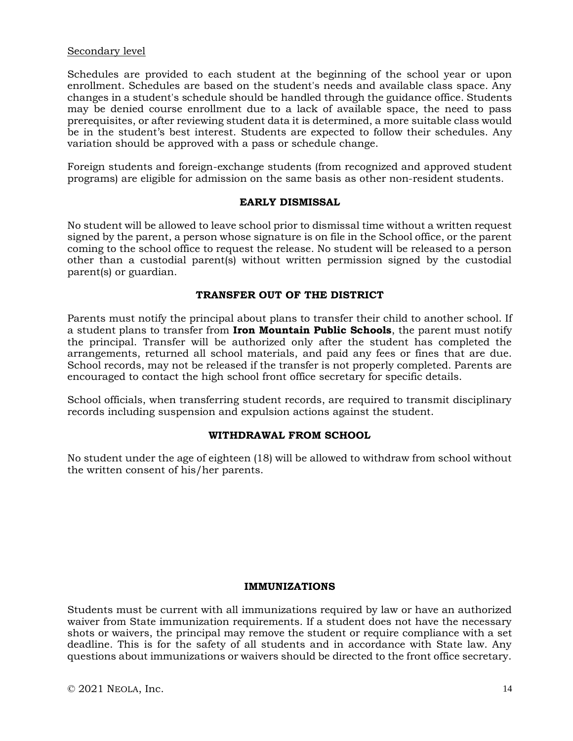<u>Secondary level</u>

Schedules are provided to each student at the beginning of the school year or upon enrollment. Schedules are based on the student's needs and available class space. Any changes in a student's schedule should be handled through the guidance office. Students may be denied course enrollment due to a lack of available space, the need to pass prerequisites, or after reviewing student data it is determined, a more suitable class would be in the student's best interest. Students are expected to follow their schedules. Any variation should be approved with a pass or schedule change.

Foreign students and foreign-exchange students (from recognized and approved student programs) are eligible for admission on the same basis as other non-resident students.

## EARLY DISMISSAL

No student will be allowed to leave school prior to dismissal time without a written request signed by the parent, a person whose signature is on file in the School office, or the parent coming to the school office to request the release. No student will be released to a person other than a custodial parent(s) without written permission signed by the custodial parent(s) or guardian.

## TRANSFER OUT OF THE DISTRICT

Parents must notify the principal about plans to transfer their child to another school. If a student plans to transfer from **Iron Mountain Public Schools**, the parent must notify the principal. Transfer will be authorized only after the student has completed the arrangements, returned all school materials, and paid any fees or fines that are due. School records, may not be released if the transfer is not properly completed. Parents are encouraged to contact the high school front office secretary for specific details.

School officials, when transferring student records, are required to transmit disciplinary records including suspension and expulsion actions against the student.

## WITHDRAWAL FROM SCHOOL

No student under the age of eighteen (18) will be allowed to withdraw from school without the written consent of his/her parents.

## IMMUNIZATIONS

Students must be current with all immunizations required by law or have an authorized waiver from State immunization requirements. If a student does not have the necessary shots or waivers, the principal may remove the student or require compliance with a set deadline. This is for the safety of all students and in accordance with State law. Any questions about immunizations or waivers should be directed to the front office secretary.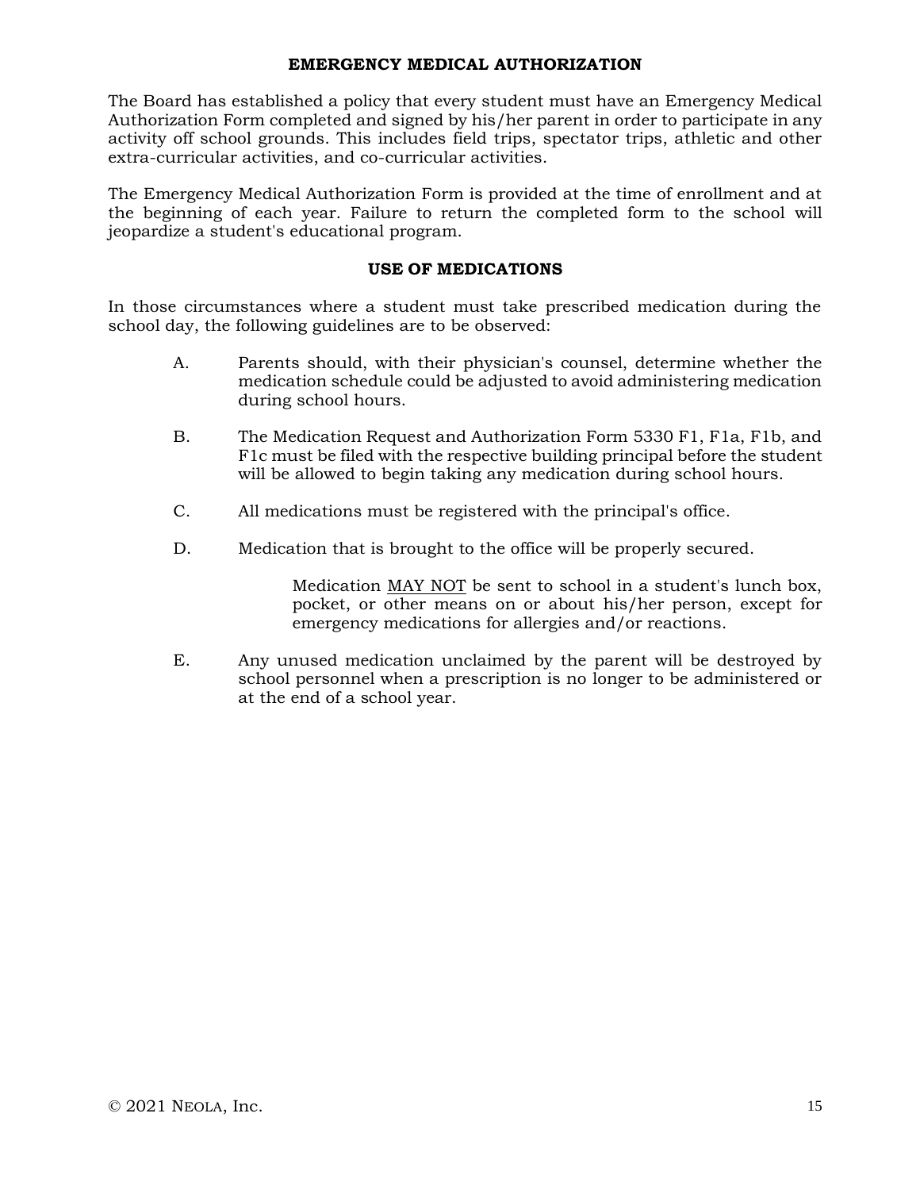## EMERGENCY MEDICAL AUTHORIZATION

The Board has established a policy that every student must have an Emergency Medical Authorization Form completed and signed by his/her parent in order to participate in any activity off school grounds. This includes field trips, spectator trips, athletic and other extra-curricular activities, and co-curricular activities.

The Emergency Medical Authorization Form is provided at the time of enrollment and at the beginning of each year. Failure to return the completed form to the school will jeopardize a student's educational program.

## USE OF MEDICATIONS

In those circumstances where a student must take prescribed medication during the school day, the following guidelines are to be observed:

A. Parents should, with their physician's counsel, determine whether the medication schedule could be adjusted to avoid administering medication during school hours.

B. The Medication Request and Authorization Form 5330 F1, F1a, F1b, and F1c must be filed with the respective building principal before the student will be allowed to begin taking any medication during school hours.

C. All medications must be registered with the principal's office.

D. Medication that is brought to the office will be properly secured.

   Medication <u>MAY NOT</u> be sent to school in a student's lunch box, pocket, or other means on or about his/her person, except for emergency medications for allergies and/or reactions.

E. Any unused medication unclaimed by the parent will be destroyed by school personnel when a prescription is no longer to be administered or at the end of a school year.

© 2021 NEOLA, Inc.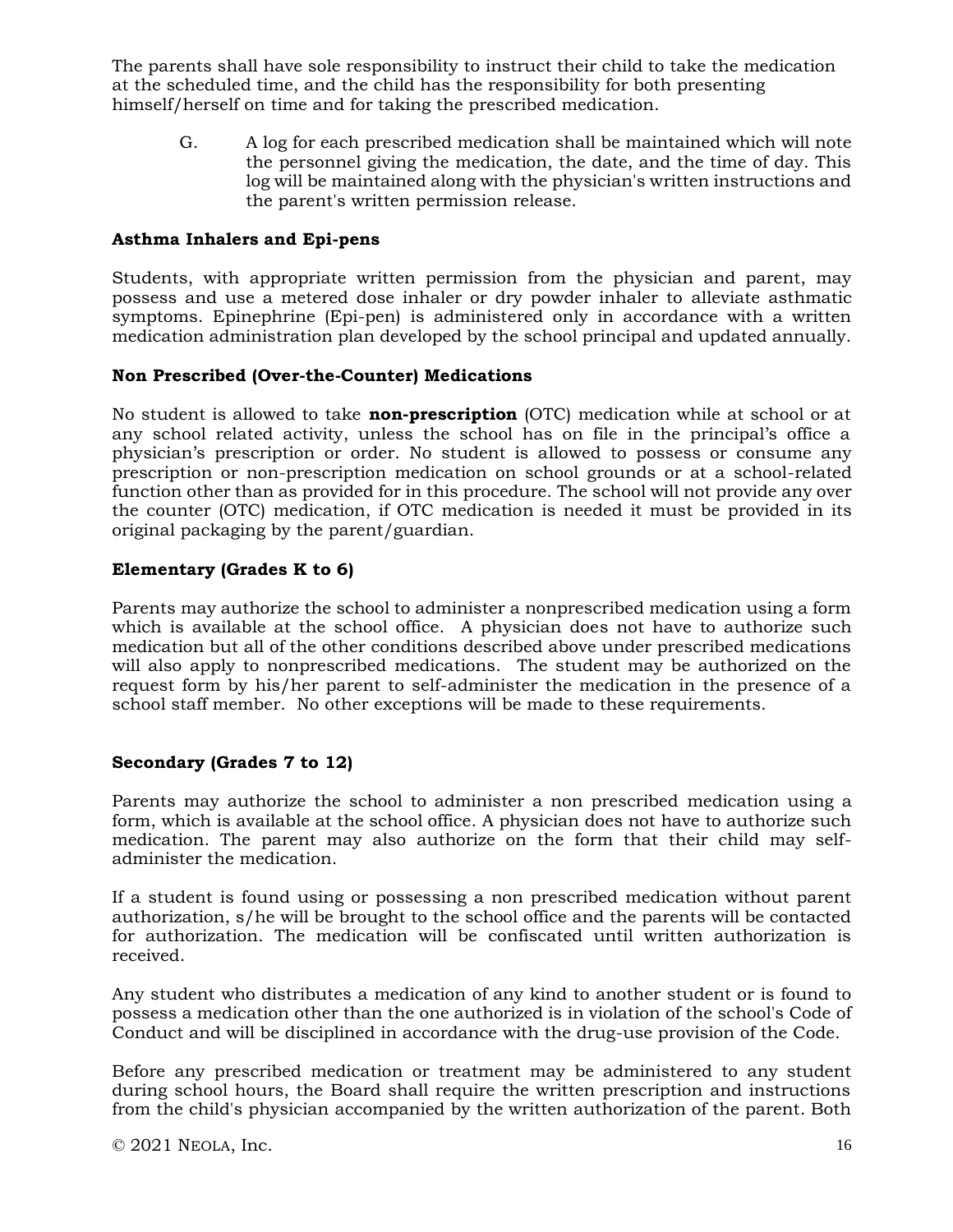The parents shall have sole responsibility to instruct their child to take the medication at the scheduled time, and the child has the responsibility for both presenting himself/herself on time and for taking the prescribed medication.

G. A log for each prescribed medication shall be maintained which will note the personnel giving the medication, the date, and the time of day. This log will be maintained along with the physician's written instructions and the parent's written permission release.

**Asthma Inhalers and Epi-pens**

Students, with appropriate written permission from the physician and parent, may possess and use a metered dose inhaler or dry powder inhaler to alleviate asthmatic symptoms. Epinephrine (Epi-pen) is administered only in accordance with a written medication administration plan developed by the school principal and updated annually.

**Non Prescribed (Over-the-Counter) Medications**

No student is allowed to take **non-prescription** (OTC) medication while at school or at any school related activity, unless the school has on file in the principal's office a physician's prescription or order. No student is allowed to possess or consume any prescription or non-prescription medication on school grounds or at a school-related function other than as provided for in this procedure. The school will not provide any over the counter (OTC) medication, if OTC medication is needed it must be provided in its original packaging by the parent/guardian.

**Elementary (Grades K to 6)**

Parents may authorize the school to administer a nonprescribed medication using a form which is available at the school office. A physician does not have to authorize such medication but all of the other conditions described above under prescribed medications will also apply to nonprescribed medications. The student may be authorized on the request form by his/her parent to self-administer the medication in the presence of a school staff member. No other exceptions will be made to these requirements.

**Secondary (Grades 7 to 12)**

Parents may authorize the school to administer a non prescribed medication using a form, which is available at the school office. A physician does not have to authorize such medication. The parent may also authorize on the form that their child may self-administer the medication.

If a student is found using or possessing a non prescribed medication without parent authorization, s/he will be brought to the school office and the parents will be contacted for authorization. The medication will be confiscated until written authorization is received.

Any student who distributes a medication of any kind to another student or is found to possess a medication other than the one authorized is in violation of the school's Code of Conduct and will be disciplined in accordance with the drug-use provision of the Code.

Before any prescribed medication or treatment may be administered to any student during school hours, the Board shall require the written prescription and instructions from the child's physician accompanied by the written authorization of the parent. Both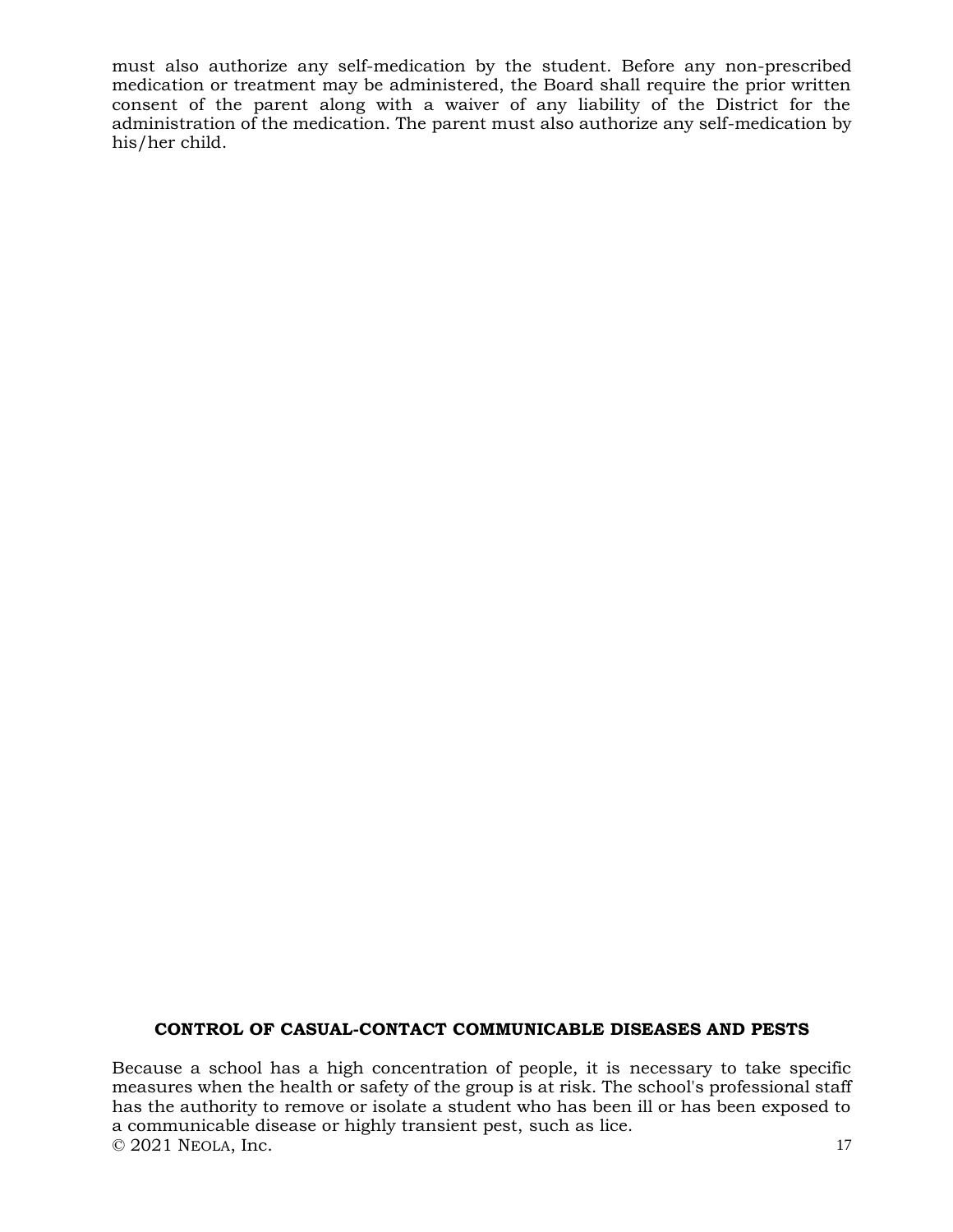must also authorize any self-medication by the student. Before any non-prescribed medication or treatment may be administered, the Board shall require the prior written consent of the parent along with a waiver of any liability of the District for the administration of the medication. The parent must also authorize any self-medication by his/her child.

## CONTROL OF CASUAL-CONTACT COMMUNICABLE DISEASES AND PESTS

Because a school has a high concentration of people, it is necessary to take specific measures when the health or safety of the group is at risk. The school's professional staff has the authority to remove or isolate a student who has been ill or has been exposed to a communicable disease or highly transient pest, such as lice.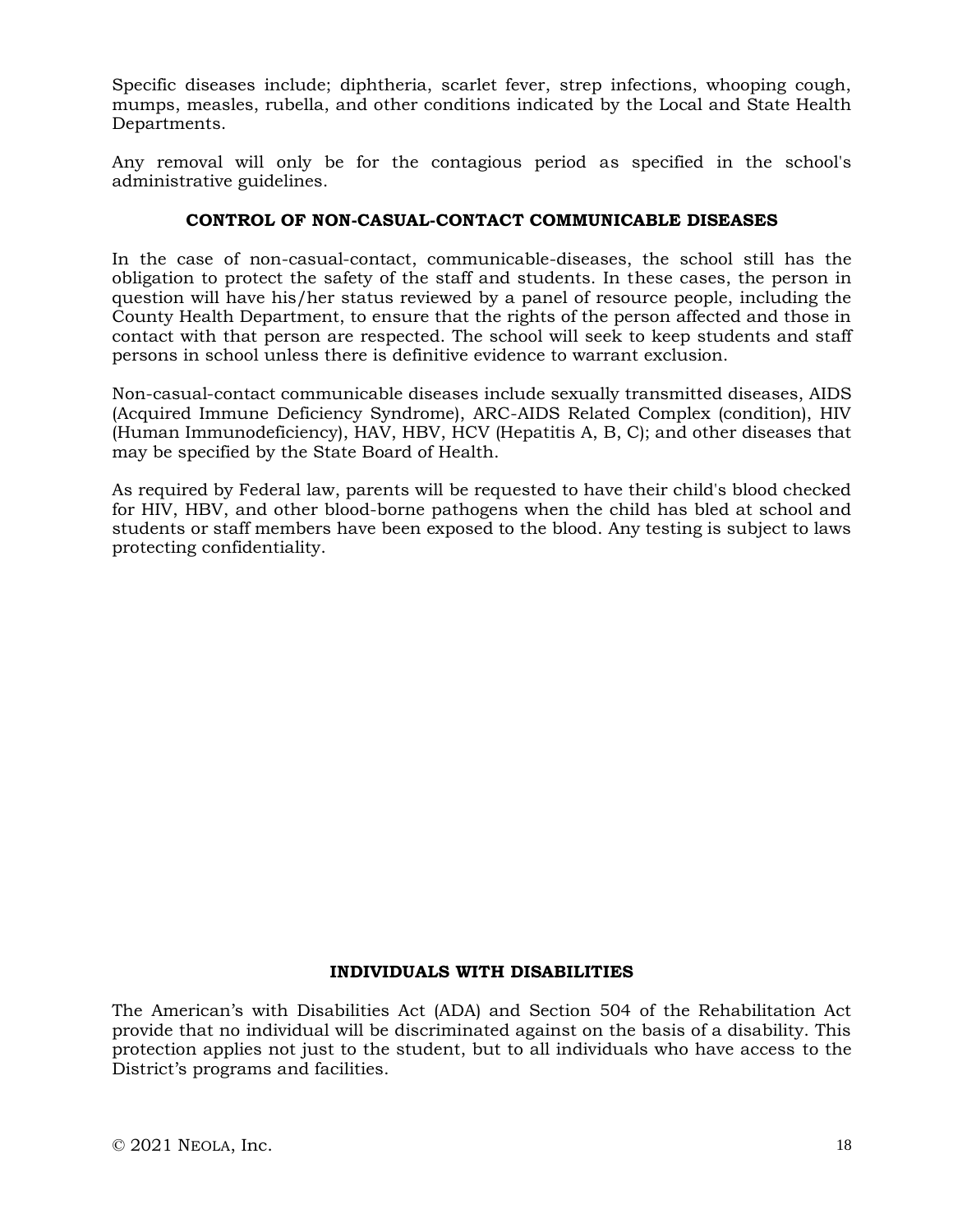Specific diseases include; diphtheria, scarlet fever, strep infections, whooping cough, mumps, measles, rubella, and other conditions indicated by the Local and State Health Departments.

Any removal will only be for the contagious period as specified in the school's administrative guidelines.

### CONTROL OF NON-CASUAL-CONTACT COMMUNICABLE DISEASES

In the case of non-casual-contact, communicable-diseases, the school still has the obligation to protect the safety of the staff and students. In these cases, the person in question will have his/her status reviewed by a panel of resource people, including the County Health Department, to ensure that the rights of the person affected and those in contact with that person are respected. The school will seek to keep students and staff persons in school unless there is definitive evidence to warrant exclusion.

Non-casual-contact communicable diseases include sexually transmitted diseases, AIDS (Acquired Immune Deficiency Syndrome), ARC-AIDS Related Complex (condition), HIV (Human Immunodeficiency), HAV, HBV, HCV (Hepatitis A, B, C); and other diseases that may be specified by the State Board of Health.

As required by Federal law, parents will be requested to have their child's blood checked for HIV, HBV, and other blood-borne pathogens when the child has bled at school and students or staff members have been exposed to the blood. Any testing is subject to laws protecting confidentiality.

### INDIVIDUALS WITH DISABILITIES

The American's with Disabilities Act (ADA) and Section 504 of the Rehabilitation Act provide that no individual will be discriminated against on the basis of a disability. This protection applies not just to the student, but to all individuals who have access to the District's programs and facilities.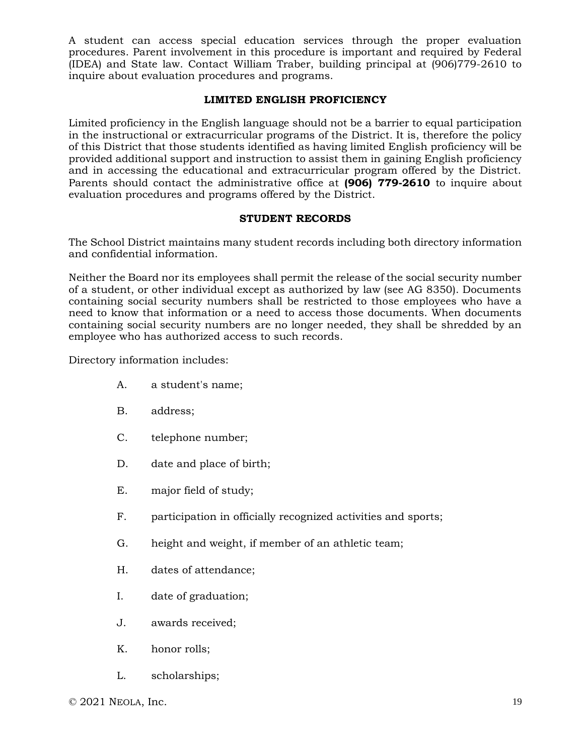A student can access special education services through the proper evaluation procedures. Parent involvement in this procedure is important and required by Federal (IDEA) and State law. Contact William Traber, building principal at (906)779-2610 to inquire about evaluation procedures and programs.

## LIMITED ENGLISH PROFICIENCY

Limited proficiency in the English language should not be a barrier to equal participation in the instructional or extracurricular programs of the District. It is, therefore the policy of this District that those students identified as having limited English proficiency will be provided additional support and instruction to assist them in gaining English proficiency and in accessing the educational and extracurricular program offered by the District. Parents should contact the administrative office at **(906) 779-2610** to inquire about evaluation procedures and programs offered by the District.

## STUDENT RECORDS

The School District maintains many student records including both directory information and confidential information.

Neither the Board nor its employees shall permit the release of the social security number of a student, or other individual except as authorized by law (see AG 8350). Documents containing social security numbers shall be restricted to those employees who have a need to know that information or a need to access those documents. When documents containing social security numbers are no longer needed, they shall be shredded by an employee who has authorized access to such records.

Directory information includes:

A. a student's name;

B. address;

C. telephone number;

D. date and place of birth;

E. major field of study;

F. participation in officially recognized activities and sports;

G. height and weight, if member of an athletic team;

H. dates of attendance;

I. date of graduation;

J. awards received;

K. honor rolls;

L. scholarships;

© 2021 NEOLA, Inc.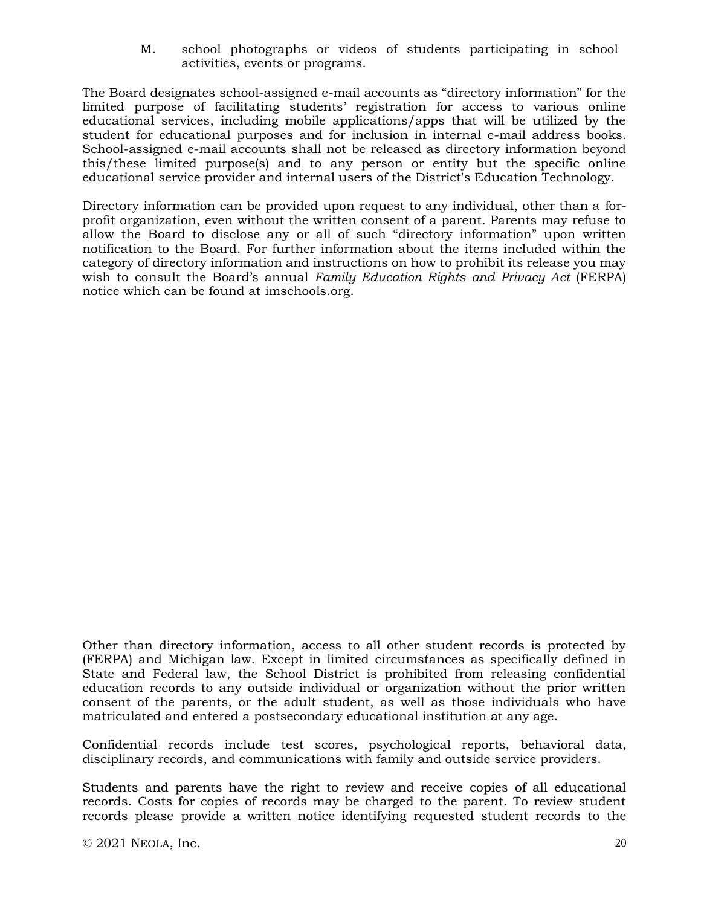M. school photographs or videos of students participating in school activities, events or programs.

The Board designates school-assigned e-mail accounts as "directory information" for the limited purpose of facilitating students' registration for access to various online educational services, including mobile applications/apps that will be utilized by the student for educational purposes and for inclusion in internal e-mail address books. School-assigned e-mail accounts shall not be released as directory information beyond this/these limited purpose(s) and to any person or entity but the specific online educational service provider and internal users of the District's Education Technology.

Directory information can be provided upon request to any individual, other than a for-profit organization, even without the written consent of a parent. Parents may refuse to allow the Board to disclose any or all of such "directory information" upon written notification to the Board. For further information about the items included within the category of directory information and instructions on how to prohibit its release you may wish to consult the Board's annual *Family Education Rights and Privacy Act* (FERPA) notice which can be found at imschools.org.

Other than directory information, access to all other student records is protected by (FERPA) and Michigan law. Except in limited circumstances as specifically defined in State and Federal law, the School District is prohibited from releasing confidential education records to any outside individual or organization without the prior written consent of the parents, or the adult student, as well as those individuals who have matriculated and entered a postsecondary educational institution at any age.

Confidential records include test scores, psychological reports, behavioral data, disciplinary records, and communications with family and outside service providers.

Students and parents have the right to review and receive copies of all educational records. Costs for copies of records may be charged to the parent. To review student records please provide a written notice identifying requested student records to the

© 2021 NEOLA, Inc.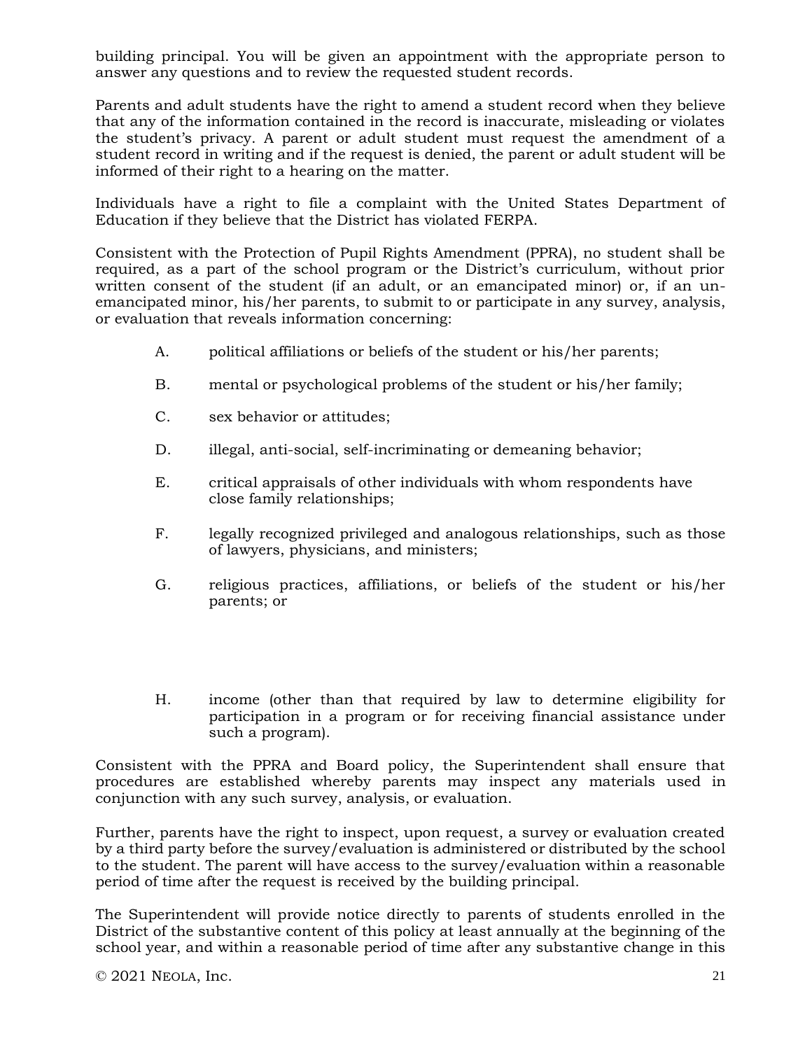building principal. You will be given an appointment with the appropriate person to answer any questions and to review the requested student records.

Parents and adult students have the right to amend a student record when they believe that any of the information contained in the record is inaccurate, misleading or violates the student's privacy. A parent or adult student must request the amendment of a student record in writing and if the request is denied, the parent or adult student will be informed of their right to a hearing on the matter.

Individuals have a right to file a complaint with the United States Department of Education if they believe that the District has violated FERPA.

Consistent with the Protection of Pupil Rights Amendment (PPRA), no student shall be required, as a part of the school program or the District's curriculum, without prior written consent of the student (if an adult, or an emancipated minor) or, if an un-emancipated minor, his/her parents, to submit to or participate in any survey, analysis, or evaluation that reveals information concerning:

A. political affiliations or beliefs of the student or his/her parents;

B. mental or psychological problems of the student or his/her family;

C. sex behavior or attitudes;

D. illegal, anti-social, self-incriminating or demeaning behavior;

E. critical appraisals of other individuals with whom respondents have close family relationships;

F. legally recognized privileged and analogous relationships, such as those of lawyers, physicians, and ministers;

G. religious practices, affiliations, or beliefs of the student or his/her parents; or

H. income (other than that required by law to determine eligibility for participation in a program or for receiving financial assistance under such a program).

Consistent with the PPRA and Board policy, the Superintendent shall ensure that procedures are established whereby parents may inspect any materials used in conjunction with any such survey, analysis, or evaluation.

Further, parents have the right to inspect, upon request, a survey or evaluation created by a third party before the survey/evaluation is administered or distributed by the school to the student. The parent will have access to the survey/evaluation within a reasonable period of time after the request is received by the building principal.

The Superintendent will provide notice directly to parents of students enrolled in the District of the substantive content of this policy at least annually at the beginning of the school year, and within a reasonable period of time after any substantive change in this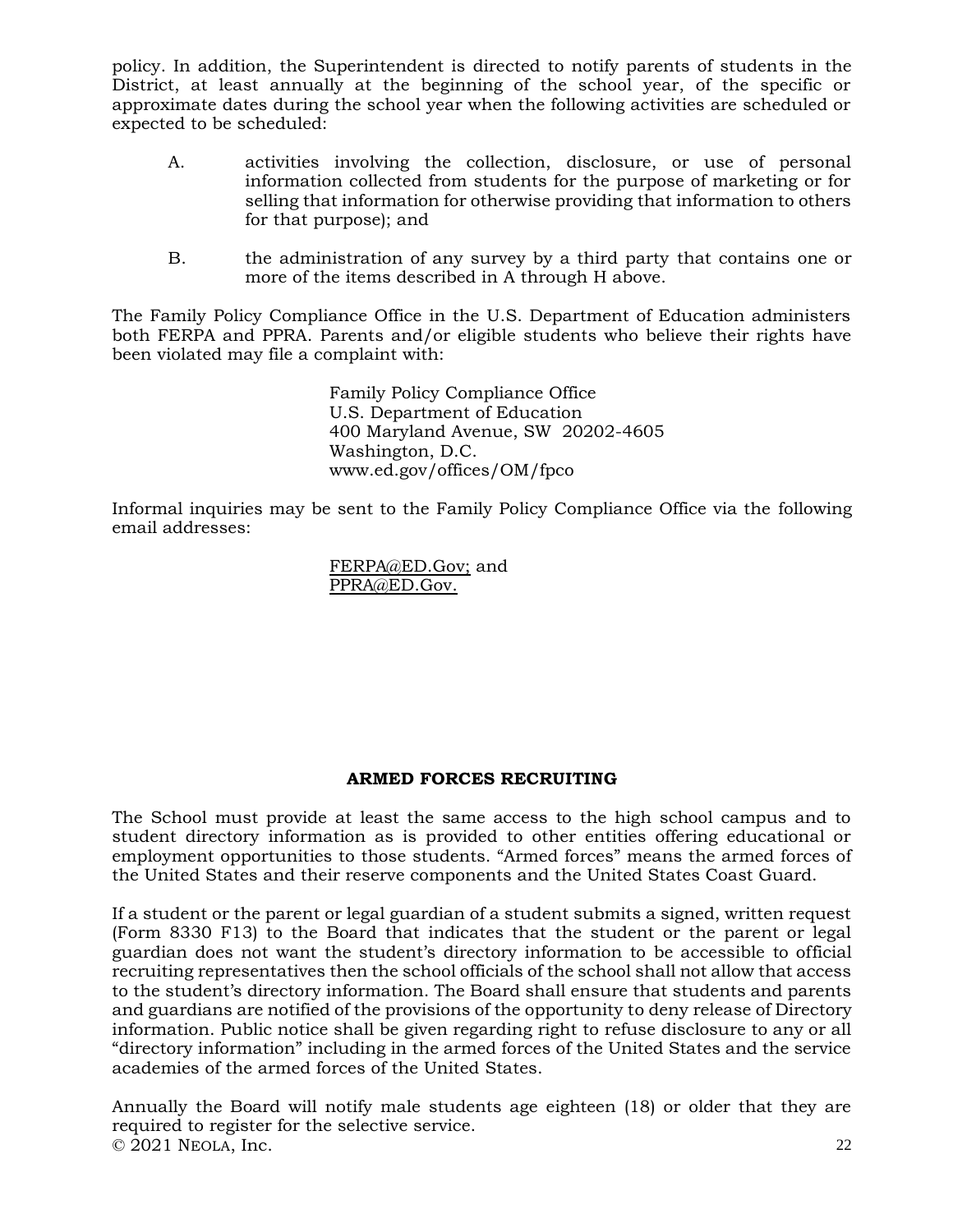policy. In addition, the Superintendent is directed to notify parents of students in the District, at least annually at the beginning of the school year, of the specific or approximate dates during the school year when the following activities are scheduled or expected to be scheduled:

A. activities involving the collection, disclosure, or use of personal information collected from students for the purpose of marketing or for selling that information for otherwise providing that information to others for that purpose); and

B. the administration of any survey by a third party that contains one or more of the items described in A through H above.

The Family Policy Compliance Office in the U.S. Department of Education administers both FERPA and PPRA. Parents and/or eligible students who believe their rights have been violated may file a complaint with:

> Family Policy Compliance Office
> U.S. Department of Education
> 400 Maryland Avenue, SW 20202-4605
> Washington, D.C.
> www.ed.gov/offices/OM/fpco

Informal inquiries may be sent to the Family Policy Compliance Office via the following email addresses:

> FERPA@ED.Gov; and
> PPRA@ED.Gov.

**ARMED FORCES RECRUITING**

The School must provide at least the same access to the high school campus and to student directory information as is provided to other entities offering educational or employment opportunities to those students. "Armed forces" means the armed forces of the United States and their reserve components and the United States Coast Guard.

If a student or the parent or legal guardian of a student submits a signed, written request (Form 8330 F13) to the Board that indicates that the student or the parent or legal guardian does not want the student's directory information to be accessible to official recruiting representatives then the school officials of the school shall not allow that access to the student's directory information. The Board shall ensure that students and parents and guardians are notified of the provisions of the opportunity to deny release of Directory information. Public notice shall be given regarding right to refuse disclosure to any or all "directory information" including in the armed forces of the United States and the service academies of the armed forces of the United States.

Annually the Board will notify male students age eighteen (18) or older that they are required to register for the selective service.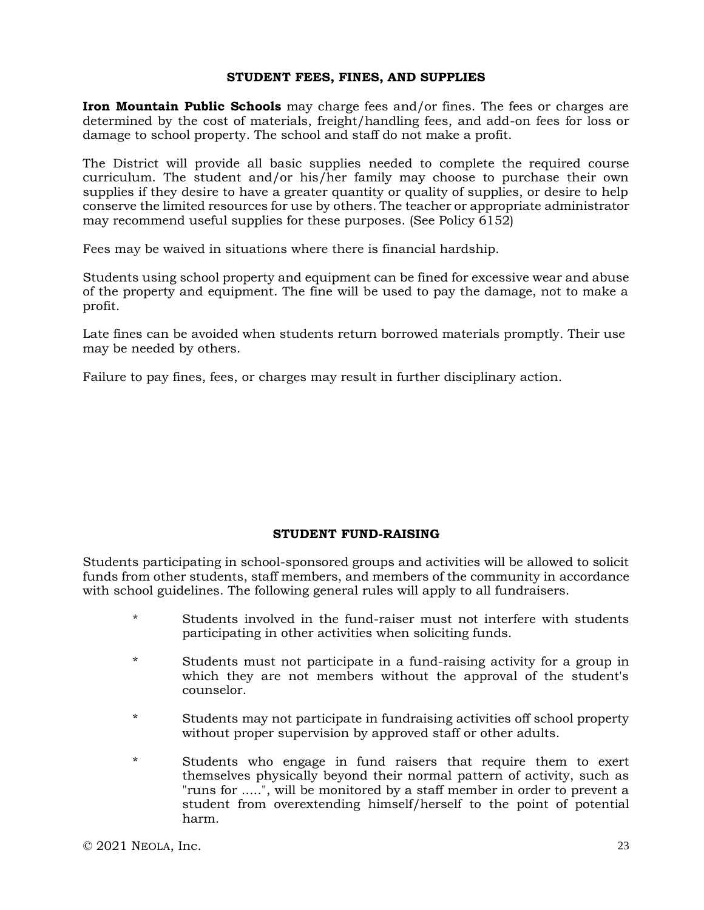## STUDENT FEES, FINES, AND SUPPLIES

**Iron Mountain Public Schools** may charge fees and/or fines. The fees or charges are determined by the cost of materials, freight/handling fees, and add-on fees for loss or damage to school property. The school and staff do not make a profit.

The District will provide all basic supplies needed to complete the required course curriculum. The student and/or his/her family may choose to purchase their own supplies if they desire to have a greater quantity or quality of supplies, or desire to help conserve the limited resources for use by others. The teacher or appropriate administrator may recommend useful supplies for these purposes. (See Policy 6152)

Fees may be waived in situations where there is financial hardship.

Students using school property and equipment can be fined for excessive wear and abuse of the property and equipment. The fine will be used to pay the damage, not to make a profit.

Late fines can be avoided when students return borrowed materials promptly. Their use may be needed by others.

Failure to pay fines, fees, or charges may result in further disciplinary action.

## STUDENT FUND-RAISING

Students participating in school-sponsored groups and activities will be allowed to solicit funds from other students, staff members, and members of the community in accordance with school guidelines. The following general rules will apply to all fundraisers.

* Students involved in the fund-raiser must not interfere with students participating in other activities when soliciting funds.
* Students must not participate in a fund-raising activity for a group in which they are not members without the approval of the student's counselor.
* Students may not participate in fundraising activities off school property without proper supervision by approved staff or other adults.
* Students who engage in fund raisers that require them to exert themselves physically beyond their normal pattern of activity, such as "runs for .....", will be monitored by a staff member in order to prevent a student from overextending himself/herself to the point of potential harm.

© 2021 NEOLA, Inc.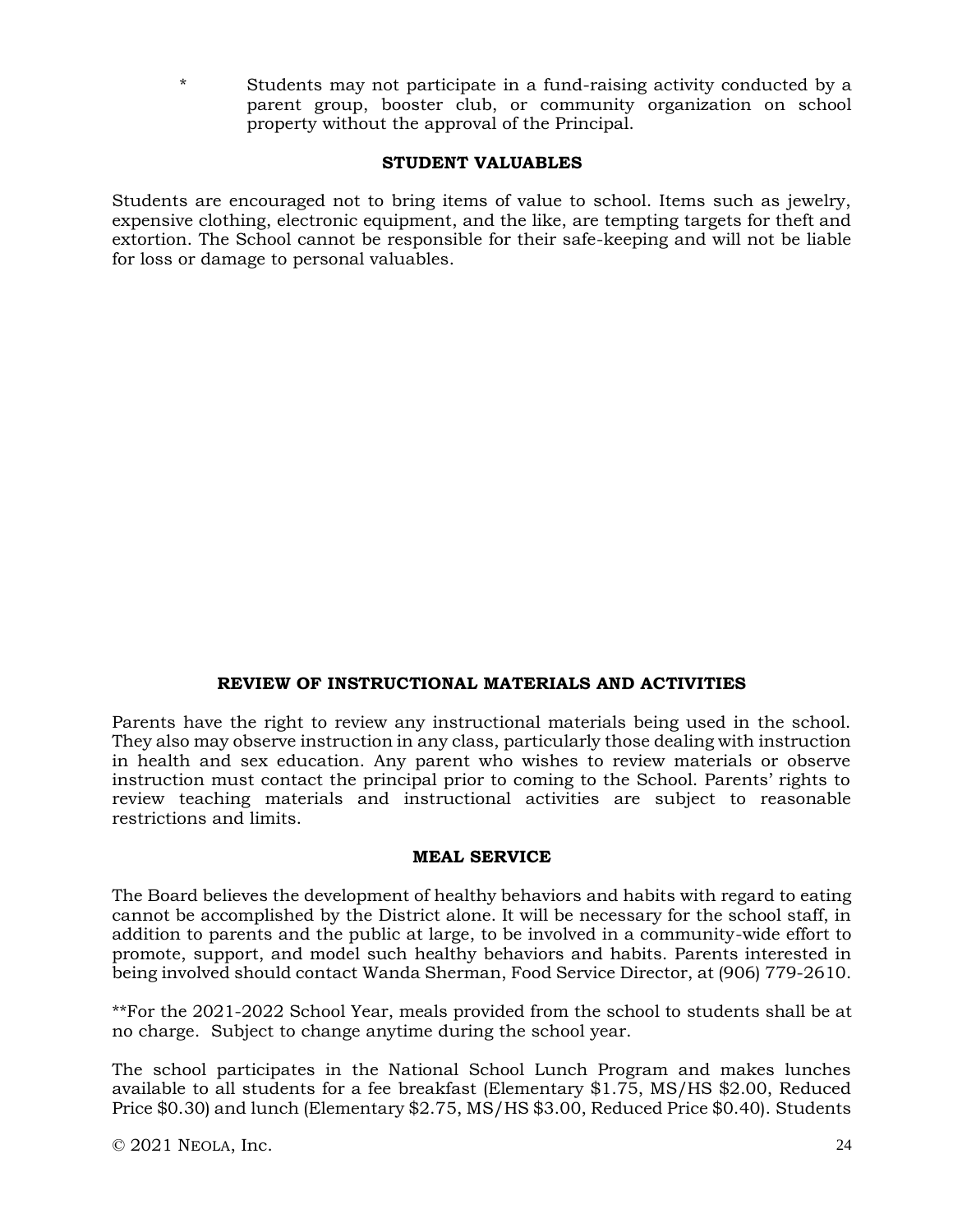* Students may not participate in a fund-raising activity conducted by a parent group, booster club, or community organization on school property without the approval of the Principal.

## STUDENT VALUABLES

Students are encouraged not to bring items of value to school. Items such as jewelry, expensive clothing, electronic equipment, and the like, are tempting targets for theft and extortion. The School cannot be responsible for their safe-keeping and will not be liable for loss or damage to personal valuables.

## REVIEW OF INSTRUCTIONAL MATERIALS AND ACTIVITIES

Parents have the right to review any instructional materials being used in the school. They also may observe instruction in any class, particularly those dealing with instruction in health and sex education. Any parent who wishes to review materials or observe instruction must contact the principal prior to coming to the School. Parents' rights to review teaching materials and instructional activities are subject to reasonable restrictions and limits.

## MEAL SERVICE

The Board believes the development of healthy behaviors and habits with regard to eating cannot be accomplished by the District alone. It will be necessary for the school staff, in addition to parents and the public at large, to be involved in a community-wide effort to promote, support, and model such healthy behaviors and habits. Parents interested in being involved should contact Wanda Sherman, Food Service Director, at (906) 779-2610.

**For the 2021-2022 School Year, meals provided from the school to students shall be at no charge.  Subject to change anytime during the school year.

The school participates in the National School Lunch Program and makes lunches available to all students for a fee breakfast (Elementary $1.75, MS/HS $2.00, Reduced Price $0.30) and lunch (Elementary $2.75, MS/HS $3.00, Reduced Price $0.40). Students

© 2021 Neola, Inc.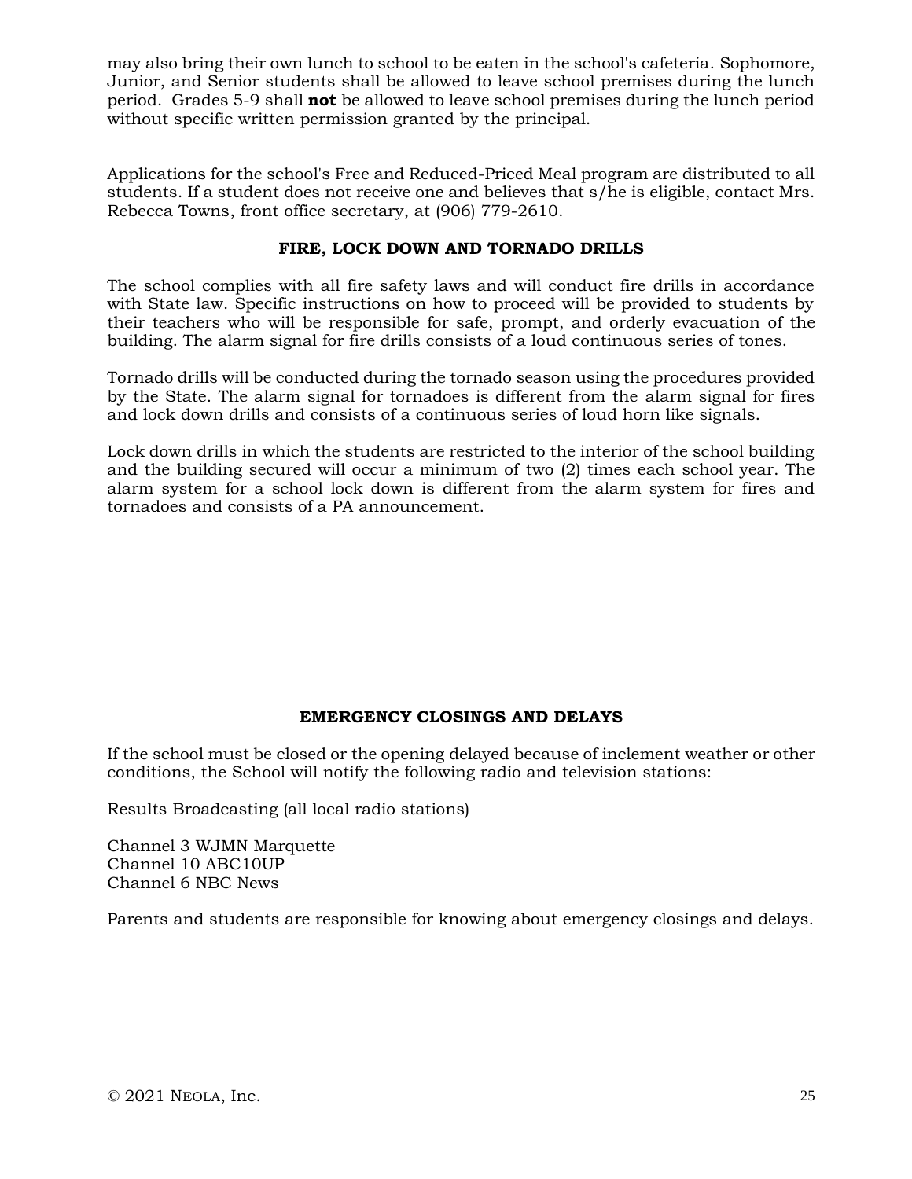may also bring their own lunch to school to be eaten in the school's cafeteria. Sophomore, Junior, and Senior students shall be allowed to leave school premises during the lunch period. Grades 5-9 shall **not** be allowed to leave school premises during the lunch period without specific written permission granted by the principal.

Applications for the school's Free and Reduced-Priced Meal program are distributed to all students. If a student does not receive one and believes that s/he is eligible, contact Mrs. Rebecca Towns, front office secretary, at (906) 779-2610.

## FIRE, LOCK DOWN AND TORNADO DRILLS

The school complies with all fire safety laws and will conduct fire drills in accordance with State law. Specific instructions on how to proceed will be provided to students by their teachers who will be responsible for safe, prompt, and orderly evacuation of the building. The alarm signal for fire drills consists of a loud continuous series of tones.

Tornado drills will be conducted during the tornado season using the procedures provided by the State. The alarm signal for tornadoes is different from the alarm signal for fires and lock down drills and consists of a continuous series of loud horn like signals.

Lock down drills in which the students are restricted to the interior of the school building and the building secured will occur a minimum of two (2) times each school year. The alarm system for a school lock down is different from the alarm system for fires and tornadoes and consists of a PA announcement.

## EMERGENCY CLOSINGS AND DELAYS

If the school must be closed or the opening delayed because of inclement weather or other conditions, the School will notify the following radio and television stations:

Results Broadcasting (all local radio stations)

Channel 3 WJMN Marquette
Channel 10 ABC10UP
Channel 6 NBC News

Parents and students are responsible for knowing about emergency closings and delays.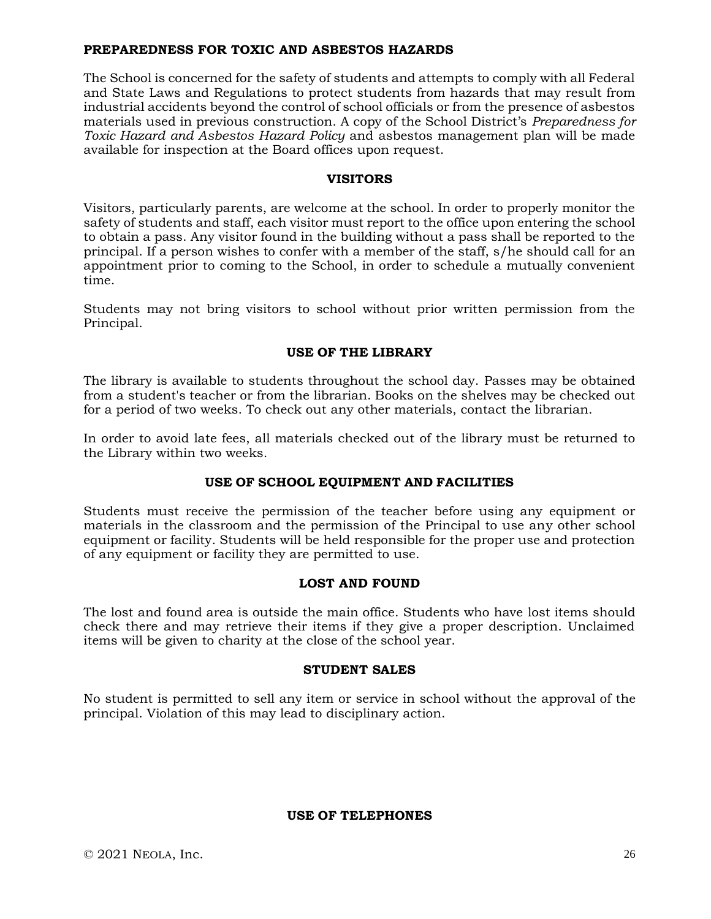## PREPAREDNESS FOR TOXIC AND ASBESTOS HAZARDS

The School is concerned for the safety of students and attempts to comply with all Federal and State Laws and Regulations to protect students from hazards that may result from industrial accidents beyond the control of school officials or from the presence of asbestos materials used in previous construction. A copy of the School District's *Preparedness for Toxic Hazard and Asbestos Hazard Policy* and asbestos management plan will be made available for inspection at the Board offices upon request.

## VISITORS

Visitors, particularly parents, are welcome at the school. In order to properly monitor the safety of students and staff, each visitor must report to the office upon entering the school to obtain a pass. Any visitor found in the building without a pass shall be reported to the principal. If a person wishes to confer with a member of the staff, s/he should call for an appointment prior to coming to the School, in order to schedule a mutually convenient time.

Students may not bring visitors to school without prior written permission from the Principal.

## USE OF THE LIBRARY

The library is available to students throughout the school day. Passes may be obtained from a student's teacher or from the librarian. Books on the shelves may be checked out for a period of two weeks. To check out any other materials, contact the librarian.

In order to avoid late fees, all materials checked out of the library must be returned to the Library within two weeks.

## USE OF SCHOOL EQUIPMENT AND FACILITIES

Students must receive the permission of the teacher before using any equipment or materials in the classroom and the permission of the Principal to use any other school equipment or facility. Students will be held responsible for the proper use and protection of any equipment or facility they are permitted to use.

## LOST AND FOUND

The lost and found area is outside the main office. Students who have lost items should check there and may retrieve their items if they give a proper description. Unclaimed items will be given to charity at the close of the school year.

## STUDENT SALES

No student is permitted to sell any item or service in school without the approval of the principal. Violation of this may lead to disciplinary action.

## USE OF TELEPHONES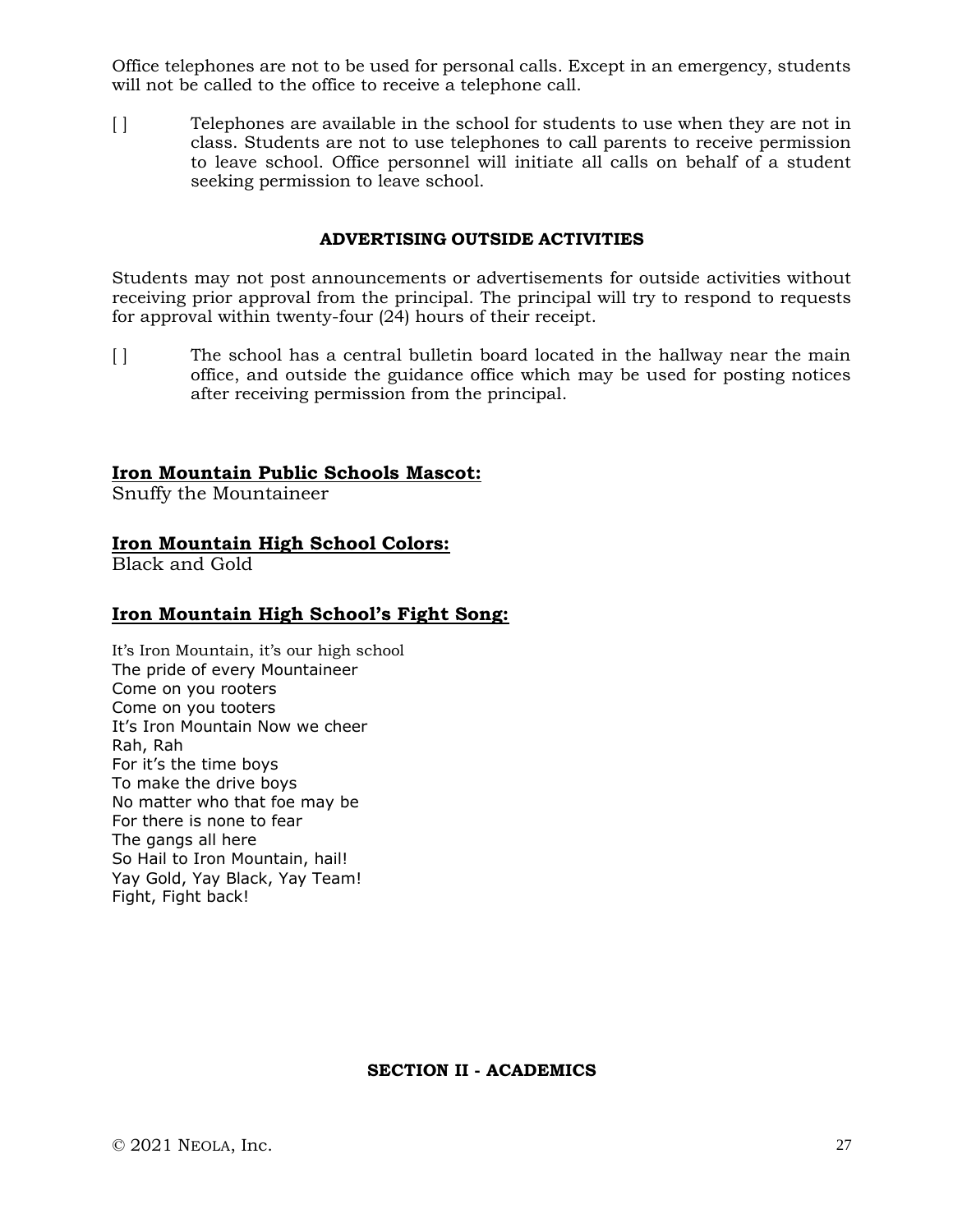Office telephones are not to be used for personal calls. Except in an emergency, students will not be called to the office to receive a telephone call.

[ ] Telephones are available in the school for students to use when they are not in class. Students are not to use telephones to call parents to receive permission to leave school. Office personnel will initiate all calls on behalf of a student seeking permission to leave school.

## ADVERTISING OUTSIDE ACTIVITIES

Students may not post announcements or advertisements for outside activities without receiving prior approval from the principal. The principal will try to respond to requests for approval within twenty-four (24) hours of their receipt.

[ ] The school has a central bulletin board located in the hallway near the main office, and outside the guidance office which may be used for posting notices after receiving permission from the principal.

**Iron Mountain Public Schools Mascot:**
Snuffy the Mountaineer

**Iron Mountain High School Colors:**
Black and Gold

**Iron Mountain High School's Fight Song:**

It's Iron Mountain, it's our high school
The pride of every Mountaineer
Come on you rooters
Come on you tooters
It's Iron Mountain Now we cheer
Rah, Rah
For it's the time boys
To make the drive boys
No matter who that foe may be
For there is none to fear
The gangs all here
So Hail to Iron Mountain, hail!
Yay Gold, Yay Black, Yay Team!
Fight, Fight back!

# SECTION II - ACADEMICS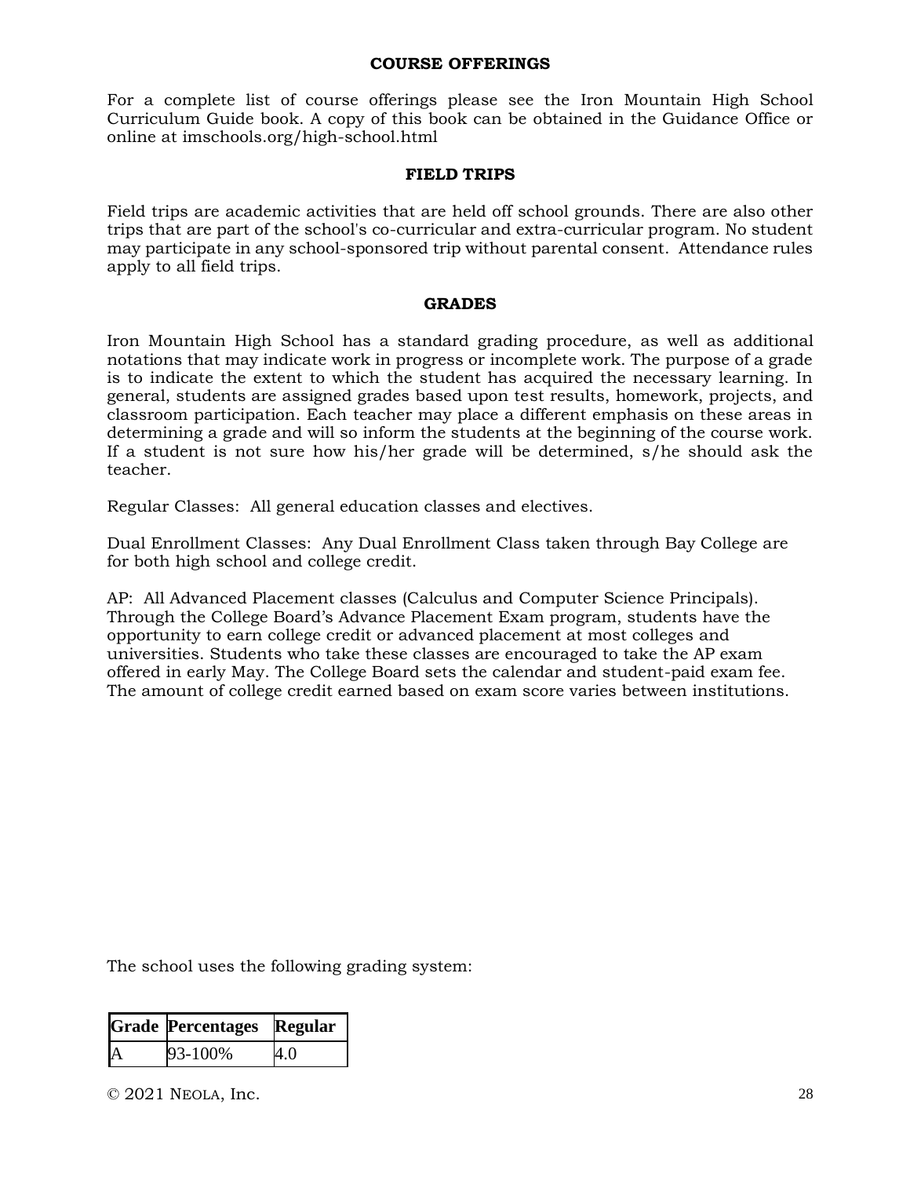## COURSE OFFERINGS

For a complete list of course offerings please see the Iron Mountain High School Curriculum Guide book. A copy of this book can be obtained in the Guidance Office or online at imschools.org/high-school.html

## FIELD TRIPS

Field trips are academic activities that are held off school grounds. There are also other trips that are part of the school's co-curricular and extra-curricular program. No student may participate in any school-sponsored trip without parental consent. Attendance rules apply to all field trips.

## GRADES

Iron Mountain High School has a standard grading procedure, as well as additional notations that may indicate work in progress or incomplete work. The purpose of a grade is to indicate the extent to which the student has acquired the necessary learning. In general, students are assigned grades based upon test results, homework, projects, and classroom participation. Each teacher may place a different emphasis on these areas in determining a grade and will so inform the students at the beginning of the course work. If a student is not sure how his/her grade will be determined, s/he should ask the teacher.

Regular Classes: All general education classes and electives.

Dual Enrollment Classes: Any Dual Enrollment Class taken through Bay College are for both high school and college credit.

AP: All Advanced Placement classes (Calculus and Computer Science Principals). Through the College Board's Advance Placement Exam program, students have the opportunity to earn college credit or advanced placement at most colleges and universities. Students who take these classes are encouraged to take the AP exam offered in early May. The College Board sets the calendar and student-paid exam fee. The amount of college credit earned based on exam score varies between institutions.

The school uses the following grading system:

| Grade | Percentages | Regular |
|---|---|---|
| A | 93-100% | 4.0 |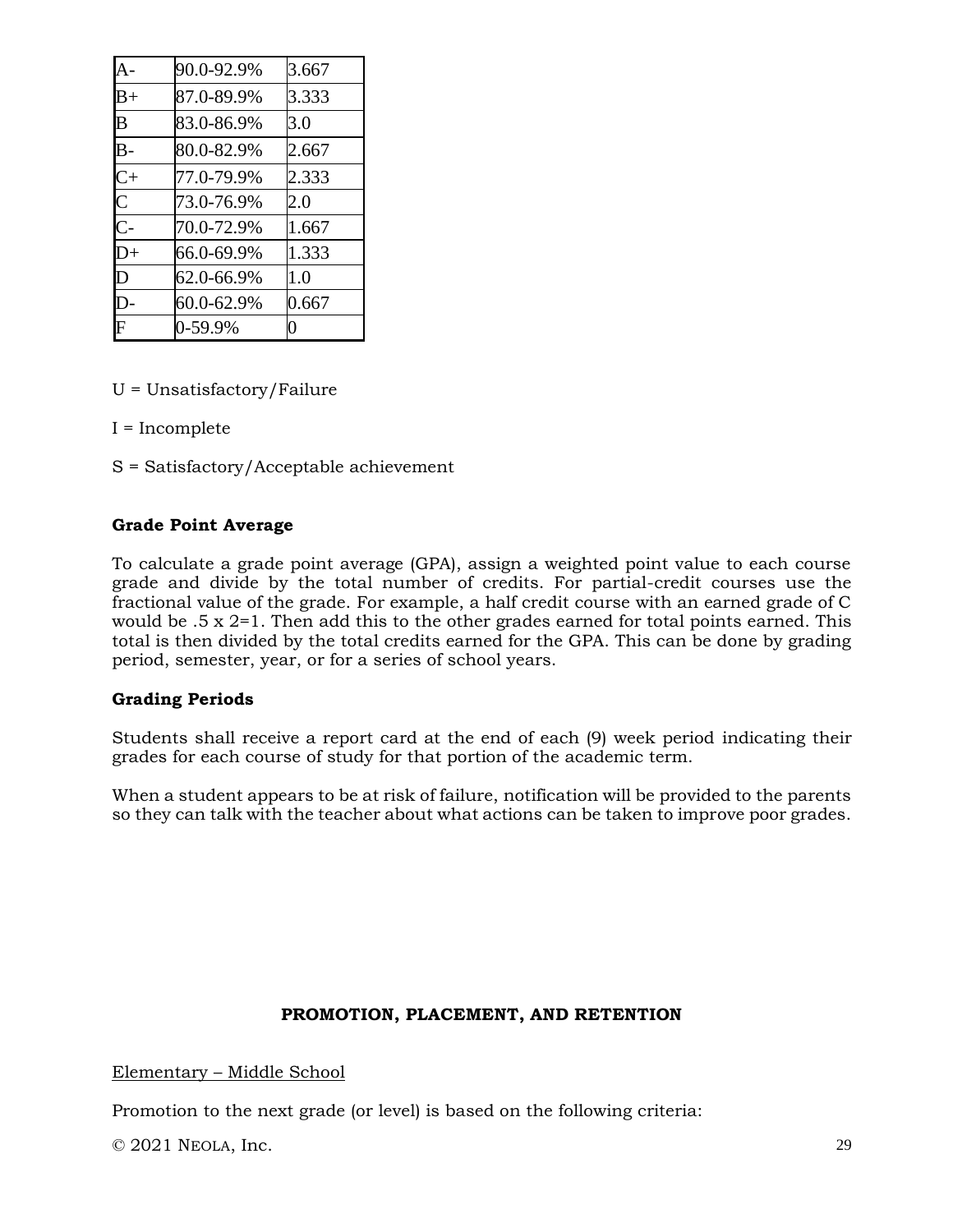| A- | 90.0-92.9% | 3.667 |
|---|---|---|
| B+ | 87.0-89.9% | 3.333 |
| B | 83.0-86.9% | 3.0 |
| B- | 80.0-82.9% | 2.667 |
| C+ | 77.0-79.9% | 2.333 |
| C | 73.0-76.9% | 2.0 |
| C- | 70.0-72.9% | 1.667 |
| D+ | 66.0-69.9% | 1.333 |
| D | 62.0-66.9% | 1.0 |
| D- | 60.0-62.9% | 0.667 |
| F | 0-59.9% | 0 |

U = Unsatisfactory/Failure

I = Incomplete

S = Satisfactory/Acceptable achievement

**Grade Point Average**

To calculate a grade point average (GPA), assign a weighted point value to each course grade and divide by the total number of credits. For partial-credit courses use the fractional value of the grade. For example, a half credit course with an earned grade of C would be .5 x 2=1. Then add this to the other grades earned for total points earned. This total is then divided by the total credits earned for the GPA. This can be done by grading period, semester, year, or for a series of school years.

**Grading Periods**

Students shall receive a report card at the end of each (9) week period indicating their grades for each course of study for that portion of the academic term.

When a student appears to be at risk of failure, notification will be provided to the parents so they can talk with the teacher about what actions can be taken to improve poor grades.

## PROMOTION, PLACEMENT, AND RETENTION

Elementary – Middle School

Promotion to the next grade (or level) is based on the following criteria: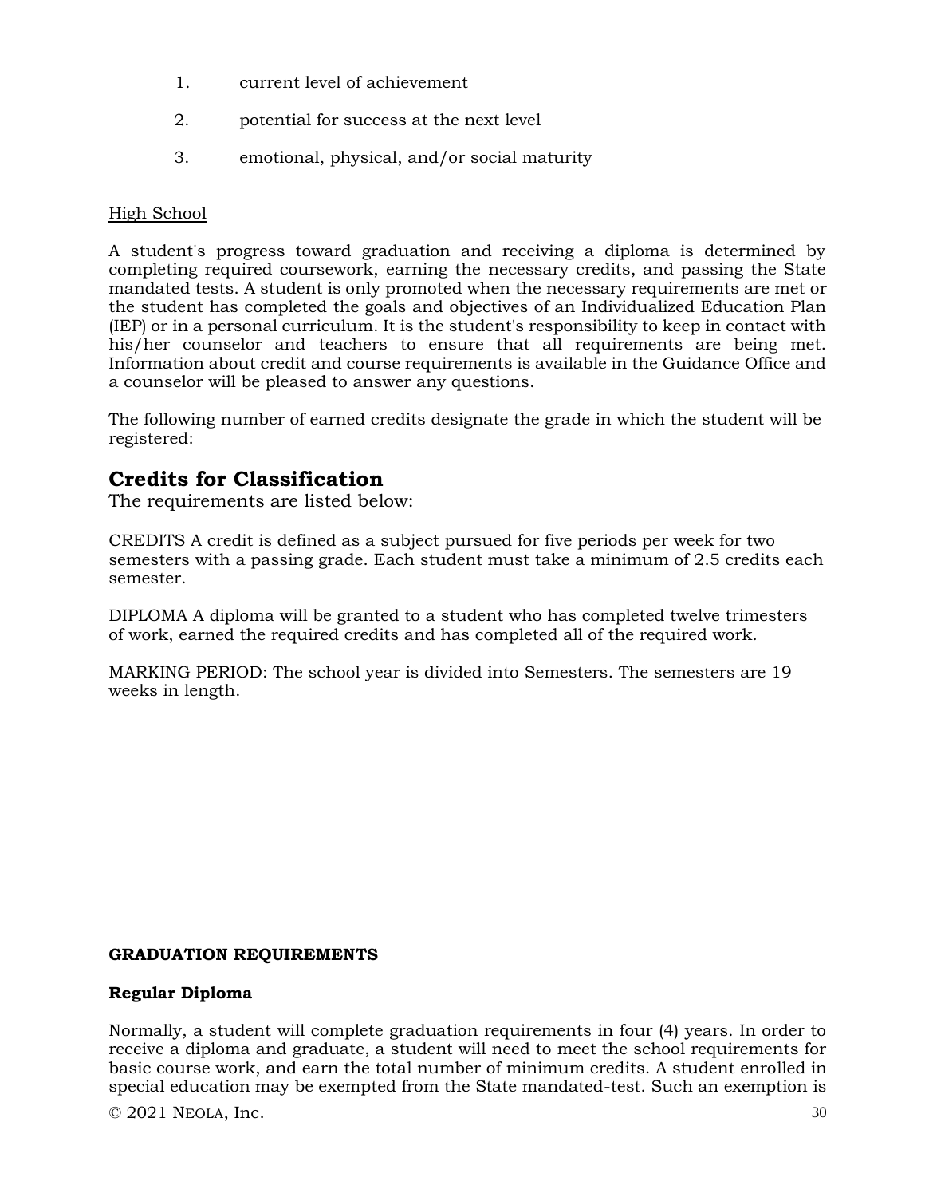1. current level of achievement

2. potential for success at the next level

3. emotional, physical, and/or social maturity

High School

A student's progress toward graduation and receiving a diploma is determined by completing required coursework, earning the necessary credits, and passing the State mandated tests. A student is only promoted when the necessary requirements are met or the student has completed the goals and objectives of an Individualized Education Plan (IEP) or in a personal curriculum. It is the student's responsibility to keep in contact with his/her counselor and teachers to ensure that all requirements are being met. Information about credit and course requirements is available in the Guidance Office and a counselor will be pleased to answer any questions.

The following number of earned credits designate the grade in which the student will be registered:

## Credits for Classification

The requirements are listed below:

CREDITS A credit is defined as a subject pursued for five periods per week for two semesters with a passing grade. Each student must take a minimum of 2.5 credits each semester.

DIPLOMA A diploma will be granted to a student who has completed twelve trimesters of work, earned the required credits and has completed all of the required work.

MARKING PERIOD: The school year is divided into Semesters. The semesters are 19 weeks in length.

**GRADUATION REQUIREMENTS**

**Regular Diploma**

Normally, a student will complete graduation requirements in four (4) years. In order to receive a diploma and graduate, a student will need to meet the school requirements for basic course work, and earn the total number of minimum credits. A student enrolled in special education may be exempted from the State mandated-test. Such an exemption is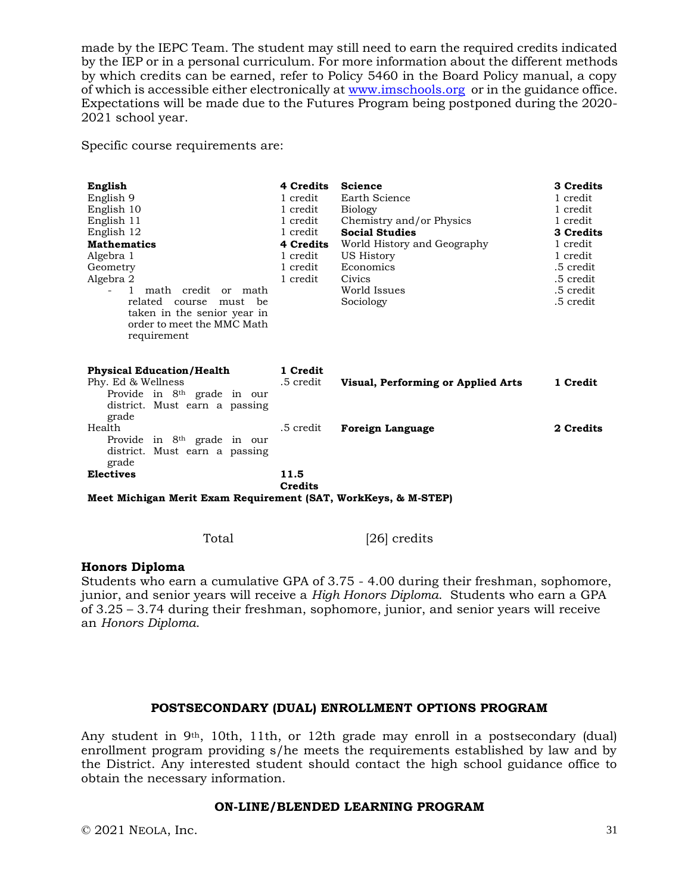made by the IEPC Team. The student may still need to earn the required credits indicated by the IEP or in a personal curriculum. For more information about the different methods by which credits can be earned, refer to Policy 5460 in the Board Policy manual, a copy of which is accessible either electronically at www.imschools.org or in the guidance office. Expectations will be made due to the Futures Program being postponed during the 2020-2021 school year.

Specific course requirements are:

| | | | |
|---|---|---|---|
| **English** | **4 Credits** | **Science** | **3 Credits** |
| English 9 | 1 credit | Earth Science | 1 credit |
| English 10 | 1 credit | Biology | 1 credit |
| English 11 | 1 credit | Chemistry and/or Physics | 1 credit |
| English 12 | 1 credit | **Social Studies** | **3 Credits** |
| **Mathematics** | **4 Credits** | World History and Geography | 1 credit |
| Algebra 1 | 1 credit | US History | 1 credit |
| Geometry | 1 credit | Economics | .5 credit |
| Algebra 2 | 1 credit | Civics | .5 credit |
| - 1 math credit or math related course must be taken in the senior year in order to meet the MMC Math requirement | | World Issues | .5 credit |
| | | Sociology | .5 credit |
| **Physical Education/Health** | **1 Credit** | | |
| Phy. Ed & Wellness<br>Provide in 8th grade in our district. Must earn a passing grade | .5 credit | **Visual, Performing or Applied Arts** | **1 Credit** |
| Health<br>Provide in 8th grade in our district. Must earn a passing grade | .5 credit | **Foreign Language** | **2 Credits** |
| **Electives** | **11.5 Credits** | | |

**Meet Michigan Merit Exam Requirement (SAT, WorkKeys, & M-STEP)**

Total [26] credits

**Honors Diploma**

Students who earn a cumulative GPA of 3.75 - 4.00 during their freshman, sophomore, junior, and senior years will receive a *High Honors Diploma.* Students who earn a GPA of 3.25 – 3.74 during their freshman, sophomore, junior, and senior years will receive an *Honors Diploma.*

## POSTSECONDARY (DUAL) ENROLLMENT OPTIONS PROGRAM

Any student in 9th, 10th, 11th, or 12th grade may enroll in a postsecondary (dual) enrollment program providing s/he meets the requirements established by law and by the District. Any interested student should contact the high school guidance office to obtain the necessary information.

## ON-LINE/BLENDED LEARNING PROGRAM

© 2021 NEOLA, Inc.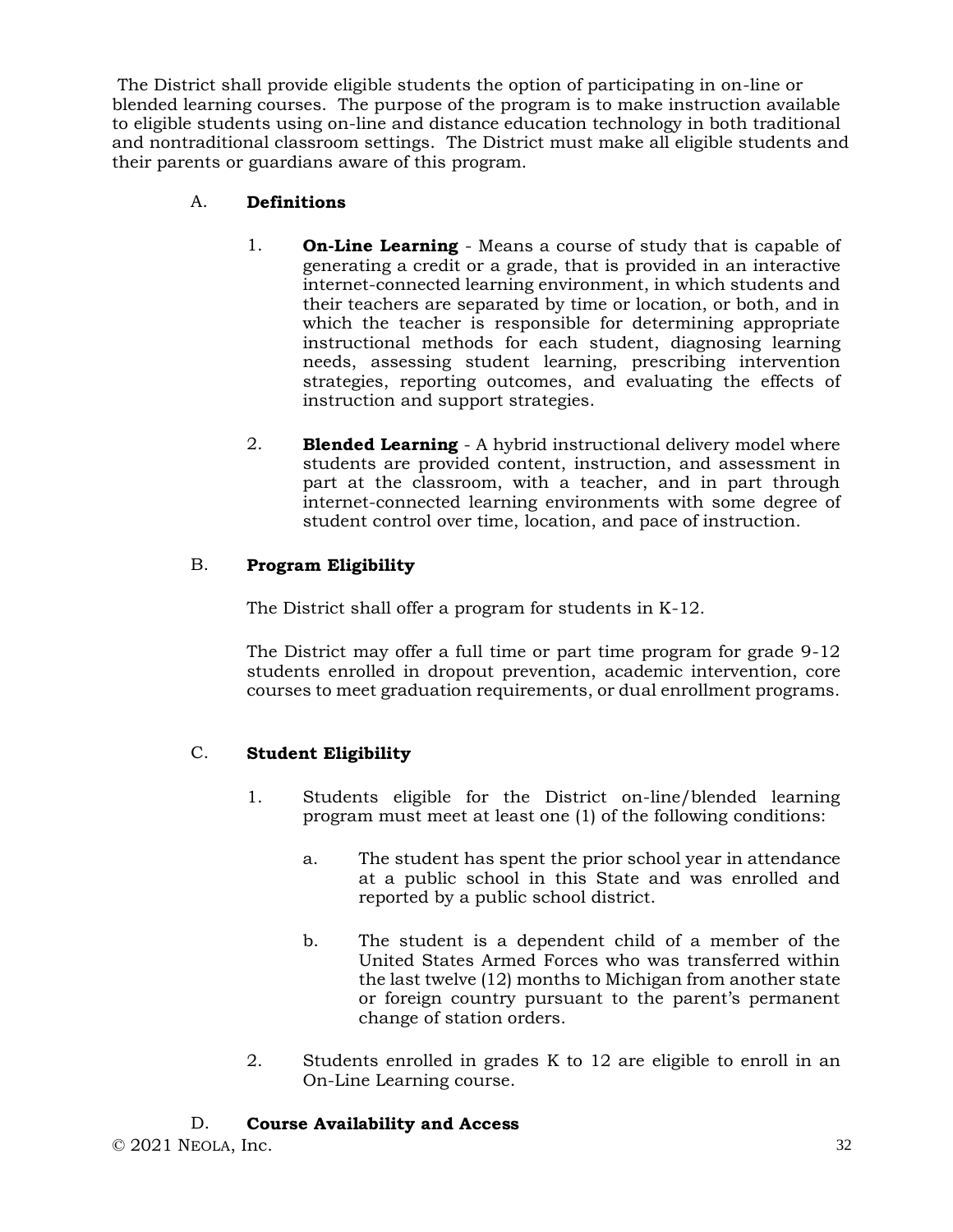The District shall provide eligible students the option of participating in on-line or blended learning courses. The purpose of the program is to make instruction available to eligible students using on-line and distance education technology in both traditional and nontraditional classroom settings. The District must make all eligible students and their parents or guardians aware of this program.

A. **Definitions**

1. **On-Line Learning** - Means a course of study that is capable of generating a credit or a grade, that is provided in an interactive internet-connected learning environment, in which students and their teachers are separated by time or location, or both, and in which the teacher is responsible for determining appropriate instructional methods for each student, diagnosing learning needs, assessing student learning, prescribing intervention strategies, reporting outcomes, and evaluating the effects of instruction and support strategies.

2. **Blended Learning** - A hybrid instructional delivery model where students are provided content, instruction, and assessment in part at the classroom, with a teacher, and in part through internet-connected learning environments with some degree of student control over time, location, and pace of instruction.

B. **Program Eligibility**

The District shall offer a program for students in K-12.

The District may offer a full time or part time program for grade 9-12 students enrolled in dropout prevention, academic intervention, core courses to meet graduation requirements, or dual enrollment programs.

C. **Student Eligibility**

1. Students eligible for the District on-line/blended learning program must meet at least one (1) of the following conditions:

   a. The student has spent the prior school year in attendance at a public school in this State and was enrolled and reported by a public school district.

   b. The student is a dependent child of a member of the United States Armed Forces who was transferred within the last twelve (12) months to Michigan from another state or foreign country pursuant to the parent's permanent change of station orders.

2. Students enrolled in grades K to 12 are eligible to enroll in an On-Line Learning course.

D. **Course Availability and Access**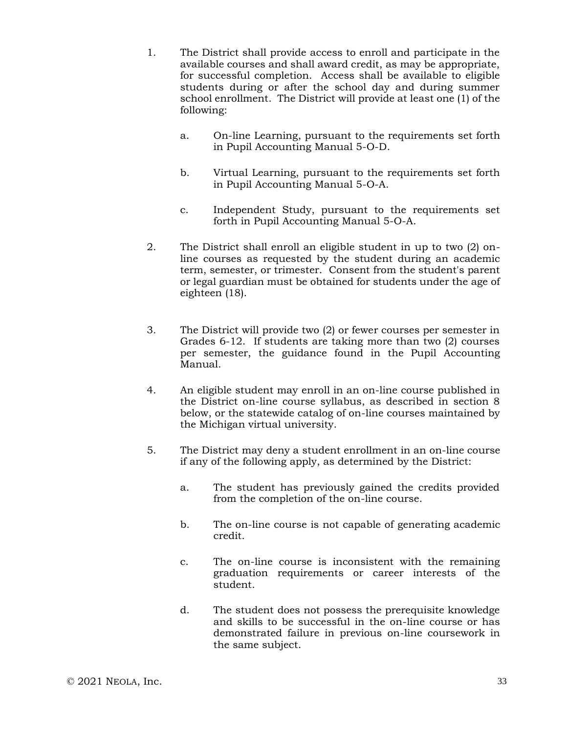1. The District shall provide access to enroll and participate in the available courses and shall award credit, as may be appropriate, for successful completion. Access shall be available to eligible students during or after the school day and during summer school enrollment. The District will provide at least one (1) of the following:

   a. On-line Learning, pursuant to the requirements set forth in Pupil Accounting Manual 5-O-D.

   b. Virtual Learning, pursuant to the requirements set forth in Pupil Accounting Manual 5-O-A.

   c. Independent Study, pursuant to the requirements set forth in Pupil Accounting Manual 5-O-A.

2. The District shall enroll an eligible student in up to two (2) on-line courses as requested by the student during an academic term, semester, or trimester. Consent from the student's parent or legal guardian must be obtained for students under the age of eighteen (18).

3. The District will provide two (2) or fewer courses per semester in Grades 6-12. If students are taking more than two (2) courses per semester, the guidance found in the Pupil Accounting Manual.

4. An eligible student may enroll in an on-line course published in the District on-line course syllabus, as described in section 8 below, or the statewide catalog of on-line courses maintained by the Michigan virtual university.

5. The District may deny a student enrollment in an on-line course if any of the following apply, as determined by the District:

   a. The student has previously gained the credits provided from the completion of the on-line course.

   b. The on-line course is not capable of generating academic credit.

   c. The on-line course is inconsistent with the remaining graduation requirements or career interests of the student.

   d. The student does not possess the prerequisite knowledge and skills to be successful in the on-line course or has demonstrated failure in previous on-line coursework in the same subject.

© 2021 Neola, Inc.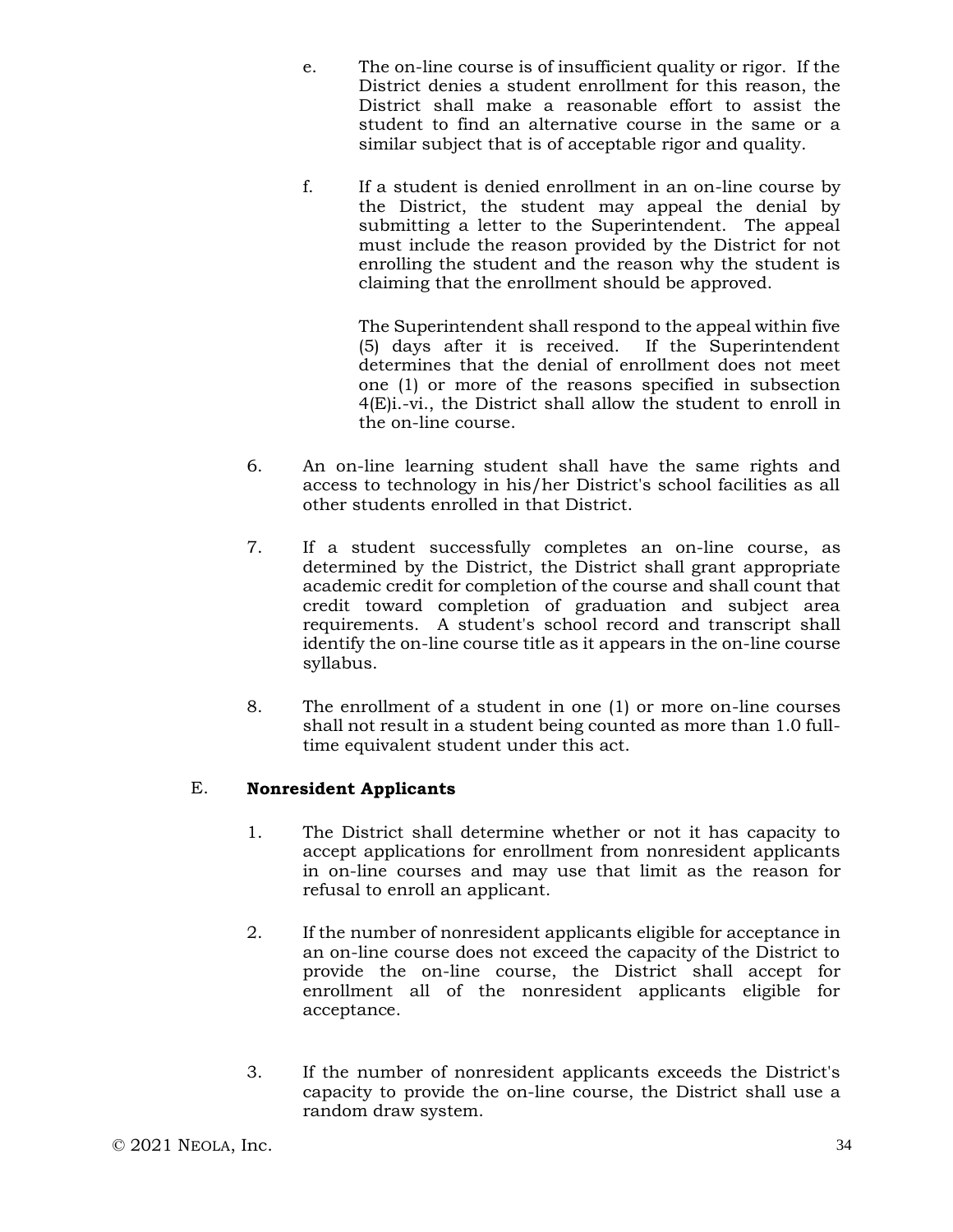e. The on-line course is of insufficient quality or rigor. If the District denies a student enrollment for this reason, the District shall make a reasonable effort to assist the student to find an alternative course in the same or a similar subject that is of acceptable rigor and quality.

f. If a student is denied enrollment in an on-line course by the District, the student may appeal the denial by submitting a letter to the Superintendent. The appeal must include the reason provided by the District for not enrolling the student and the reason why the student is claiming that the enrollment should be approved.

   The Superintendent shall respond to the appeal within five (5) days after it is received. If the Superintendent determines that the denial of enrollment does not meet one (1) or more of the reasons specified in subsection 4(E)i.-vi., the District shall allow the student to enroll in the on-line course.

6. An on-line learning student shall have the same rights and access to technology in his/her District's school facilities as all other students enrolled in that District.

7. If a student successfully completes an on-line course, as determined by the District, the District shall grant appropriate academic credit for completion of the course and shall count that credit toward completion of graduation and subject area requirements. A student's school record and transcript shall identify the on-line course title as it appears in the on-line course syllabus.

8. The enrollment of a student in one (1) or more on-line courses shall not result in a student being counted as more than 1.0 full-time equivalent student under this act.

E. **Nonresident Applicants**

1. The District shall determine whether or not it has capacity to accept applications for enrollment from nonresident applicants in on-line courses and may use that limit as the reason for refusal to enroll an applicant.

2. If the number of nonresident applicants eligible for acceptance in an on-line course does not exceed the capacity of the District to provide the on-line course, the District shall accept for enrollment all of the nonresident applicants eligible for acceptance.

3. If the number of nonresident applicants exceeds the District's capacity to provide the on-line course, the District shall use a random draw system.

© 2021 NEOLA, Inc.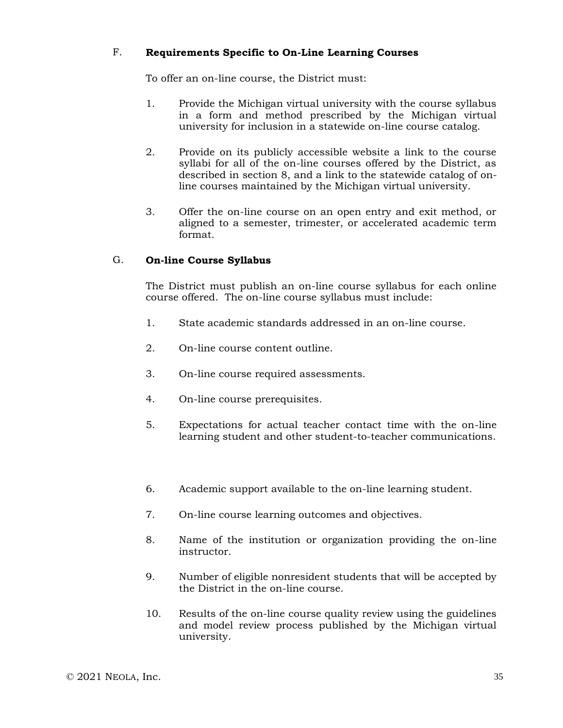F. **Requirements Specific to On-Line Learning Courses**

To offer an on-line course, the District must:

1. Provide the Michigan virtual university with the course syllabus in a form and method prescribed by the Michigan virtual university for inclusion in a statewide on-line course catalog.

2. Provide on its publicly accessible website a link to the course syllabi for all of the on-line courses offered by the District, as described in section 8, and a link to the statewide catalog of on-line courses maintained by the Michigan virtual university.

3. Offer the on-line course on an open entry and exit method, or aligned to a semester, trimester, or accelerated academic term format.

G. **On-line Course Syllabus**

The District must publish an on-line course syllabus for each online course offered. The on-line course syllabus must include:

1. State academic standards addressed in an on-line course.

2. On-line course content outline.

3. On-line course required assessments.

4. On-line course prerequisites.

5. Expectations for actual teacher contact time with the on-line learning student and other student-to-teacher communications.

6. Academic support available to the on-line learning student.

7. On-line course learning outcomes and objectives.

8. Name of the institution or organization providing the on-line instructor.

9. Number of eligible nonresident students that will be accepted by the District in the on-line course.

10. Results of the on-line course quality review using the guidelines and model review process published by the Michigan virtual university.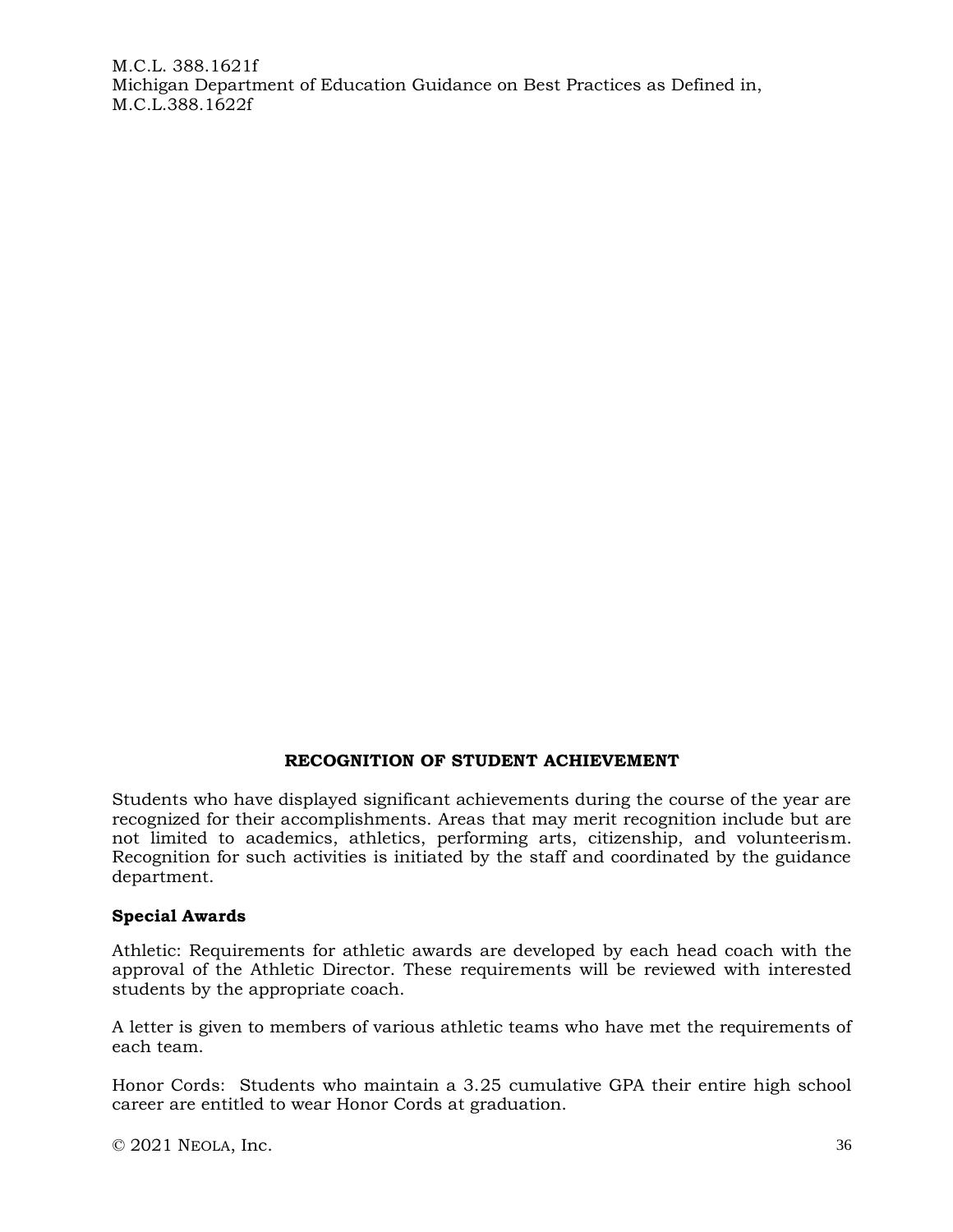M.C.L. 388.1621f
Michigan Department of Education Guidance on Best Practices as Defined in, M.C.L.388.1622f

## RECOGNITION OF STUDENT ACHIEVEMENT

Students who have displayed significant achievements during the course of the year are recognized for their accomplishments. Areas that may merit recognition include but are not limited to academics, athletics, performing arts, citizenship, and volunteerism. Recognition for such activities is initiated by the staff and coordinated by the guidance department.

### Special Awards

Athletic: Requirements for athletic awards are developed by each head coach with the approval of the Athletic Director. These requirements will be reviewed with interested students by the appropriate coach.

A letter is given to members of various athletic teams who have met the requirements of each team.

Honor Cords: Students who maintain a 3.25 cumulative GPA their entire high school career are entitled to wear Honor Cords at graduation.

© 2021 NEOLA, Inc.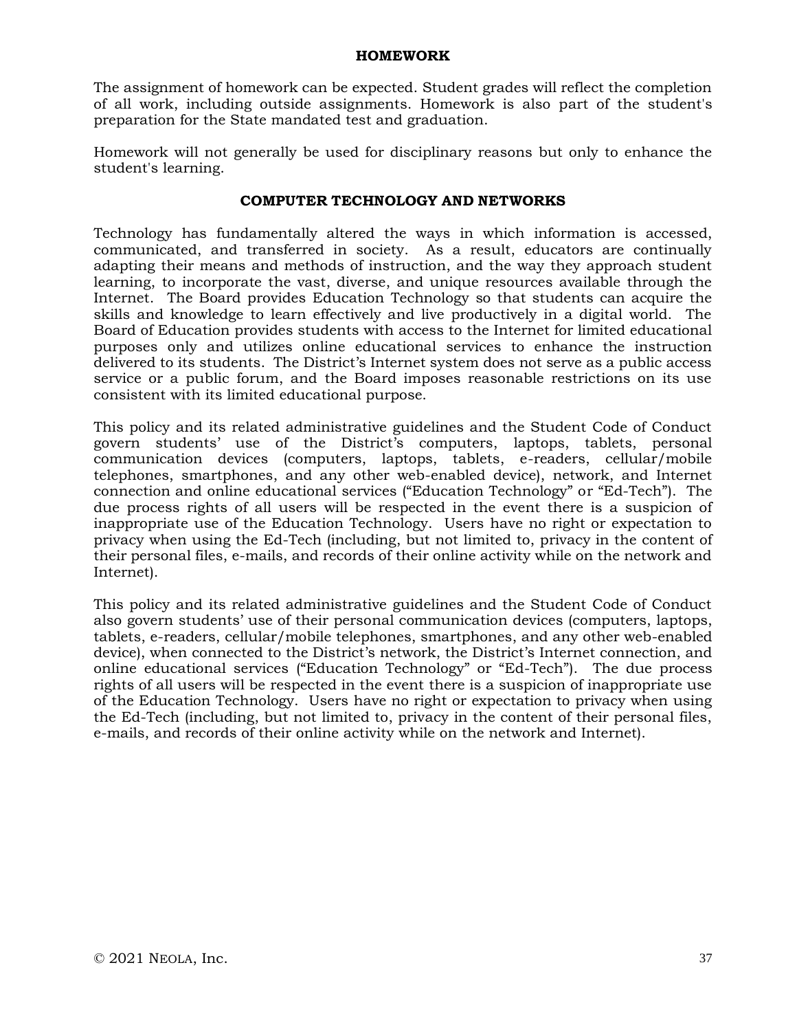## HOMEWORK

The assignment of homework can be expected. Student grades will reflect the completion of all work, including outside assignments. Homework is also part of the student's preparation for the State mandated test and graduation.

Homework will not generally be used for disciplinary reasons but only to enhance the student's learning.

## COMPUTER TECHNOLOGY AND NETWORKS

Technology has fundamentally altered the ways in which information is accessed, communicated, and transferred in society. As a result, educators are continually adapting their means and methods of instruction, and the way they approach student learning, to incorporate the vast, diverse, and unique resources available through the Internet. The Board provides Education Technology so that students can acquire the skills and knowledge to learn effectively and live productively in a digital world. The Board of Education provides students with access to the Internet for limited educational purposes only and utilizes online educational services to enhance the instruction delivered to its students. The District's Internet system does not serve as a public access service or a public forum, and the Board imposes reasonable restrictions on its use consistent with its limited educational purpose.

This policy and its related administrative guidelines and the Student Code of Conduct govern students' use of the District's computers, laptops, tablets, personal communication devices (computers, laptops, tablets, e-readers, cellular/mobile telephones, smartphones, and any other web-enabled device), network, and Internet connection and online educational services ("Education Technology" or "Ed-Tech"). The due process rights of all users will be respected in the event there is a suspicion of inappropriate use of the Education Technology. Users have no right or expectation to privacy when using the Ed-Tech (including, but not limited to, privacy in the content of their personal files, e-mails, and records of their online activity while on the network and Internet).

This policy and its related administrative guidelines and the Student Code of Conduct also govern students' use of their personal communication devices (computers, laptops, tablets, e-readers, cellular/mobile telephones, smartphones, and any other web-enabled device), when connected to the District's network, the District's Internet connection, and online educational services ("Education Technology" or "Ed-Tech"). The due process rights of all users will be respected in the event there is a suspicion of inappropriate use of the Education Technology. Users have no right or expectation to privacy when using the Ed-Tech (including, but not limited to, privacy in the content of their personal files, e-mails, and records of their online activity while on the network and Internet).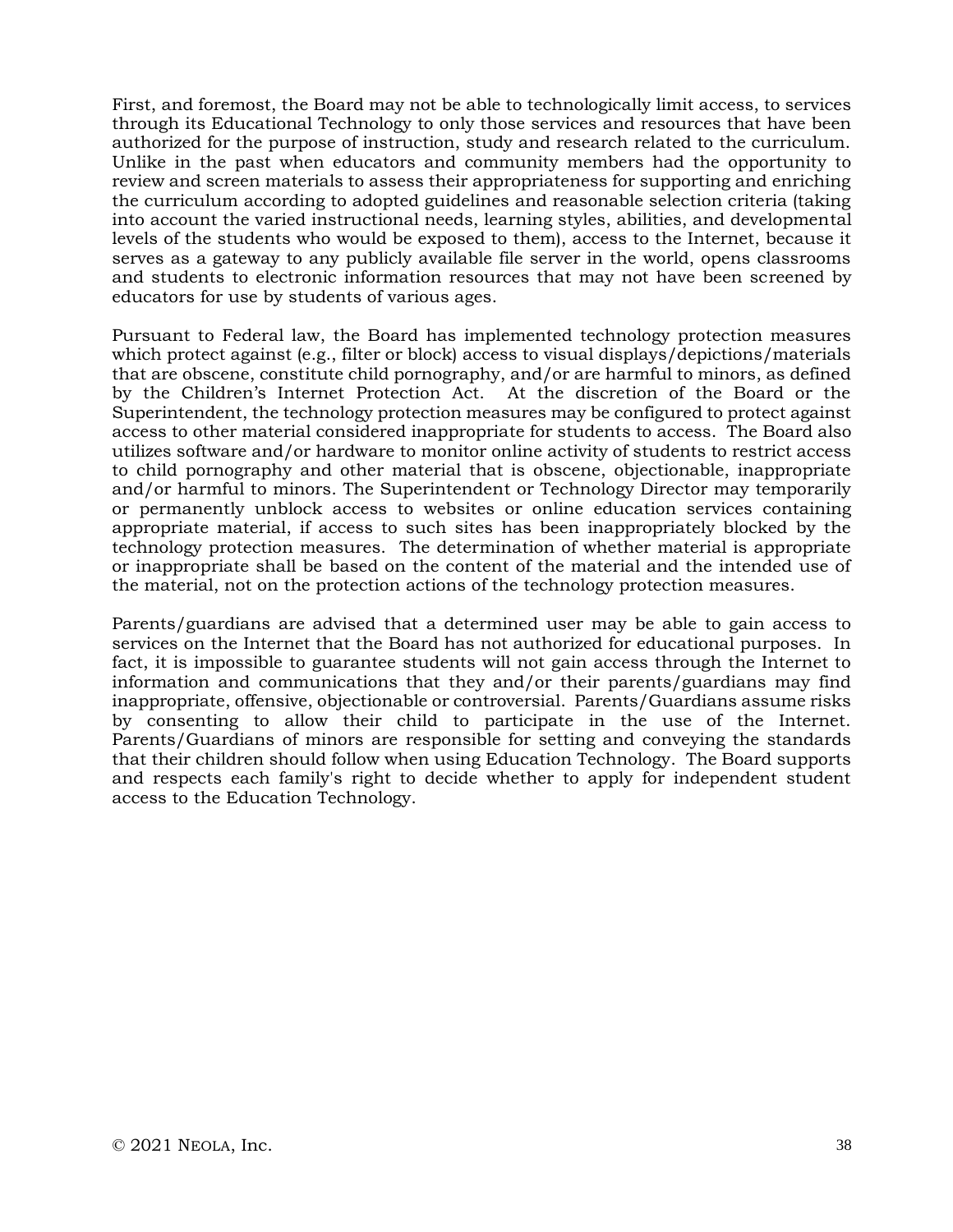First, and foremost, the Board may not be able to technologically limit access, to services through its Educational Technology to only those services and resources that have been authorized for the purpose of instruction, study and research related to the curriculum. Unlike in the past when educators and community members had the opportunity to review and screen materials to assess their appropriateness for supporting and enriching the curriculum according to adopted guidelines and reasonable selection criteria (taking into account the varied instructional needs, learning styles, abilities, and developmental levels of the students who would be exposed to them), access to the Internet, because it serves as a gateway to any publicly available file server in the world, opens classrooms and students to electronic information resources that may not have been screened by educators for use by students of various ages.

Pursuant to Federal law, the Board has implemented technology protection measures which protect against (e.g., filter or block) access to visual displays/depictions/materials that are obscene, constitute child pornography, and/or are harmful to minors, as defined by the Children's Internet Protection Act. At the discretion of the Board or the Superintendent, the technology protection measures may be configured to protect against access to other material considered inappropriate for students to access. The Board also utilizes software and/or hardware to monitor online activity of students to restrict access to child pornography and other material that is obscene, objectionable, inappropriate and/or harmful to minors. The Superintendent or Technology Director may temporarily or permanently unblock access to websites or online education services containing appropriate material, if access to such sites has been inappropriately blocked by the technology protection measures. The determination of whether material is appropriate or inappropriate shall be based on the content of the material and the intended use of the material, not on the protection actions of the technology protection measures.

Parents/guardians are advised that a determined user may be able to gain access to services on the Internet that the Board has not authorized for educational purposes. In fact, it is impossible to guarantee students will not gain access through the Internet to information and communications that they and/or their parents/guardians may find inappropriate, offensive, objectionable or controversial. Parents/Guardians assume risks by consenting to allow their child to participate in the use of the Internet. Parents/Guardians of minors are responsible for setting and conveying the standards that their children should follow when using Education Technology. The Board supports and respects each family's right to decide whether to apply for independent student access to the Education Technology.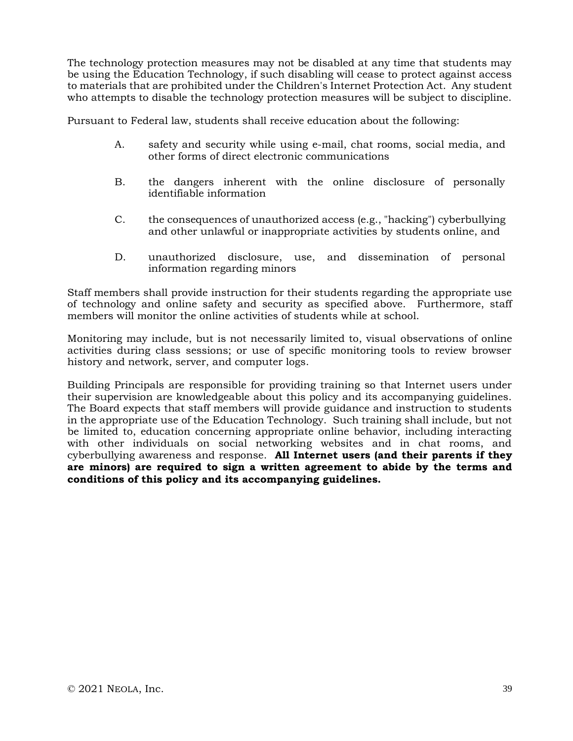The technology protection measures may not be disabled at any time that students may be using the Education Technology, if such disabling will cease to protect against access to materials that are prohibited under the Children's Internet Protection Act. Any student who attempts to disable the technology protection measures will be subject to discipline.

Pursuant to Federal law, students shall receive education about the following:

A. safety and security while using e-mail, chat rooms, social media, and other forms of direct electronic communications

B. the dangers inherent with the online disclosure of personally identifiable information

C. the consequences of unauthorized access (e.g., "hacking") cyberbullying and other unlawful or inappropriate activities by students online, and

D. unauthorized disclosure, use, and dissemination of personal information regarding minors

Staff members shall provide instruction for their students regarding the appropriate use of technology and online safety and security as specified above. Furthermore, staff members will monitor the online activities of students while at school.

Monitoring may include, but is not necessarily limited to, visual observations of online activities during class sessions; or use of specific monitoring tools to review browser history and network, server, and computer logs.

Building Principals are responsible for providing training so that Internet users under their supervision are knowledgeable about this policy and its accompanying guidelines. The Board expects that staff members will provide guidance and instruction to students in the appropriate use of the Education Technology. Such training shall include, but not be limited to, education concerning appropriate online behavior, including interacting with other individuals on social networking websites and in chat rooms, and cyberbullying awareness and response. **All Internet users (and their parents if they are minors) are required to sign a written agreement to abide by the terms and conditions of this policy and its accompanying guidelines.**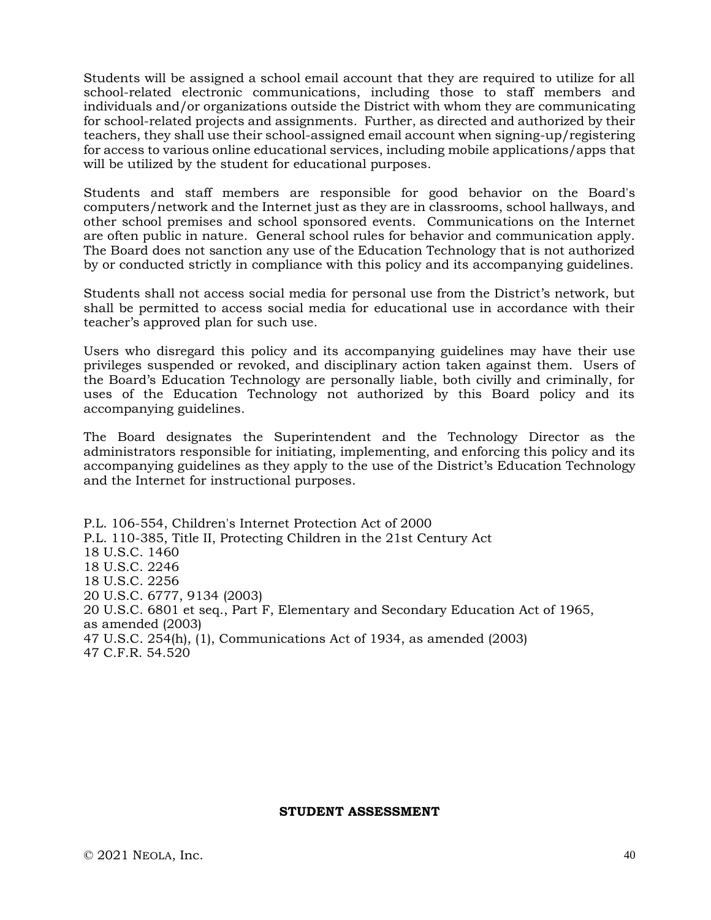Students will be assigned a school email account that they are required to utilize for all school-related electronic communications, including those to staff members and individuals and/or organizations outside the District with whom they are communicating for school-related projects and assignments. Further, as directed and authorized by their teachers, they shall use their school-assigned email account when signing-up/registering for access to various online educational services, including mobile applications/apps that will be utilized by the student for educational purposes.

Students and staff members are responsible for good behavior on the Board's computers/network and the Internet just as they are in classrooms, school hallways, and other school premises and school sponsored events. Communications on the Internet are often public in nature. General school rules for behavior and communication apply. The Board does not sanction any use of the Education Technology that is not authorized by or conducted strictly in compliance with this policy and its accompanying guidelines.

Students shall not access social media for personal use from the District's network, but shall be permitted to access social media for educational use in accordance with their teacher's approved plan for such use.

Users who disregard this policy and its accompanying guidelines may have their use privileges suspended or revoked, and disciplinary action taken against them. Users of the Board's Education Technology are personally liable, both civilly and criminally, for uses of the Education Technology not authorized by this Board policy and its accompanying guidelines.

The Board designates the Superintendent and the Technology Director as the administrators responsible for initiating, implementing, and enforcing this policy and its accompanying guidelines as they apply to the use of the District's Education Technology and the Internet for instructional purposes.

P.L. 106-554, Children's Internet Protection Act of 2000
P.L. 110-385, Title II, Protecting Children in the 21st Century Act
18 U.S.C. 1460
18 U.S.C. 2246
18 U.S.C. 2256
20 U.S.C. 6777, 9134 (2003)
20 U.S.C. 6801 et seq., Part F, Elementary and Secondary Education Act of 1965, as amended (2003)
47 U.S.C. 254(h), (1), Communications Act of 1934, as amended (2003)
47 C.F.R. 54.520

**STUDENT ASSESSMENT**

© 2021 NEOLA, Inc.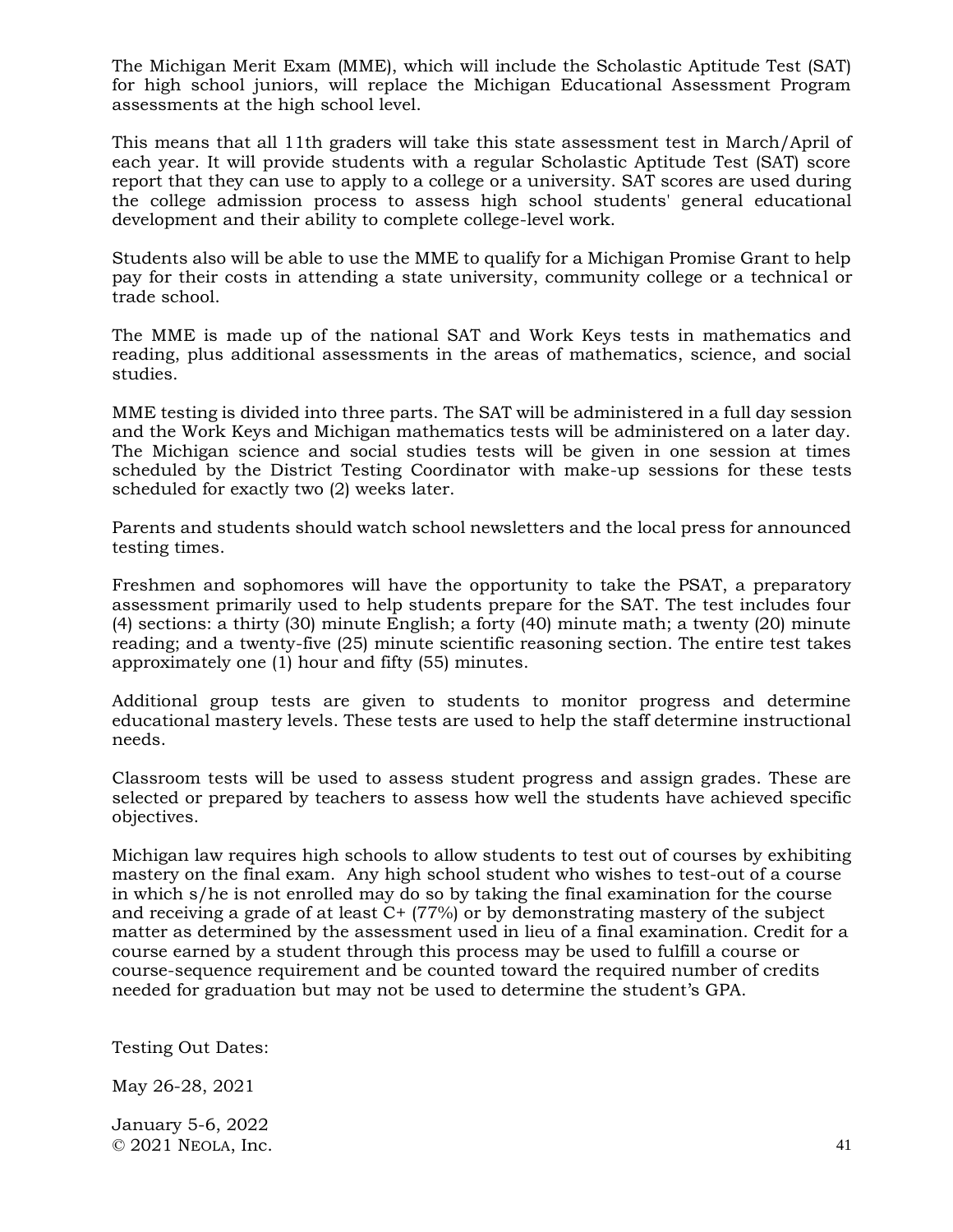The Michigan Merit Exam (MME), which will include the Scholastic Aptitude Test (SAT) for high school juniors, will replace the Michigan Educational Assessment Program assessments at the high school level.

This means that all 11th graders will take this state assessment test in March/April of each year. It will provide students with a regular Scholastic Aptitude Test (SAT) score report that they can use to apply to a college or a university. SAT scores are used during the college admission process to assess high school students' general educational development and their ability to complete college-level work.

Students also will be able to use the MME to qualify for a Michigan Promise Grant to help pay for their costs in attending a state university, community college or a technical or trade school.

The MME is made up of the national SAT and Work Keys tests in mathematics and reading, plus additional assessments in the areas of mathematics, science, and social studies.

MME testing is divided into three parts. The SAT will be administered in a full day session and the Work Keys and Michigan mathematics tests will be administered on a later day. The Michigan science and social studies tests will be given in one session at times scheduled by the District Testing Coordinator with make-up sessions for these tests scheduled for exactly two (2) weeks later.

Parents and students should watch school newsletters and the local press for announced testing times.

Freshmen and sophomores will have the opportunity to take the PSAT, a preparatory assessment primarily used to help students prepare for the SAT. The test includes four (4) sections: a thirty (30) minute English; a forty (40) minute math; a twenty (20) minute reading; and a twenty-five (25) minute scientific reasoning section. The entire test takes approximately one (1) hour and fifty (55) minutes.

Additional group tests are given to students to monitor progress and determine educational mastery levels. These tests are used to help the staff determine instructional needs.

Classroom tests will be used to assess student progress and assign grades. These are selected or prepared by teachers to assess how well the students have achieved specific objectives.

Michigan law requires high schools to allow students to test out of courses by exhibiting mastery on the final exam. Any high school student who wishes to test-out of a course in which s/he is not enrolled may do so by taking the final examination for the course and receiving a grade of at least C+ (77%) or by demonstrating mastery of the subject matter as determined by the assessment used in lieu of a final examination. Credit for a course earned by a student through this process may be used to fulfill a course or course-sequence requirement and be counted toward the required number of credits needed for graduation but may not be used to determine the student's GPA.

Testing Out Dates:

May 26-28, 2021

January 5-6, 2022

© 2021 Neola, Inc.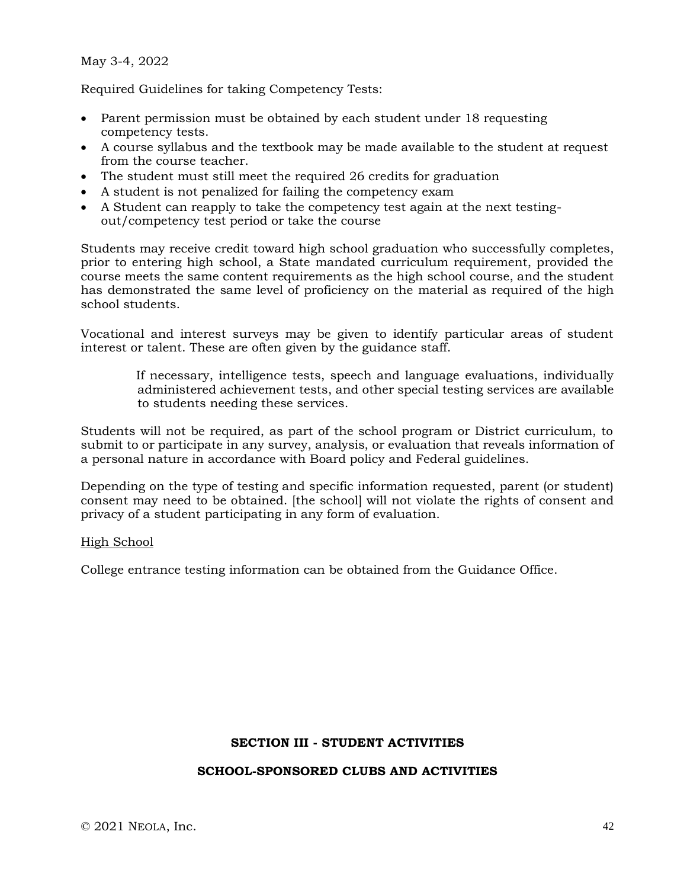May 3-4, 2022

Required Guidelines for taking Competency Tests:

- Parent permission must be obtained by each student under 18 requesting competency tests.
- A course syllabus and the textbook may be made available to the student at request from the course teacher.
- The student must still meet the required 26 credits for graduation
- A student is not penalized for failing the competency exam
- A Student can reapply to take the competency test again at the next testing-out/competency test period or take the course

Students may receive credit toward high school graduation who successfully completes, prior to entering high school, a State mandated curriculum requirement, provided the course meets the same content requirements as the high school course, and the student has demonstrated the same level of proficiency on the material as required of the high school students.

Vocational and interest surveys may be given to identify particular areas of student interest or talent. These are often given by the guidance staff.

> If necessary, intelligence tests, speech and language evaluations, individually administered achievement tests, and other special testing services are available to students needing these services.

Students will not be required, as part of the school program or District curriculum, to submit to or participate in any survey, analysis, or evaluation that reveals information of a personal nature in accordance with Board policy and Federal guidelines.

Depending on the type of testing and specific information requested, parent (or student) consent may need to be obtained. [the school] will not violate the rights of consent and privacy of a student participating in any form of evaluation.

<u>High School</u>

College entrance testing information can be obtained from the Guidance Office.

## SECTION III - STUDENT ACTIVITIES

### SCHOOL-SPONSORED CLUBS AND ACTIVITIES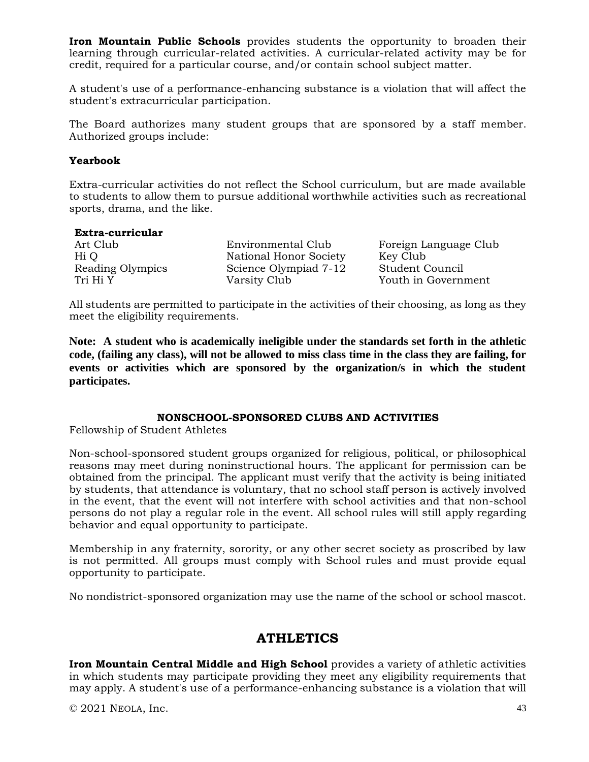**Iron Mountain Public Schools** provides students the opportunity to broaden their learning through curricular-related activities. A curricular-related activity may be for credit, required for a particular course, and/or contain school subject matter.

A student's use of a performance-enhancing substance is a violation that will affect the student's extracurricular participation.

The Board authorizes many student groups that are sponsored by a staff member. Authorized groups include:

**Yearbook**

Extra-curricular activities do not reflect the School curriculum, but are made available to students to allow them to pursue additional worthwhile activities such as recreational sports, drama, and the like.

| **Extra-curricular** | | |
|---|---|---|
| Art Club | Environmental Club | Foreign Language Club |
| Hi Q | National Honor Society | Key Club |
| Reading Olympics | Science Olympiad 7-12 | Student Council |
| Tri Hi Y | Varsity Club | Youth in Government |

All students are permitted to participate in the activities of their choosing, as long as they meet the eligibility requirements.

**Note: A student who is academically ineligible under the standards set forth in the athletic code, (failing any class), will not be allowed to miss class time in the class they are failing, for events or activities which are sponsored by the organization/s in which the student participates.**

### NONSCHOOL-SPONSORED CLUBS AND ACTIVITIES

Fellowship of Student Athletes

Non-school-sponsored student groups organized for religious, political, or philosophical reasons may meet during noninstructional hours. The applicant for permission can be obtained from the principal. The applicant must verify that the activity is being initiated by students, that attendance is voluntary, that no school staff person is actively involved in the event, that the event will not interfere with school activities and that non-school persons do not play a regular role in the event. All school rules will still apply regarding behavior and equal opportunity to participate.

Membership in any fraternity, sorority, or any other secret society as proscribed by law is not permitted. All groups must comply with School rules and must provide equal opportunity to participate.

No nondistrict-sponsored organization may use the name of the school or school mascot.

## ATHLETICS

**Iron Mountain Central Middle and High School** provides a variety of athletic activities in which students may participate providing they meet any eligibility requirements that may apply. A student's use of a performance-enhancing substance is a violation that will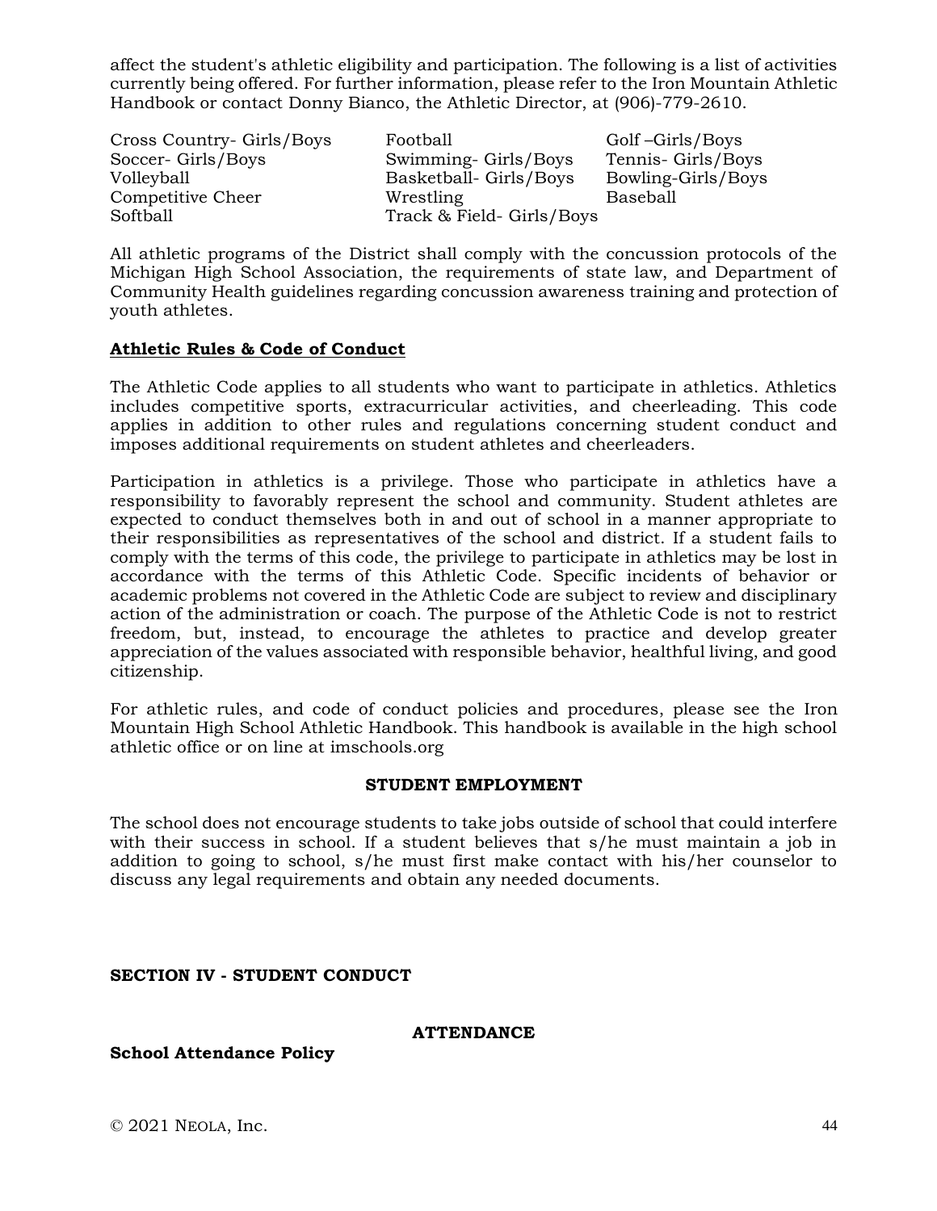affect the student's athletic eligibility and participation. The following is a list of activities currently being offered. For further information, please refer to the Iron Mountain Athletic Handbook or contact Donny Bianco, the Athletic Director, at (906)-779-2610.

| | | |
|---|---|---|
| Cross Country- Girls/Boys | Football | Golf –Girls/Boys |
| Soccer- Girls/Boys | Swimming- Girls/Boys | Tennis- Girls/Boys |
| Volleyball | Basketball- Girls/Boys | Bowling-Girls/Boys |
| Competitive Cheer | Wrestling | Baseball |
| Softball | Track & Field- Girls/Boys | |

All athletic programs of the District shall comply with the concussion protocols of the Michigan High School Association, the requirements of state law, and Department of Community Health guidelines regarding concussion awareness training and protection of youth athletes.

**Athletic Rules & Code of Conduct**

The Athletic Code applies to all students who want to participate in athletics. Athletics includes competitive sports, extracurricular activities, and cheerleading. This code applies in addition to other rules and regulations concerning student conduct and imposes additional requirements on student athletes and cheerleaders.

Participation in athletics is a privilege. Those who participate in athletics have a responsibility to favorably represent the school and community. Student athletes are expected to conduct themselves both in and out of school in a manner appropriate to their responsibilities as representatives of the school and district. If a student fails to comply with the terms of this code, the privilege to participate in athletics may be lost in accordance with the terms of this Athletic Code. Specific incidents of behavior or academic problems not covered in the Athletic Code are subject to review and disciplinary action of the administration or coach. The purpose of the Athletic Code is not to restrict freedom, but, instead, to encourage the athletes to practice and develop greater appreciation of the values associated with responsible behavior, healthful living, and good citizenship.

For athletic rules, and code of conduct policies and procedures, please see the Iron Mountain High School Athletic Handbook. This handbook is available in the high school athletic office or on line at imschools.org

## STUDENT EMPLOYMENT

The school does not encourage students to take jobs outside of school that could interfere with their success in school. If a student believes that s/he must maintain a job in addition to going to school, s/he must first make contact with his/her counselor to discuss any legal requirements and obtain any needed documents.

# SECTION IV - STUDENT CONDUCT

## ATTENDANCE

**School Attendance Policy**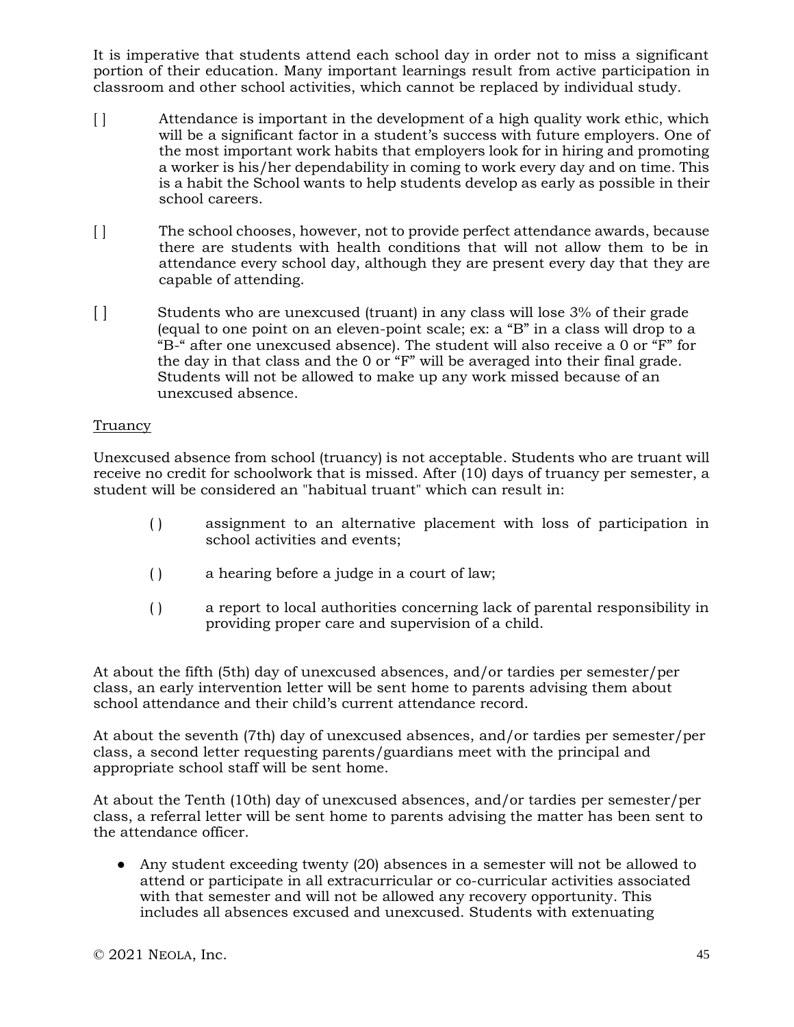It is imperative that students attend each school day in order not to miss a significant portion of their education. Many important learnings result from active participation in classroom and other school activities, which cannot be replaced by individual study.

[ ] Attendance is important in the development of a high quality work ethic, which will be a significant factor in a student's success with future employers. One of the most important work habits that employers look for in hiring and promoting a worker is his/her dependability in coming to work every day and on time. This is a habit the School wants to help students develop as early as possible in their school careers.

[ ] The school chooses, however, not to provide perfect attendance awards, because there are students with health conditions that will not allow them to be in attendance every school day, although they are present every day that they are capable of attending.

[ ] Students who are unexcused (truant) in any class will lose 3% of their grade (equal to one point on an eleven-point scale; ex: a "B" in a class will drop to a "B-" after one unexcused absence). The student will also receive a 0 or "F" for the day in that class and the 0 or "F" will be averaged into their final grade. Students will not be allowed to make up any work missed because of an unexcused absence.

<u>Truancy</u>

Unexcused absence from school (truancy) is not acceptable. Students who are truant will receive no credit for schoolwork that is missed. After (10) days of truancy per semester, a student will be considered an "habitual truant" which can result in:

( ) assignment to an alternative placement with loss of participation in school activities and events;

( ) a hearing before a judge in a court of law;

( ) a report to local authorities concerning lack of parental responsibility in providing proper care and supervision of a child.

At about the fifth (5th) day of unexcused absences, and/or tardies per semester/per class, an early intervention letter will be sent home to parents advising them about school attendance and their child's current attendance record.

At about the seventh (7th) day of unexcused absences, and/or tardies per semester/per class, a second letter requesting parents/guardians meet with the principal and appropriate school staff will be sent home.

At about the Tenth (10th) day of unexcused absences, and/or tardies per semester/per class, a referral letter will be sent home to parents advising the matter has been sent to the attendance officer.

- Any student exceeding twenty (20) absences in a semester will not be allowed to attend or participate in all extracurricular or co-curricular activities associated with that semester and will not be allowed any recovery opportunity. This includes all absences excused and unexcused. Students with extenuating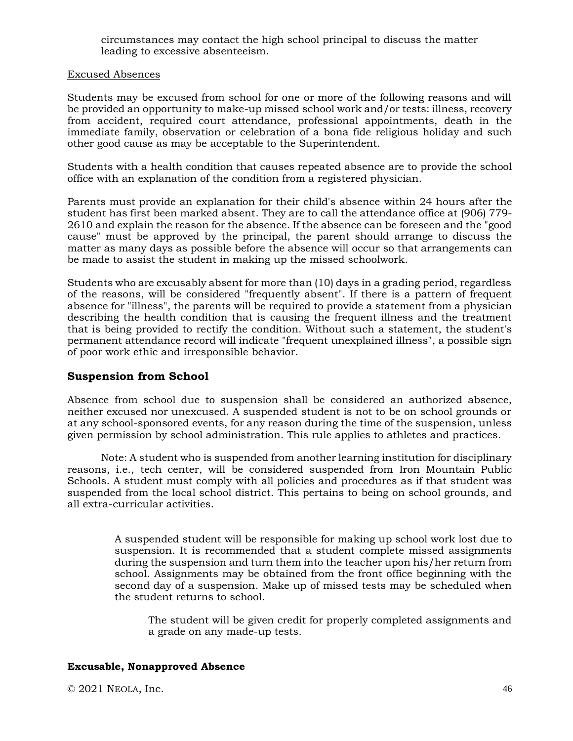circumstances may contact the high school principal to discuss the matter leading to excessive absenteeism.

Excused Absences

Students may be excused from school for one or more of the following reasons and will be provided an opportunity to make-up missed school work and/or tests: illness, recovery from accident, required court attendance, professional appointments, death in the immediate family, observation or celebration of a bona fide religious holiday and such other good cause as may be acceptable to the Superintendent.

Students with a health condition that causes repeated absence are to provide the school office with an explanation of the condition from a registered physician.

Parents must provide an explanation for their child's absence within 24 hours after the student has first been marked absent. They are to call the attendance office at (906) 779-2610 and explain the reason for the absence. If the absence can be foreseen and the "good cause" must be approved by the principal, the parent should arrange to discuss the matter as many days as possible before the absence will occur so that arrangements can be made to assist the student in making up the missed schoolwork.

Students who are excusably absent for more than (10) days in a grading period, regardless of the reasons, will be considered "frequently absent". If there is a pattern of frequent absence for "illness", the parents will be required to provide a statement from a physician describing the health condition that is causing the frequent illness and the treatment that is being provided to rectify the condition. Without such a statement, the student's permanent attendance record will indicate "frequent unexplained illness", a possible sign of poor work ethic and irresponsible behavior.

## Suspension from School

Absence from school due to suspension shall be considered an authorized absence, neither excused nor unexcused. A suspended student is not to be on school grounds or at any school-sponsored events, for any reason during the time of the suspension, unless given permission by school administration. This rule applies to athletes and practices.

Note: A student who is suspended from another learning institution for disciplinary reasons, i.e., tech center, will be considered suspended from Iron Mountain Public Schools. A student must comply with all policies and procedures as if that student was suspended from the local school district. This pertains to being on school grounds, and all extra-curricular activities.

A suspended student will be responsible for making up school work lost due to suspension. It is recommended that a student complete missed assignments during the suspension and turn them into the teacher upon his/her return from school. Assignments may be obtained from the front office beginning with the second day of a suspension. Make up of missed tests may be scheduled when the student returns to school.

The student will be given credit for properly completed assignments and a grade on any made-up tests.

**Excusable, Nonapproved Absence**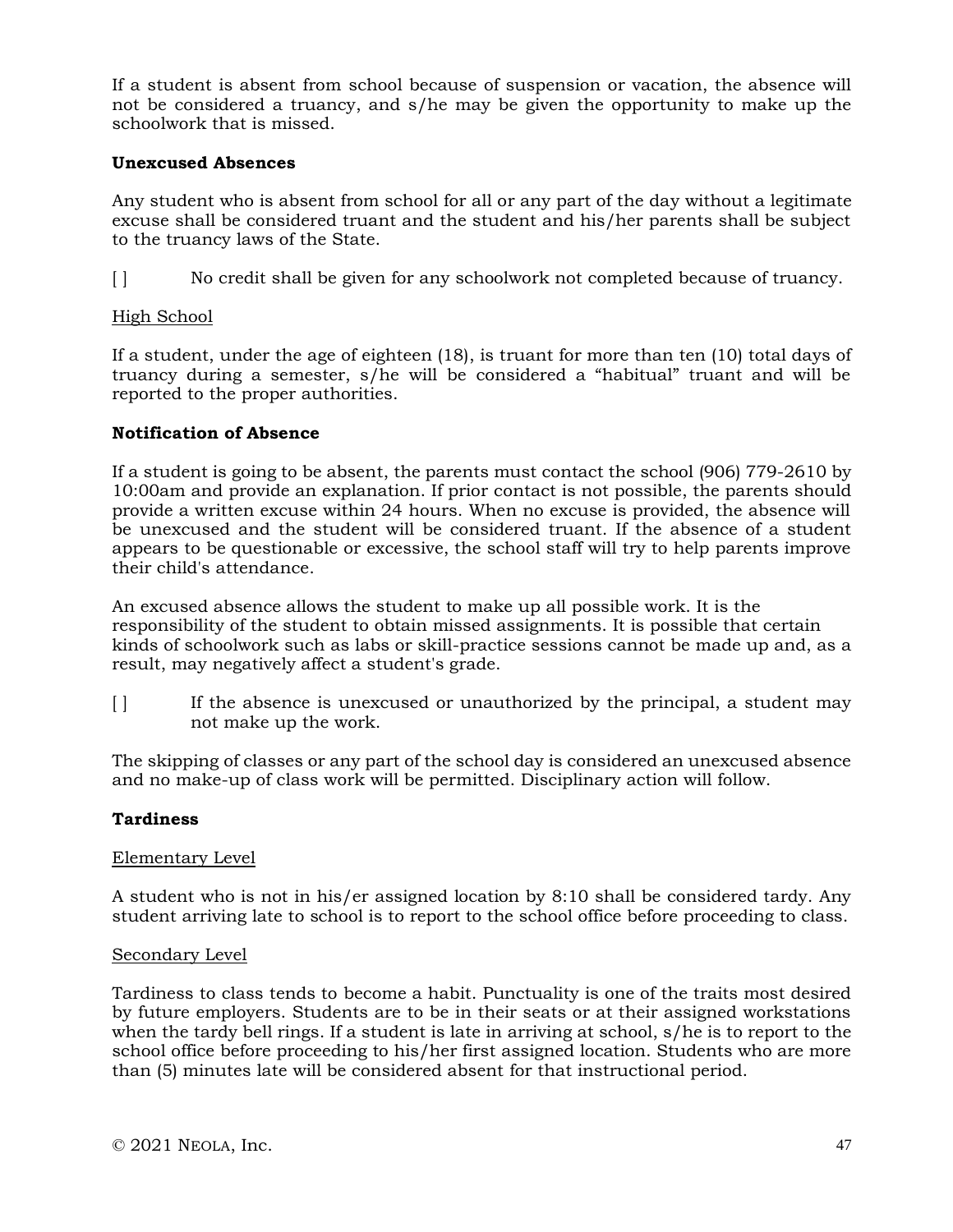If a student is absent from school because of suspension or vacation, the absence will not be considered a truancy, and s/he may be given the opportunity to make up the schoolwork that is missed.

**Unexcused Absences**

Any student who is absent from school for all or any part of the day without a legitimate excuse shall be considered truant and the student and his/her parents shall be subject to the truancy laws of the State.

[ ] No credit shall be given for any schoolwork not completed because of truancy.

High School

If a student, under the age of eighteen (18), is truant for more than ten (10) total days of truancy during a semester, s/he will be considered a "habitual" truant and will be reported to the proper authorities.

**Notification of Absence**

If a student is going to be absent, the parents must contact the school (906) 779-2610 by 10:00am and provide an explanation. If prior contact is not possible, the parents should provide a written excuse within 24 hours. When no excuse is provided, the absence will be unexcused and the student will be considered truant. If the absence of a student appears to be questionable or excessive, the school staff will try to help parents improve their child's attendance.

An excused absence allows the student to make up all possible work. It is the responsibility of the student to obtain missed assignments. It is possible that certain kinds of schoolwork such as labs or skill-practice sessions cannot be made up and, as a result, may negatively affect a student's grade.

[ ] If the absence is unexcused or unauthorized by the principal, a student may not make up the work.

The skipping of classes or any part of the school day is considered an unexcused absence and no make-up of class work will be permitted. Disciplinary action will follow.

**Tardiness**

Elementary Level

A student who is not in his/er assigned location by 8:10 shall be considered tardy. Any student arriving late to school is to report to the school office before proceeding to class.

Secondary Level

Tardiness to class tends to become a habit. Punctuality is one of the traits most desired by future employers. Students are to be in their seats or at their assigned workstations when the tardy bell rings. If a student is late in arriving at school, s/he is to report to the school office before proceeding to his/her first assigned location. Students who are more than (5) minutes late will be considered absent for that instructional period.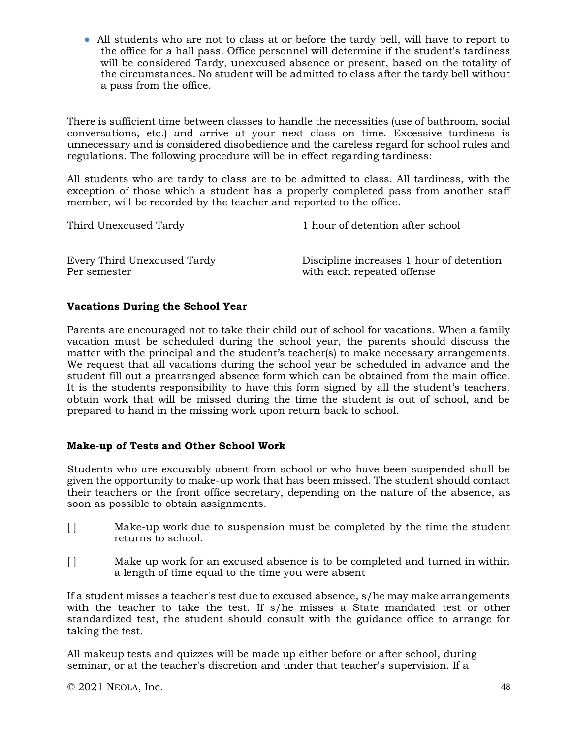- All students who are not to class at or before the tardy bell, will have to report to the office for a hall pass. Office personnel will determine if the student's tardiness will be considered Tardy, unexcused absence or present, based on the totality of the circumstances. No student will be admitted to class after the tardy bell without a pass from the office.

There is sufficient time between classes to handle the necessities (use of bathroom, social conversations, etc.) and arrive at your next class on time. Excessive tardiness is unnecessary and is considered disobedience and the careless regard for school rules and regulations. The following procedure will be in effect regarding tardiness:

All students who are tardy to class are to be admitted to class. All tardiness, with the exception of those which a student has a properly completed pass from another staff member, will be recorded by the teacher and reported to the office.

| | |
|---|---|
| Third Unexcused Tardy | 1 hour of detention after school |
| Every Third Unexcused Tardy Per semester | Discipline increases 1 hour of detention with each repeated offense |

**Vacations During the School Year**

Parents are encouraged not to take their child out of school for vacations. When a family vacation must be scheduled during the school year, the parents should discuss the matter with the principal and the student's teacher(s) to make necessary arrangements. We request that all vacations during the school year be scheduled in advance and the student fill out a prearranged absence form which can be obtained from the main office. It is the students responsibility to have this form signed by all the student's teachers, obtain work that will be missed during the time the student is out of school, and be prepared to hand in the missing work upon return back to school.

**Make-up of Tests and Other School Work**

Students who are excusably absent from school or who have been suspended shall be given the opportunity to make-up work that has been missed. The student should contact their teachers or the front office secretary, depending on the nature of the absence, as soon as possible to obtain assignments.

[ ] Make-up work due to suspension must be completed by the time the student returns to school.

[ ] Make up work for an excused absence is to be completed and turned in within a length of time equal to the time you were absent

If a student misses a teacher's test due to excused absence, s/he may make arrangements with the teacher to take the test. If s/he misses a State mandated test or other standardized test, the student should consult with the guidance office to arrange for taking the test.

All makeup tests and quizzes will be made up either before or after school, during seminar, or at the teacher's discretion and under that teacher's supervision. If a

© 2021 Neola, Inc.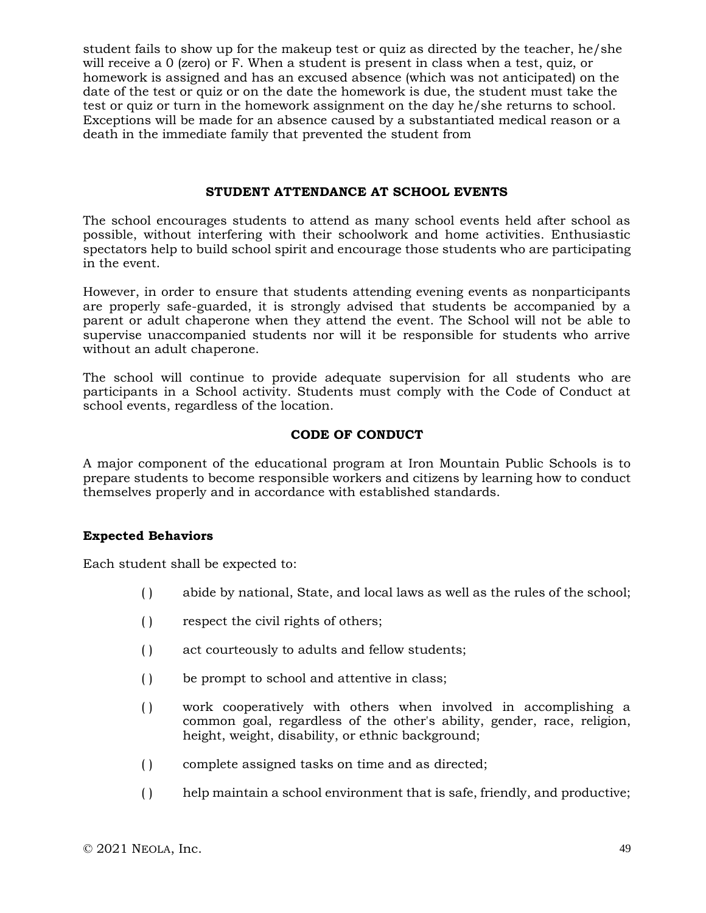student fails to show up for the makeup test or quiz as directed by the teacher, he/she will receive a 0 (zero) or F. When a student is present in class when a test, quiz, or homework is assigned and has an excused absence (which was not anticipated) on the date of the test or quiz or on the date the homework is due, the student must take the test or quiz or turn in the homework assignment on the day he/she returns to school. Exceptions will be made for an absence caused by a substantiated medical reason or a death in the immediate family that prevented the student from

## STUDENT ATTENDANCE AT SCHOOL EVENTS

The school encourages students to attend as many school events held after school as possible, without interfering with their schoolwork and home activities. Enthusiastic spectators help to build school spirit and encourage those students who are participating in the event.

However, in order to ensure that students attending evening events as nonparticipants are properly safe-guarded, it is strongly advised that students be accompanied by a parent or adult chaperone when they attend the event. The School will not be able to supervise unaccompanied students nor will it be responsible for students who arrive without an adult chaperone.

The school will continue to provide adequate supervision for all students who are participants in a School activity. Students must comply with the Code of Conduct at school events, regardless of the location.

## CODE OF CONDUCT

A major component of the educational program at Iron Mountain Public Schools is to prepare students to become responsible workers and citizens by learning how to conduct themselves properly and in accordance with established standards.

### Expected Behaviors

Each student shall be expected to:

( ) abide by national, State, and local laws as well as the rules of the school;

( ) respect the civil rights of others;

( ) act courteously to adults and fellow students;

( ) be prompt to school and attentive in class;

( ) work cooperatively with others when involved in accomplishing a common goal, regardless of the other's ability, gender, race, religion, height, weight, disability, or ethnic background;

( ) complete assigned tasks on time and as directed;

( ) help maintain a school environment that is safe, friendly, and productive;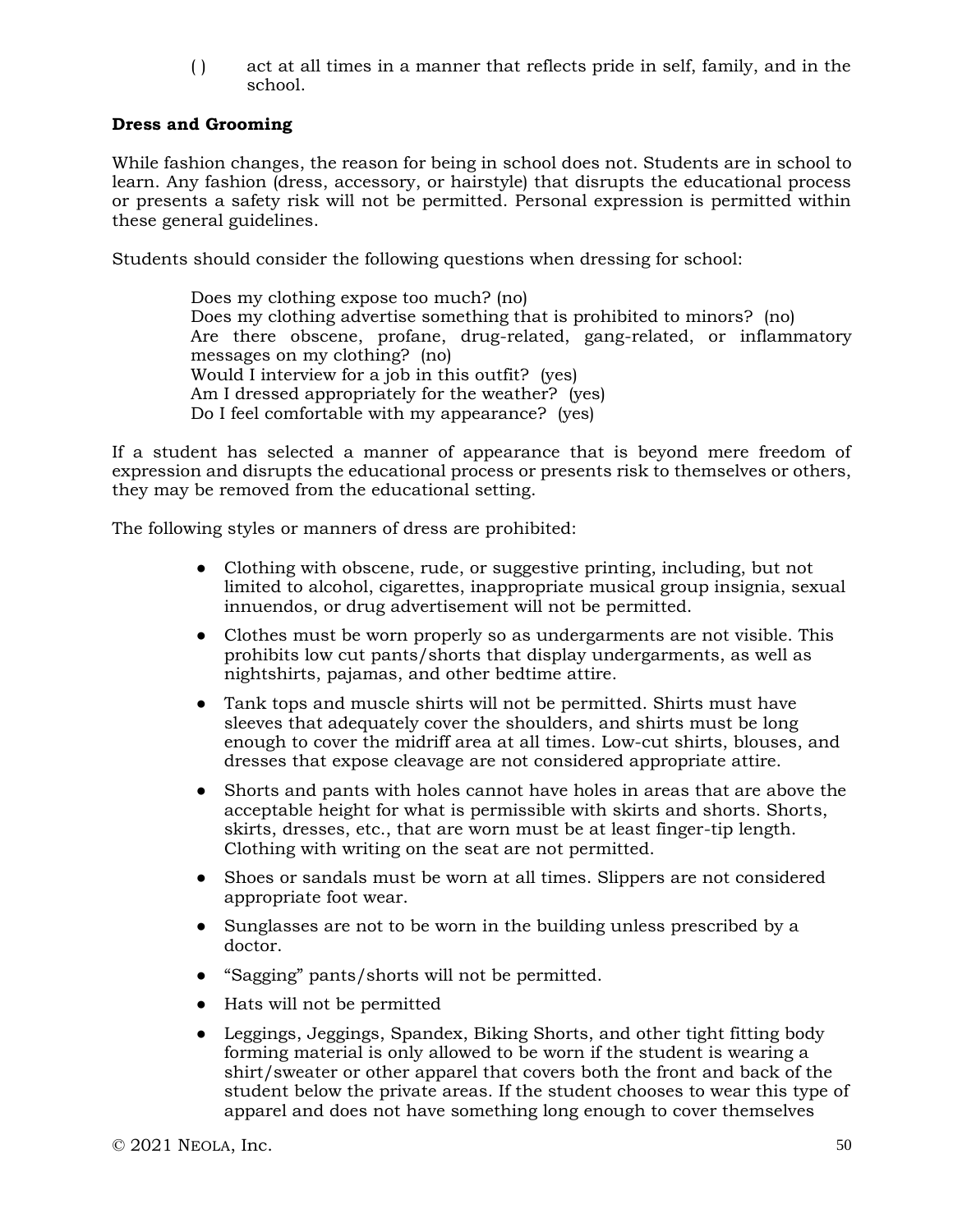( ) act at all times in a manner that reflects pride in self, family, and in the school.

**Dress and Grooming**

While fashion changes, the reason for being in school does not. Students are in school to learn. Any fashion (dress, accessory, or hairstyle) that disrupts the educational process or presents a safety risk will not be permitted. Personal expression is permitted within these general guidelines.

Students should consider the following questions when dressing for school:

> Does my clothing expose too much? (no)
> Does my clothing advertise something that is prohibited to minors? (no)
> Are there obscene, profane, drug-related, gang-related, or inflammatory messages on my clothing? (no)
> Would I interview for a job in this outfit? (yes)
> Am I dressed appropriately for the weather? (yes)
> Do I feel comfortable with my appearance? (yes)

If a student has selected a manner of appearance that is beyond mere freedom of expression and disrupts the educational process or presents risk to themselves or others, they may be removed from the educational setting.

The following styles or manners of dress are prohibited:

- Clothing with obscene, rude, or suggestive printing, including, but not limited to alcohol, cigarettes, inappropriate musical group insignia, sexual innuendos, or drug advertisement will not be permitted.
- Clothes must be worn properly so as undergarments are not visible. This prohibits low cut pants/shorts that display undergarments, as well as nightshirts, pajamas, and other bedtime attire.
- Tank tops and muscle shirts will not be permitted. Shirts must have sleeves that adequately cover the shoulders, and shirts must be long enough to cover the midriff area at all times. Low-cut shirts, blouses, and dresses that expose cleavage are not considered appropriate attire.
- Shorts and pants with holes cannot have holes in areas that are above the acceptable height for what is permissible with skirts and shorts. Shorts, skirts, dresses, etc., that are worn must be at least finger-tip length. Clothing with writing on the seat are not permitted.
- Shoes or sandals must be worn at all times. Slippers are not considered appropriate foot wear.
- Sunglasses are not to be worn in the building unless prescribed by a doctor.
- "Sagging" pants/shorts will not be permitted.
- Hats will not be permitted
- Leggings, Jeggings, Spandex, Biking Shorts, and other tight fitting body forming material is only allowed to be worn if the student is wearing a shirt/sweater or other apparel that covers both the front and back of the student below the private areas. If the student chooses to wear this type of apparel and does not have something long enough to cover themselves

© 2021 Neola, Inc.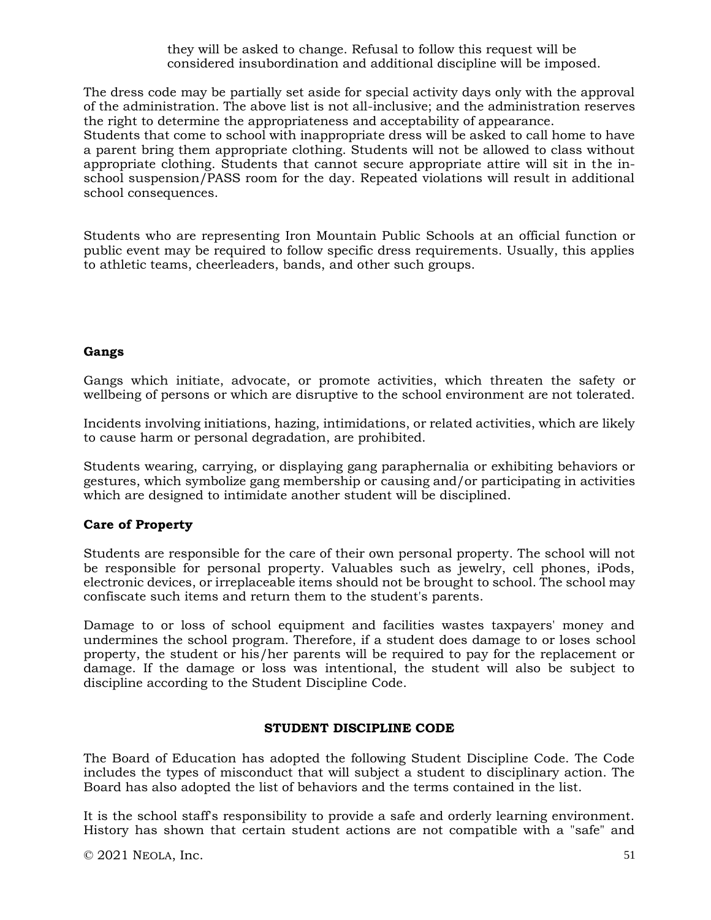they will be asked to change. Refusal to follow this request will be considered insubordination and additional discipline will be imposed.

The dress code may be partially set aside for special activity days only with the approval of the administration. The above list is not all-inclusive; and the administration reserves the right to determine the appropriateness and acceptability of appearance.
Students that come to school with inappropriate dress will be asked to call home to have a parent bring them appropriate clothing. Students will not be allowed to class without appropriate clothing. Students that cannot secure appropriate attire will sit in the in-school suspension/PASS room for the day. Repeated violations will result in additional school consequences.

Students who are representing Iron Mountain Public Schools at an official function or public event may be required to follow specific dress requirements. Usually, this applies to athletic teams, cheerleaders, bands, and other such groups.

**Gangs**

Gangs which initiate, advocate, or promote activities, which threaten the safety or wellbeing of persons or which are disruptive to the school environment are not tolerated.

Incidents involving initiations, hazing, intimidations, or related activities, which are likely to cause harm or personal degradation, are prohibited.

Students wearing, carrying, or displaying gang paraphernalia or exhibiting behaviors or gestures, which symbolize gang membership or causing and/or participating in activities which are designed to intimidate another student will be disciplined.

**Care of Property**

Students are responsible for the care of their own personal property. The school will not be responsible for personal property. Valuables such as jewelry, cell phones, iPods, electronic devices, or irreplaceable items should not be brought to school. The school may confiscate such items and return them to the student's parents.

Damage to or loss of school equipment and facilities wastes taxpayers' money and undermines the school program. Therefore, if a student does damage to or loses school property, the student or his/her parents will be required to pay for the replacement or damage. If the damage or loss was intentional, the student will also be subject to discipline according to the Student Discipline Code.

**STUDENT DISCIPLINE CODE**

The Board of Education has adopted the following Student Discipline Code. The Code includes the types of misconduct that will subject a student to disciplinary action. The Board has also adopted the list of behaviors and the terms contained in the list.

It is the school staff's responsibility to provide a safe and orderly learning environment. History has shown that certain student actions are not compatible with a "safe" and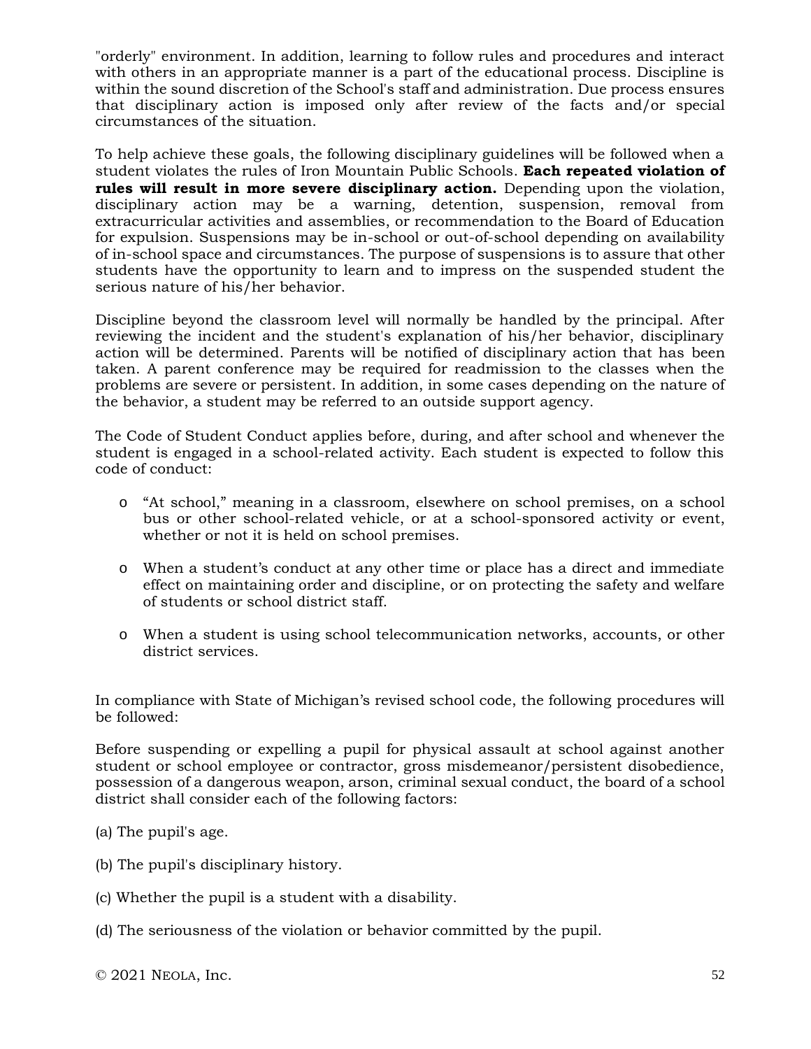"orderly" environment. In addition, learning to follow rules and procedures and interact with others in an appropriate manner is a part of the educational process. Discipline is within the sound discretion of the School's staff and administration. Due process ensures that disciplinary action is imposed only after review of the facts and/or special circumstances of the situation.

To help achieve these goals, the following disciplinary guidelines will be followed when a student violates the rules of Iron Mountain Public Schools. **Each repeated violation of rules will result in more severe disciplinary action.** Depending upon the violation, disciplinary action may be a warning, detention, suspension, removal from extracurricular activities and assemblies, or recommendation to the Board of Education for expulsion. Suspensions may be in-school or out-of-school depending on availability of in-school space and circumstances. The purpose of suspensions is to assure that other students have the opportunity to learn and to impress on the suspended student the serious nature of his/her behavior.

Discipline beyond the classroom level will normally be handled by the principal. After reviewing the incident and the student's explanation of his/her behavior, disciplinary action will be determined. Parents will be notified of disciplinary action that has been taken. A parent conference may be required for readmission to the classes when the problems are severe or persistent. In addition, in some cases depending on the nature of the behavior, a student may be referred to an outside support agency.

The Code of Student Conduct applies before, during, and after school and whenever the student is engaged in a school-related activity. Each student is expected to follow this code of conduct:

- "At school," meaning in a classroom, elsewhere on school premises, on a school bus or other school-related vehicle, or at a school-sponsored activity or event, whether or not it is held on school premises.
- When a student's conduct at any other time or place has a direct and immediate effect on maintaining order and discipline, or on protecting the safety and welfare of students or school district staff.
- When a student is using school telecommunication networks, accounts, or other district services.

In compliance with State of Michigan's revised school code, the following procedures will be followed:

Before suspending or expelling a pupil for physical assault at school against another student or school employee or contractor, gross misdemeanor/persistent disobedience, possession of a dangerous weapon, arson, criminal sexual conduct, the board of a school district shall consider each of the following factors:

(a) The pupil's age.

(b) The pupil's disciplinary history.

(c) Whether the pupil is a student with a disability.

(d) The seriousness of the violation or behavior committed by the pupil.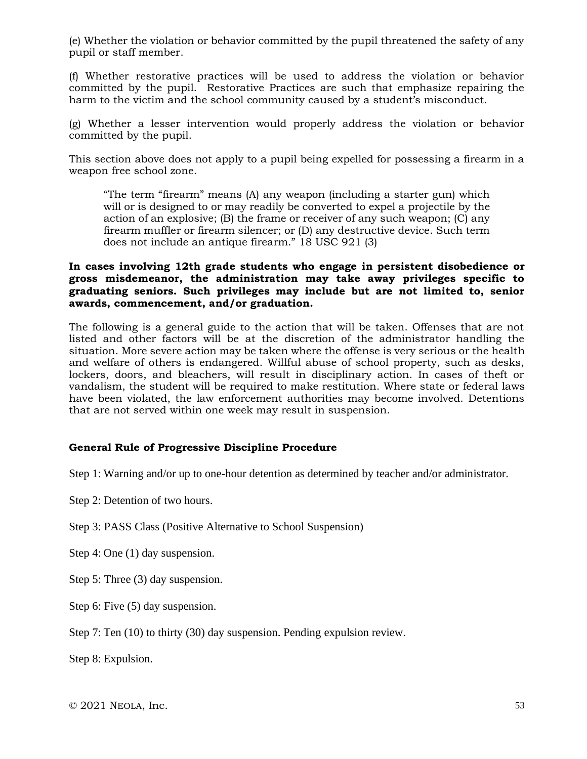(e) Whether the violation or behavior committed by the pupil threatened the safety of any pupil or staff member.

(f) Whether restorative practices will be used to address the violation or behavior committed by the pupil. Restorative Practices are such that emphasize repairing the harm to the victim and the school community caused by a student's misconduct.

(g) Whether a lesser intervention would properly address the violation or behavior committed by the pupil.

This section above does not apply to a pupil being expelled for possessing a firearm in a weapon free school zone.

> "The term "firearm" means (A) any weapon (including a starter gun) which will or is designed to or may readily be converted to expel a projectile by the action of an explosive; (B) the frame or receiver of any such weapon; (C) any firearm muffler or firearm silencer; or (D) any destructive device. Such term does not include an antique firearm." 18 USC 921 (3)

**In cases involving 12th grade students who engage in persistent disobedience or gross misdemeanor, the administration may take away privileges specific to graduating seniors. Such privileges may include but are not limited to, senior awards, commencement, and/or graduation.**

The following is a general guide to the action that will be taken. Offenses that are not listed and other factors will be at the discretion of the administrator handling the situation. More severe action may be taken where the offense is very serious or the health and welfare of others is endangered. Willful abuse of school property, such as desks, lockers, doors, and bleachers, will result in disciplinary action. In cases of theft or vandalism, the student will be required to make restitution. Where state or federal laws have been violated, the law enforcement authorities may become involved. Detentions that are not served within one week may result in suspension.

**General Rule of Progressive Discipline Procedure**

Step 1: Warning and/or up to one-hour detention as determined by teacher and/or administrator.

Step 2: Detention of two hours.

Step 3: PASS Class (Positive Alternative to School Suspension)

Step 4: One (1) day suspension.

Step 5: Three (3) day suspension.

Step 6: Five (5) day suspension.

Step 7: Ten (10) to thirty (30) day suspension. Pending expulsion review.

Step 8: Expulsion.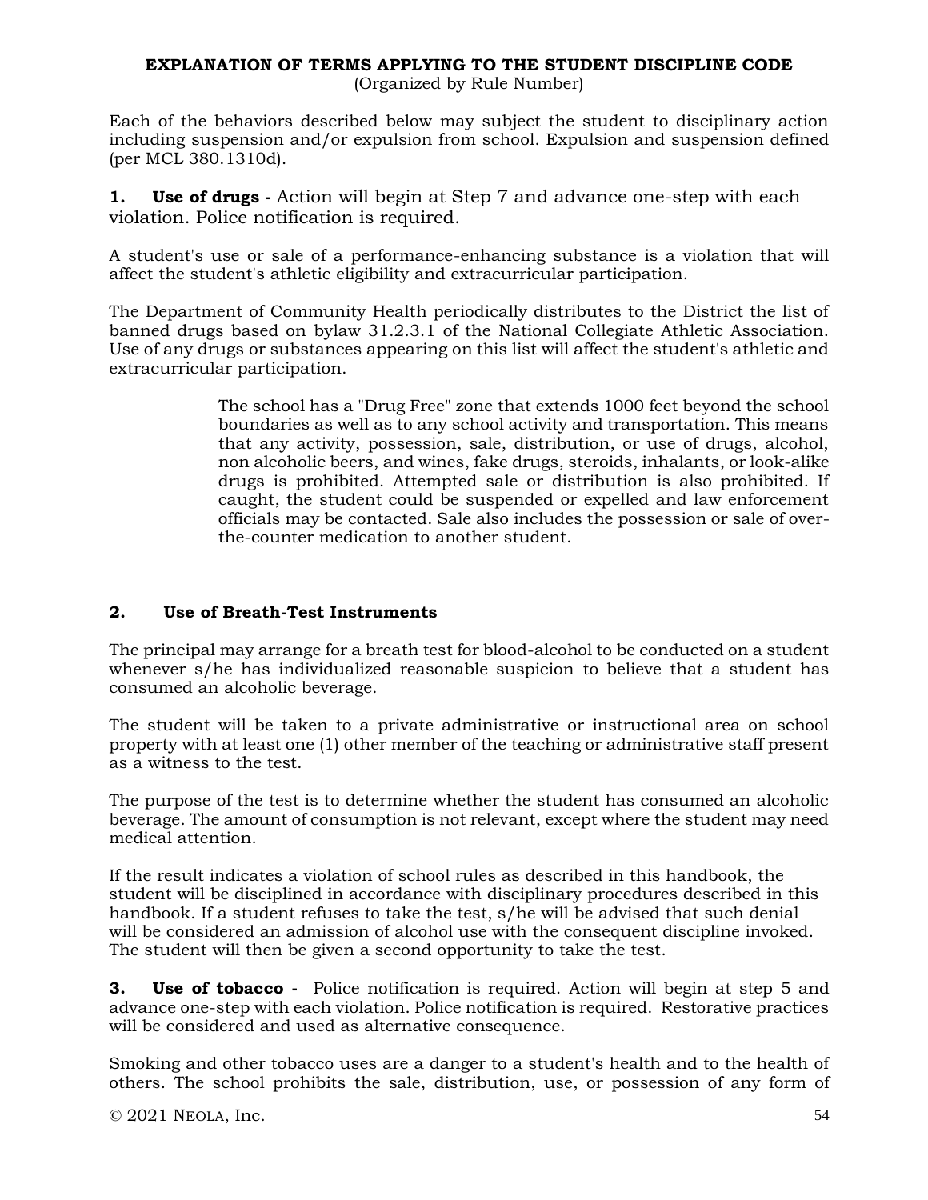## EXPLANATION OF TERMS APPLYING TO THE STUDENT DISCIPLINE CODE

(Organized by Rule Number)

Each of the behaviors described below may subject the student to disciplinary action including suspension and/or expulsion from school. Expulsion and suspension defined (per MCL 380.1310d).

**1. Use of drugs -** Action will begin at Step 7 and advance one-step with each violation. Police notification is required.

A student's use or sale of a performance-enhancing substance is a violation that will affect the student's athletic eligibility and extracurricular participation.

The Department of Community Health periodically distributes to the District the list of banned drugs based on bylaw 31.2.3.1 of the National Collegiate Athletic Association. Use of any drugs or substances appearing on this list will affect the student's athletic and extracurricular participation.

> The school has a "Drug Free" zone that extends 1000 feet beyond the school boundaries as well as to any school activity and transportation. This means that any activity, possession, sale, distribution, or use of drugs, alcohol, non alcoholic beers, and wines, fake drugs, steroids, inhalants, or look-alike drugs is prohibited. Attempted sale or distribution is also prohibited. If caught, the student could be suspended or expelled and law enforcement officials may be contacted. Sale also includes the possession or sale of over-the-counter medication to another student.

**2. Use of Breath-Test Instruments**

The principal may arrange for a breath test for blood-alcohol to be conducted on a student whenever s/he has individualized reasonable suspicion to believe that a student has consumed an alcoholic beverage.

The student will be taken to a private administrative or instructional area on school property with at least one (1) other member of the teaching or administrative staff present as a witness to the test.

The purpose of the test is to determine whether the student has consumed an alcoholic beverage. The amount of consumption is not relevant, except where the student may need medical attention.

If the result indicates a violation of school rules as described in this handbook, the student will be disciplined in accordance with disciplinary procedures described in this handbook. If a student refuses to take the test, s/he will be advised that such denial will be considered an admission of alcohol use with the consequent discipline invoked. The student will then be given a second opportunity to take the test.

**3. Use of tobacco -** Police notification is required. Action will begin at step 5 and advance one-step with each violation. Police notification is required. Restorative practices will be considered and used as alternative consequence.

Smoking and other tobacco uses are a danger to a student's health and to the health of others. The school prohibits the sale, distribution, use, or possession of any form of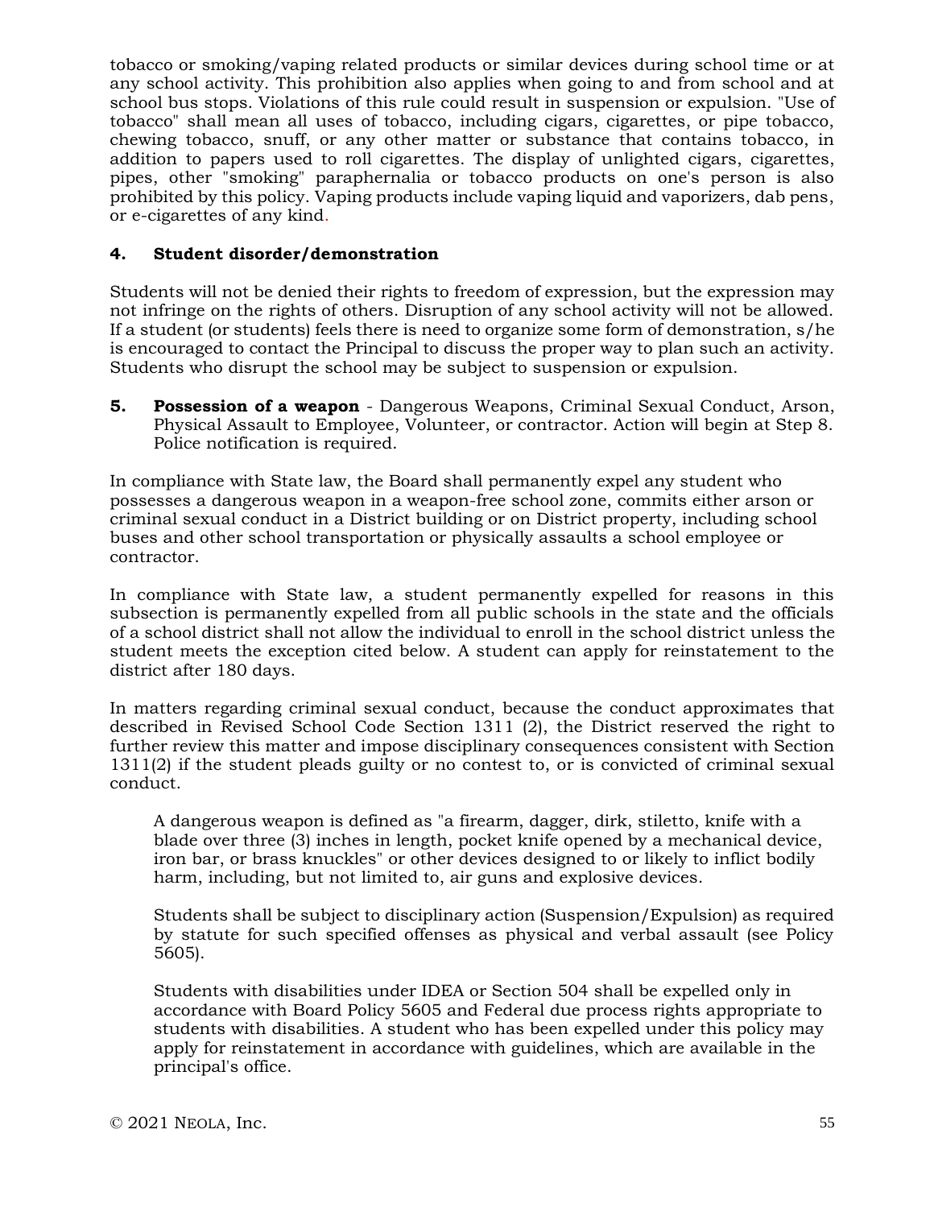tobacco or smoking/vaping related products or similar devices during school time or at any school activity. This prohibition also applies when going to and from school and at school bus stops. Violations of this rule could result in suspension or expulsion. "Use of tobacco" shall mean all uses of tobacco, including cigars, cigarettes, or pipe tobacco, chewing tobacco, snuff, or any other matter or substance that contains tobacco, in addition to papers used to roll cigarettes. The display of unlighted cigars, cigarettes, pipes, other "smoking" paraphernalia or tobacco products on one's person is also prohibited by this policy. Vaping products include vaping liquid and vaporizers, dab pens, or e-cigarettes of any kind.

**4. Student disorder/demonstration**

Students will not be denied their rights to freedom of expression, but the expression may not infringe on the rights of others. Disruption of any school activity will not be allowed. If a student (or students) feels there is need to organize some form of demonstration, s/he is encouraged to contact the Principal to discuss the proper way to plan such an activity. Students who disrupt the school may be subject to suspension or expulsion.

**5. Possession of a weapon** - Dangerous Weapons, Criminal Sexual Conduct, Arson, Physical Assault to Employee, Volunteer, or contractor. Action will begin at Step 8. Police notification is required.

In compliance with State law, the Board shall permanently expel any student who possesses a dangerous weapon in a weapon-free school zone, commits either arson or criminal sexual conduct in a District building or on District property, including school buses and other school transportation or physically assaults a school employee or contractor.

In compliance with State law, a student permanently expelled for reasons in this subsection is permanently expelled from all public schools in the state and the officials of a school district shall not allow the individual to enroll in the school district unless the student meets the exception cited below. A student can apply for reinstatement to the district after 180 days.

In matters regarding criminal sexual conduct, because the conduct approximates that described in Revised School Code Section 1311 (2), the District reserved the right to further review this matter and impose disciplinary consequences consistent with Section 1311(2) if the student pleads guilty or no contest to, or is convicted of criminal sexual conduct.

A dangerous weapon is defined as "a firearm, dagger, dirk, stiletto, knife with a blade over three (3) inches in length, pocket knife opened by a mechanical device, iron bar, or brass knuckles" or other devices designed to or likely to inflict bodily harm, including, but not limited to, air guns and explosive devices.

Students shall be subject to disciplinary action (Suspension/Expulsion) as required by statute for such specified offenses as physical and verbal assault (see Policy 5605).

Students with disabilities under IDEA or Section 504 shall be expelled only in accordance with Board Policy 5605 and Federal due process rights appropriate to students with disabilities. A student who has been expelled under this policy may apply for reinstatement in accordance with guidelines, which are available in the principal's office.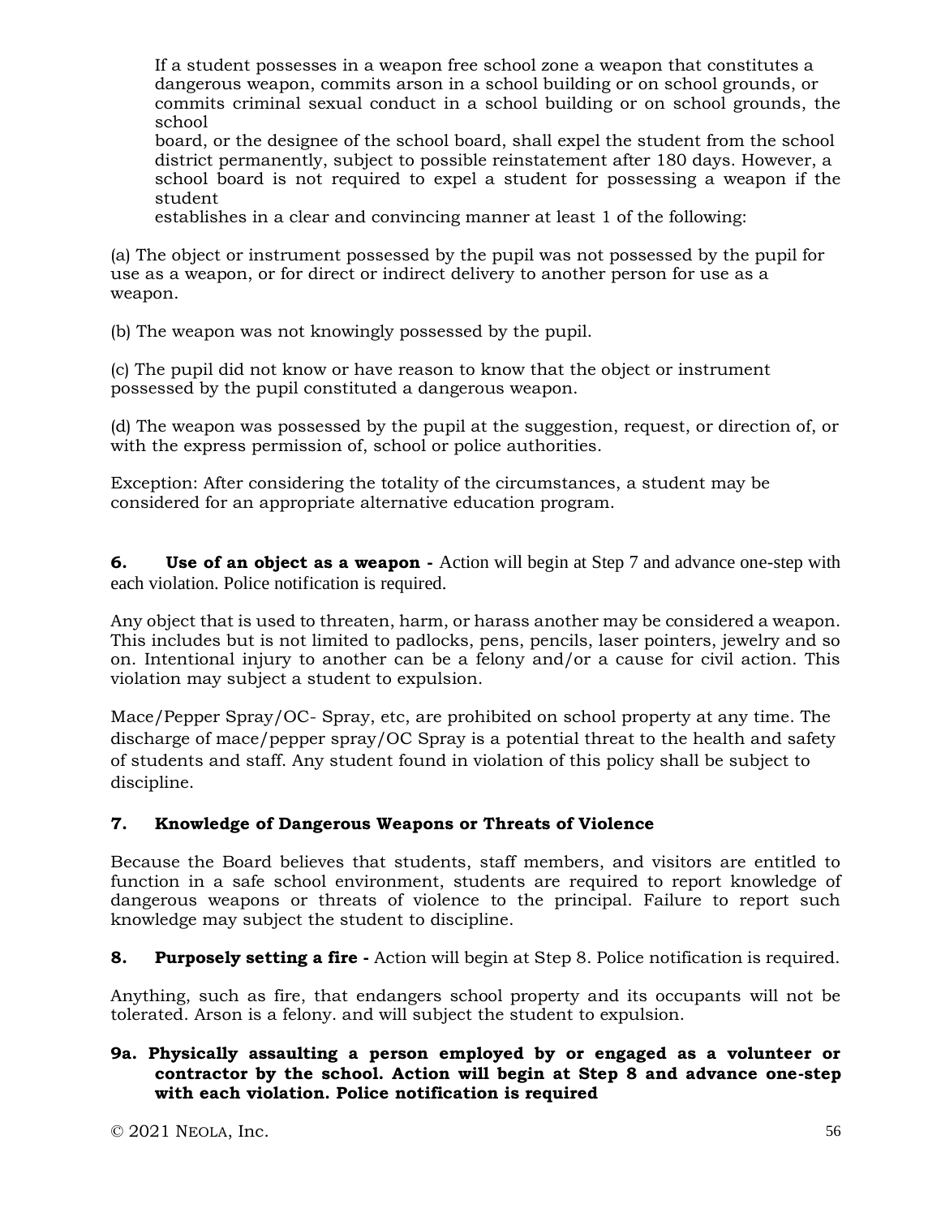If a student possesses in a weapon free school zone a weapon that constitutes a dangerous weapon, commits arson in a school building or on school grounds, or commits criminal sexual conduct in a school building or on school grounds, the school board, or the designee of the school board, shall expel the student from the school district permanently, subject to possible reinstatement after 180 days. However, a school board is not required to expel a student for possessing a weapon if the student establishes in a clear and convincing manner at least 1 of the following:

(a) The object or instrument possessed by the pupil was not possessed by the pupil for use as a weapon, or for direct or indirect delivery to another person for use as a weapon.

(b) The weapon was not knowingly possessed by the pupil.

(c) The pupil did not know or have reason to know that the object or instrument possessed by the pupil constituted a dangerous weapon.

(d) The weapon was possessed by the pupil at the suggestion, request, or direction of, or with the express permission of, school or police authorities.

Exception: After considering the totality of the circumstances, a student may be considered for an appropriate alternative education program.

**6. Use of an object as a weapon -** Action will begin at Step 7 and advance one-step with each violation. Police notification is required.

Any object that is used to threaten, harm, or harass another may be considered a weapon. This includes but is not limited to padlocks, pens, pencils, laser pointers, jewelry and so on. Intentional injury to another can be a felony and/or a cause for civil action. This violation may subject a student to expulsion.

Mace/Pepper Spray/OC- Spray, etc, are prohibited on school property at any time. The discharge of mace/pepper spray/OC Spray is a potential threat to the health and safety of students and staff. Any student found in violation of this policy shall be subject to discipline.

**7. Knowledge of Dangerous Weapons or Threats of Violence**

Because the Board believes that students, staff members, and visitors are entitled to function in a safe school environment, students are required to report knowledge of dangerous weapons or threats of violence to the principal. Failure to report such knowledge may subject the student to discipline.

**8. Purposely setting a fire -** Action will begin at Step 8. Police notification is required.

Anything, such as fire, that endangers school property and its occupants will not be tolerated. Arson is a felony. and will subject the student to expulsion.

**9a. Physically assaulting a person employed by or engaged as a volunteer or contractor by the school. Action will begin at Step 8 and advance one-step with each violation. Police notification is required**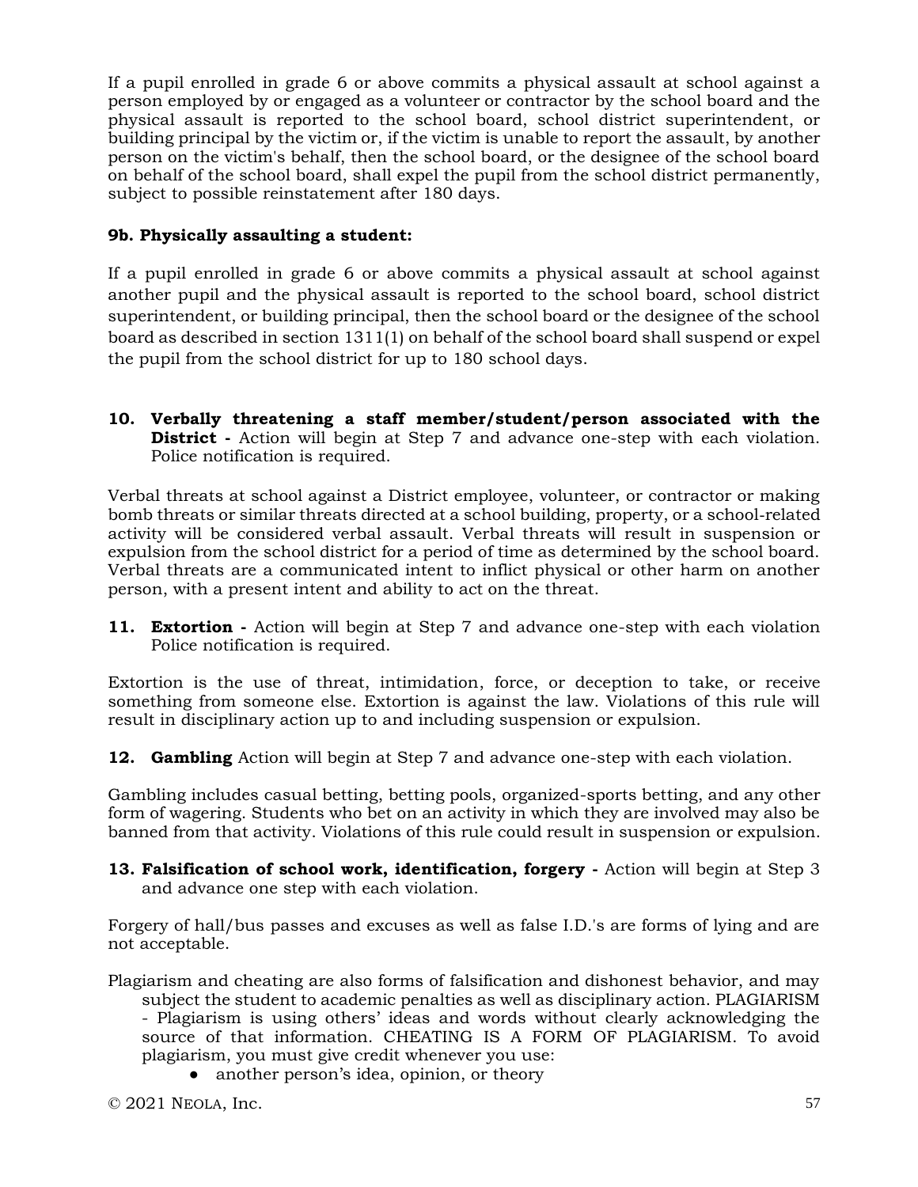If a pupil enrolled in grade 6 or above commits a physical assault at school against a person employed by or engaged as a volunteer or contractor by the school board and the physical assault is reported to the school board, school district superintendent, or building principal by the victim or, if the victim is unable to report the assault, by another person on the victim's behalf, then the school board, or the designee of the school board on behalf of the school board, shall expel the pupil from the school district permanently, subject to possible reinstatement after 180 days.

**9b. Physically assaulting a student:**

If a pupil enrolled in grade 6 or above commits a physical assault at school against another pupil and the physical assault is reported to the school board, school district superintendent, or building principal, then the school board or the designee of the school board as described in section 1311(1) on behalf of the school board shall suspend or expel the pupil from the school district for up to 180 school days.

**10. Verbally threatening a staff member/student/person associated with the District -** Action will begin at Step 7 and advance one-step with each violation. Police notification is required.

Verbal threats at school against a District employee, volunteer, or contractor or making bomb threats or similar threats directed at a school building, property, or a school-related activity will be considered verbal assault. Verbal threats will result in suspension or expulsion from the school district for a period of time as determined by the school board. Verbal threats are a communicated intent to inflict physical or other harm on another person, with a present intent and ability to act on the threat.

**11. Extortion -** Action will begin at Step 7 and advance one-step with each violation Police notification is required.

Extortion is the use of threat, intimidation, force, or deception to take, or receive something from someone else. Extortion is against the law. Violations of this rule will result in disciplinary action up to and including suspension or expulsion.

**12. Gambling** Action will begin at Step 7 and advance one-step with each violation.

Gambling includes casual betting, betting pools, organized-sports betting, and any other form of wagering. Students who bet on an activity in which they are involved may also be banned from that activity. Violations of this rule could result in suspension or expulsion.

**13. Falsification of school work, identification, forgery -** Action will begin at Step 3 and advance one step with each violation.

Forgery of hall/bus passes and excuses as well as false I.D.'s are forms of lying and are not acceptable.

Plagiarism and cheating are also forms of falsification and dishonest behavior, and may subject the student to academic penalties as well as disciplinary action. PLAGIARISM - Plagiarism is using others' ideas and words without clearly acknowledging the source of that information. CHEATING IS A FORM OF PLAGIARISM. To avoid plagiarism, you must give credit whenever you use:

- another person's idea, opinion, or theory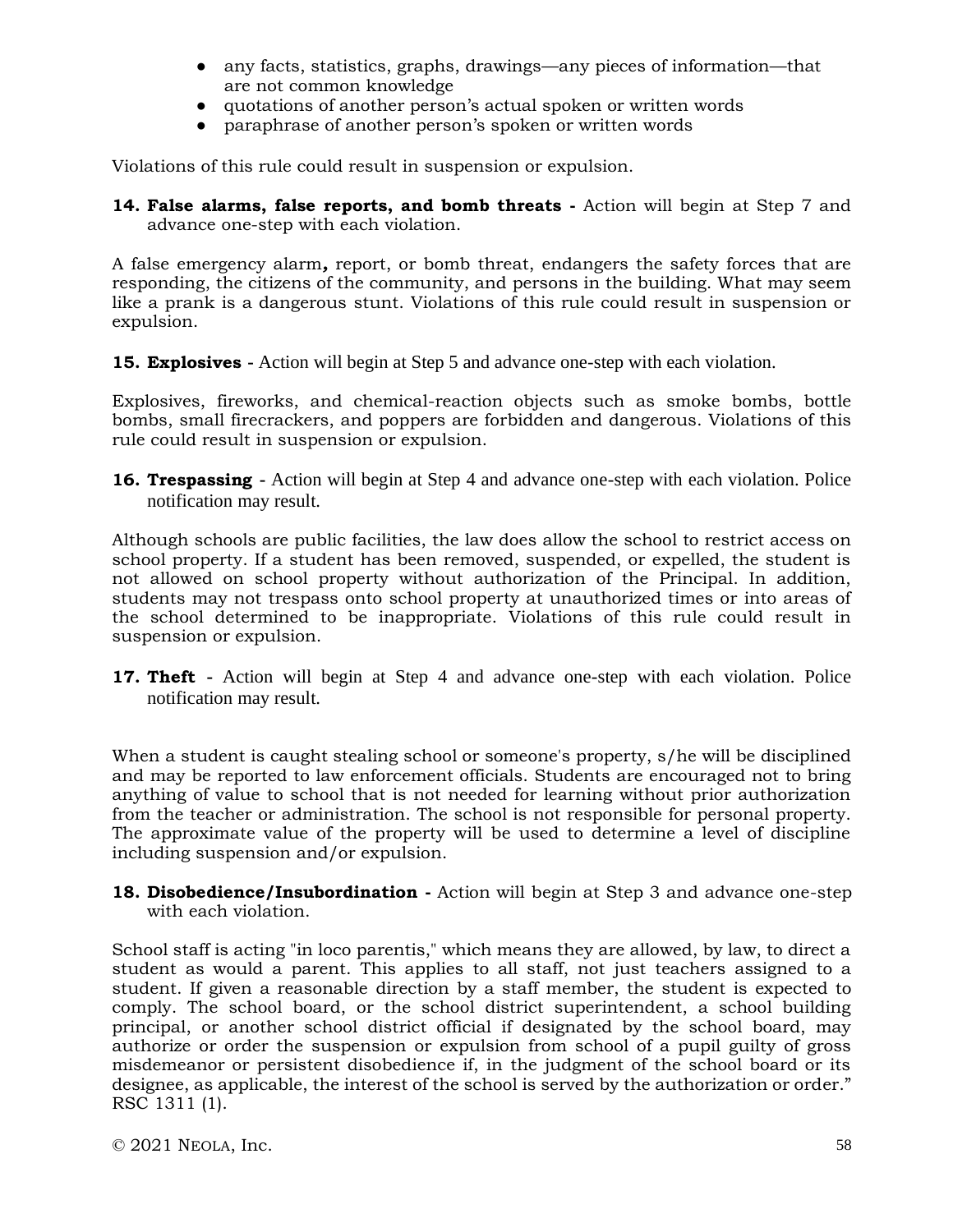- any facts, statistics, graphs, drawings—any pieces of information—that are not common knowledge
- quotations of another person's actual spoken or written words
- paraphrase of another person's spoken or written words

Violations of this rule could result in suspension or expulsion.

**14. False alarms, false reports, and bomb threats -** Action will begin at Step 7 and advance one-step with each violation.

A false emergency alarm**,** report, or bomb threat, endangers the safety forces that are responding, the citizens of the community, and persons in the building. What may seem like a prank is a dangerous stunt. Violations of this rule could result in suspension or expulsion.

**15. Explosives -** Action will begin at Step 5 and advance one-step with each violation.

Explosives, fireworks, and chemical-reaction objects such as smoke bombs, bottle bombs, small firecrackers, and poppers are forbidden and dangerous. Violations of this rule could result in suspension or expulsion.

**16. Trespassing -** Action will begin at Step 4 and advance one-step with each violation. Police notification may result.

Although schools are public facilities, the law does allow the school to restrict access on school property. If a student has been removed, suspended, or expelled, the student is not allowed on school property without authorization of the Principal. In addition, students may not trespass onto school property at unauthorized times or into areas of the school determined to be inappropriate. Violations of this rule could result in suspension or expulsion.

**17. Theft -** Action will begin at Step 4 and advance one-step with each violation. Police notification may result.

When a student is caught stealing school or someone's property, s/he will be disciplined and may be reported to law enforcement officials. Students are encouraged not to bring anything of value to school that is not needed for learning without prior authorization from the teacher or administration. The school is not responsible for personal property. The approximate value of the property will be used to determine a level of discipline including suspension and/or expulsion.

**18. Disobedience/Insubordination -** Action will begin at Step 3 and advance one-step with each violation.

School staff is acting "in loco parentis," which means they are allowed, by law, to direct a student as would a parent. This applies to all staff, not just teachers assigned to a student. If given a reasonable direction by a staff member, the student is expected to comply. The school board, or the school district superintendent, a school building principal, or another school district official if designated by the school board, may authorize or order the suspension or expulsion from school of a pupil guilty of gross misdemeanor or persistent disobedience if, in the judgment of the school board or its designee, as applicable, the interest of the school is served by the authorization or order." RSC 1311 (1).

© 2021 NEOLA, Inc.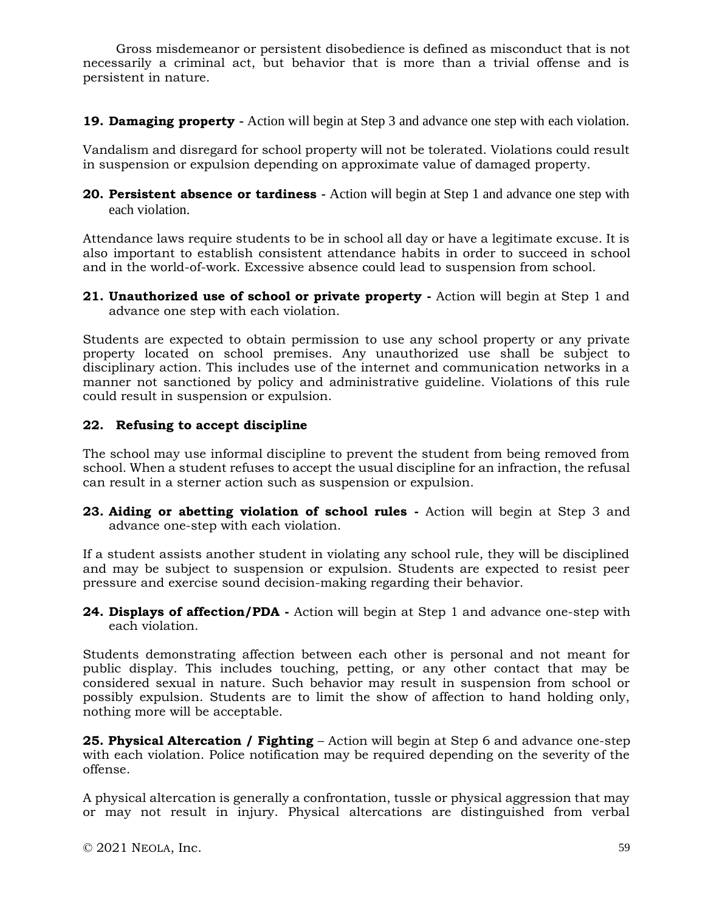Gross misdemeanor or persistent disobedience is defined as misconduct that is not necessarily a criminal act, but behavior that is more than a trivial offense and is persistent in nature.

**19. Damaging property** - Action will begin at Step 3 and advance one step with each violation.

Vandalism and disregard for school property will not be tolerated. Violations could result in suspension or expulsion depending on approximate value of damaged property.

**20. Persistent absence or tardiness** - Action will begin at Step 1 and advance one step with each violation.

Attendance laws require students to be in school all day or have a legitimate excuse. It is also important to establish consistent attendance habits in order to succeed in school and in the world-of-work. Excessive absence could lead to suspension from school.

**21. Unauthorized use of school or private property -** Action will begin at Step 1 and advance one step with each violation.

Students are expected to obtain permission to use any school property or any private property located on school premises. Any unauthorized use shall be subject to disciplinary action. This includes use of the internet and communication networks in a manner not sanctioned by policy and administrative guideline. Violations of this rule could result in suspension or expulsion.

**22. Refusing to accept discipline**

The school may use informal discipline to prevent the student from being removed from school. When a student refuses to accept the usual discipline for an infraction, the refusal can result in a sterner action such as suspension or expulsion.

**23. Aiding or abetting violation of school rules -** Action will begin at Step 3 and advance one-step with each violation.

If a student assists another student in violating any school rule, they will be disciplined and may be subject to suspension or expulsion. Students are expected to resist peer pressure and exercise sound decision-making regarding their behavior.

**24. Displays of affection/PDA -** Action will begin at Step 1 and advance one-step with each violation.

Students demonstrating affection between each other is personal and not meant for public display. This includes touching, petting, or any other contact that may be considered sexual in nature. Such behavior may result in suspension from school or possibly expulsion. Students are to limit the show of affection to hand holding only, nothing more will be acceptable.

**25. Physical Altercation / Fighting** – Action will begin at Step 6 and advance one-step with each violation. Police notification may be required depending on the severity of the offense.

A physical altercation is generally a confrontation, tussle or physical aggression that may or may not result in injury. Physical altercations are distinguished from verbal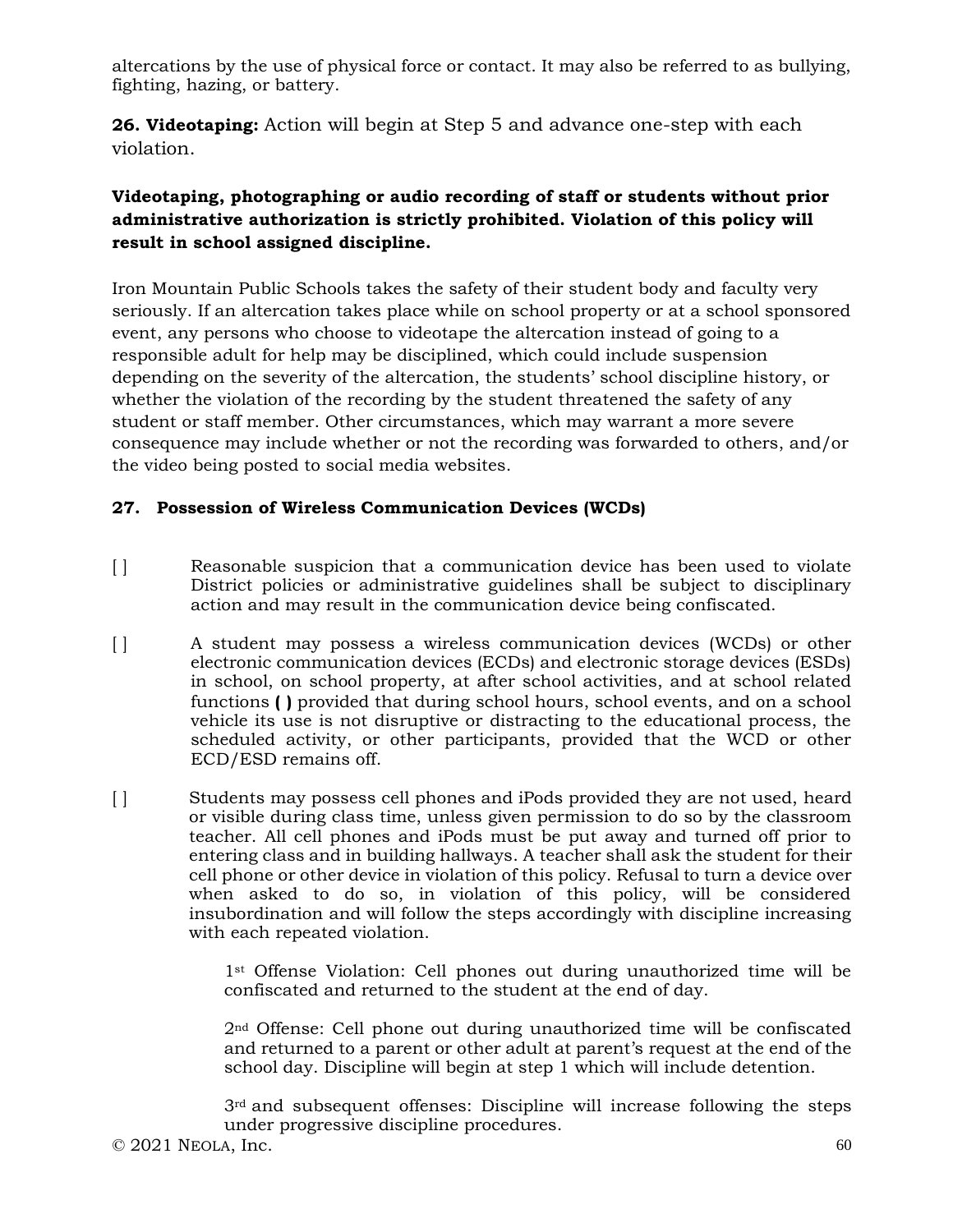altercations by the use of physical force or contact. It may also be referred to as bullying, fighting, hazing, or battery.

**26. Videotaping:** Action will begin at Step 5 and advance one-step with each violation.

**Videotaping, photographing or audio recording of staff or students without prior administrative authorization is strictly prohibited. Violation of this policy will result in school assigned discipline.**

Iron Mountain Public Schools takes the safety of their student body and faculty very seriously. If an altercation takes place while on school property or at a school sponsored event, any persons who choose to videotape the altercation instead of going to a responsible adult for help may be disciplined, which could include suspension depending on the severity of the altercation, the students' school discipline history, or whether the violation of the recording by the student threatened the safety of any student or staff member. Other circumstances, which may warrant a more severe consequence may include whether or not the recording was forwarded to others, and/or the video being posted to social media websites.

**27. Possession of Wireless Communication Devices (WCDs)**

[ ] Reasonable suspicion that a communication device has been used to violate District policies or administrative guidelines shall be subject to disciplinary action and may result in the communication device being confiscated.

[ ] A student may possess a wireless communication devices (WCDs) or other electronic communication devices (ECDs) and electronic storage devices (ESDs) in school, on school property, at after school activities, and at school related functions **( )** provided that during school hours, school events, and on a school vehicle its use is not disruptive or distracting to the educational process, the scheduled activity, or other participants, provided that the WCD or other ECD/ESD remains off.

[ ] Students may possess cell phones and iPods provided they are not used, heard or visible during class time, unless given permission to do so by the classroom teacher. All cell phones and iPods must be put away and turned off prior to entering class and in building hallways. A teacher shall ask the student for their cell phone or other device in violation of this policy. Refusal to turn a device over when asked to do so, in violation of this policy, will be considered insubordination and will follow the steps accordingly with discipline increasing with each repeated violation.

1st Offense Violation: Cell phones out during unauthorized time will be confiscated and returned to the student at the end of day.

2nd Offense: Cell phone out during unauthorized time will be confiscated and returned to a parent or other adult at parent's request at the end of the school day. Discipline will begin at step 1 which will include detention.

3rd and subsequent offenses: Discipline will increase following the steps under progressive discipline procedures.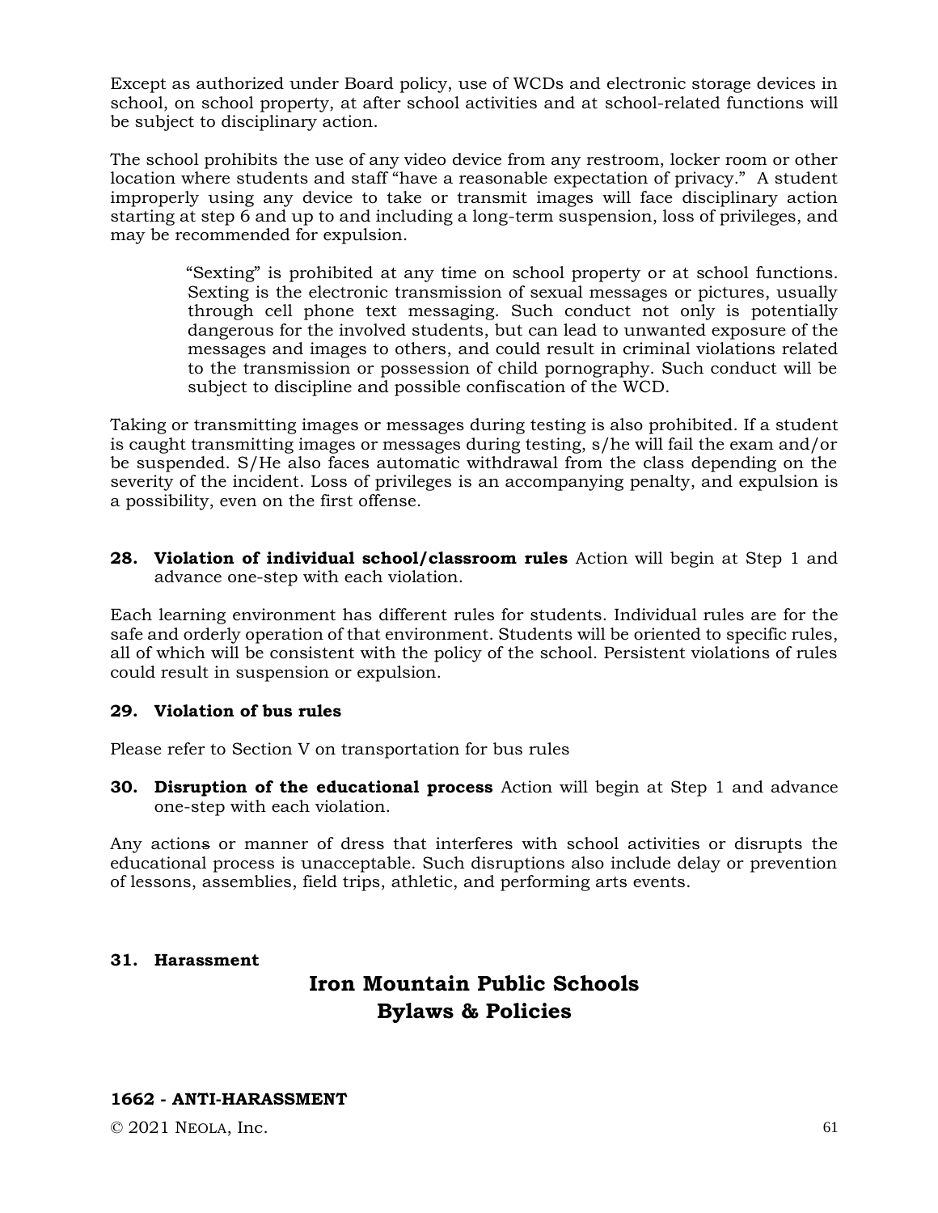Except as authorized under Board policy, use of WCDs and electronic storage devices in school, on school property, at after school activities and at school-related functions will be subject to disciplinary action.

The school prohibits the use of any video device from any restroom, locker room or other location where students and staff "have a reasonable expectation of privacy." A student improperly using any device to take or transmit images will face disciplinary action starting at step 6 and up to and including a long-term suspension, loss of privileges, and may be recommended for expulsion.

> "Sexting" is prohibited at any time on school property or at school functions. Sexting is the electronic transmission of sexual messages or pictures, usually through cell phone text messaging. Such conduct not only is potentially dangerous for the involved students, but can lead to unwanted exposure of the messages and images to others, and could result in criminal violations related to the transmission or possession of child pornography. Such conduct will be subject to discipline and possible confiscation of the WCD.

Taking or transmitting images or messages during testing is also prohibited. If a student is caught transmitting images or messages during testing, s/he will fail the exam and/or be suspended. S/He also faces automatic withdrawal from the class depending on the severity of the incident. Loss of privileges is an accompanying penalty, and expulsion is a possibility, even on the first offense.

**28. Violation of individual school/classroom rules** Action will begin at Step 1 and advance one-step with each violation.

Each learning environment has different rules for students. Individual rules are for the safe and orderly operation of that environment. Students will be oriented to specific rules, all of which will be consistent with the policy of the school. Persistent violations of rules could result in suspension or expulsion.

**29. Violation of bus rules**

Please refer to Section V on transportation for bus rules

**30. Disruption of the educational process** Action will begin at Step 1 and advance one-step with each violation.

Any actions or manner of dress that interferes with school activities or disrupts the educational process is unacceptable. Such disruptions also include delay or prevention of lessons, assemblies, field trips, athletic, and performing arts events.

**31. Harassment**

## Iron Mountain Public Schools
## Bylaws & Policies

**1662 - ANTI-HARASSMENT**

© 2021 NEOLA, Inc.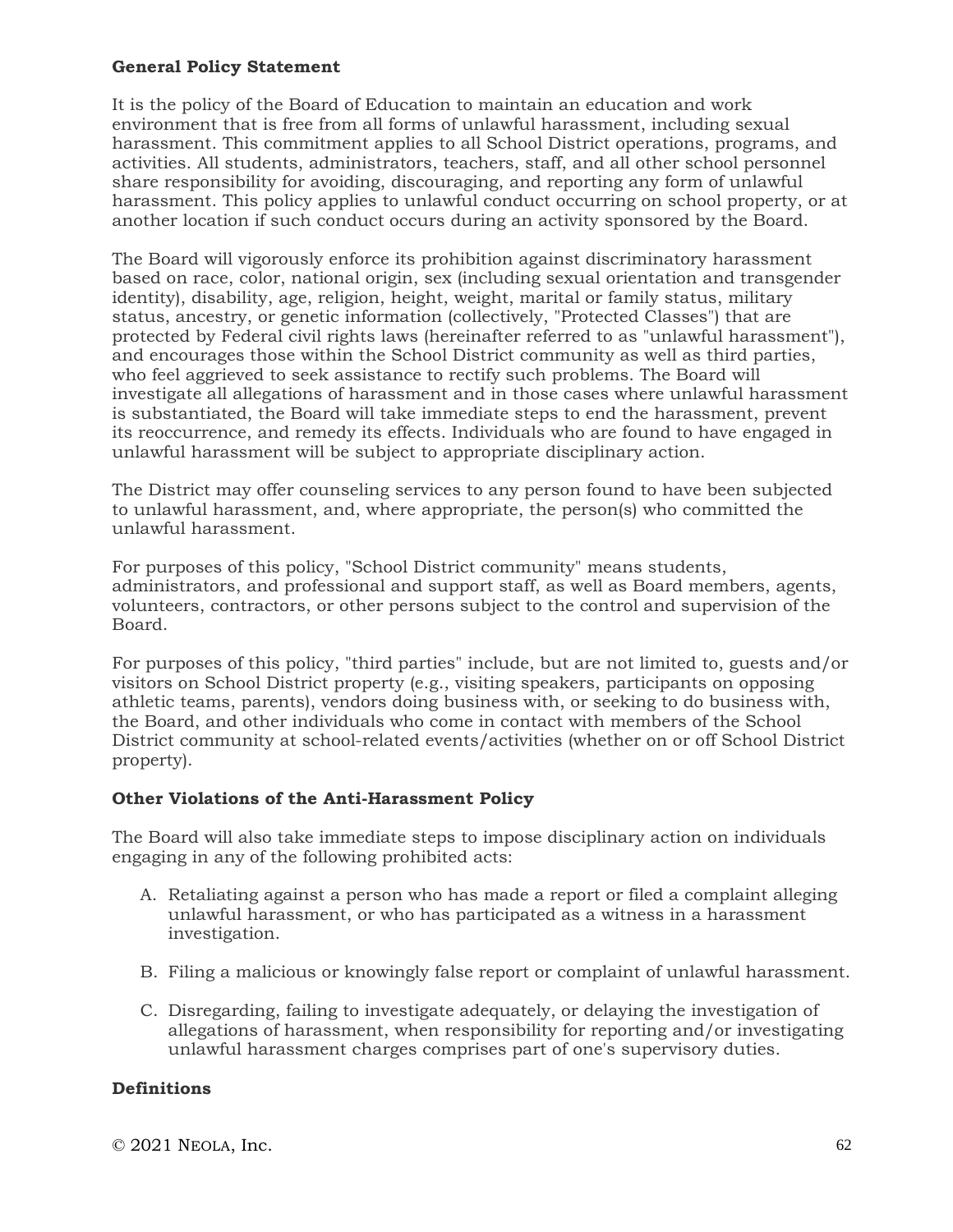**General Policy Statement**

It is the policy of the Board of Education to maintain an education and work environment that is free from all forms of unlawful harassment, including sexual harassment. This commitment applies to all School District operations, programs, and activities. All students, administrators, teachers, staff, and all other school personnel share responsibility for avoiding, discouraging, and reporting any form of unlawful harassment. This policy applies to unlawful conduct occurring on school property, or at another location if such conduct occurs during an activity sponsored by the Board.

The Board will vigorously enforce its prohibition against discriminatory harassment based on race, color, national origin, sex (including sexual orientation and transgender identity), disability, age, religion, height, weight, marital or family status, military status, ancestry, or genetic information (collectively, "Protected Classes") that are protected by Federal civil rights laws (hereinafter referred to as "unlawful harassment"), and encourages those within the School District community as well as third parties, who feel aggrieved to seek assistance to rectify such problems. The Board will investigate all allegations of harassment and in those cases where unlawful harassment is substantiated, the Board will take immediate steps to end the harassment, prevent its reoccurrence, and remedy its effects. Individuals who are found to have engaged in unlawful harassment will be subject to appropriate disciplinary action.

The District may offer counseling services to any person found to have been subjected to unlawful harassment, and, where appropriate, the person(s) who committed the unlawful harassment.

For purposes of this policy, "School District community" means students, administrators, and professional and support staff, as well as Board members, agents, volunteers, contractors, or other persons subject to the control and supervision of the Board.

For purposes of this policy, "third parties" include, but are not limited to, guests and/or visitors on School District property (e.g., visiting speakers, participants on opposing athletic teams, parents), vendors doing business with, or seeking to do business with, the Board, and other individuals who come in contact with members of the School District community at school-related events/activities (whether on or off School District property).

**Other Violations of the Anti-Harassment Policy**

The Board will also take immediate steps to impose disciplinary action on individuals engaging in any of the following prohibited acts:

A. Retaliating against a person who has made a report or filed a complaint alleging unlawful harassment, or who has participated as a witness in a harassment investigation.

B. Filing a malicious or knowingly false report or complaint of unlawful harassment.

C. Disregarding, failing to investigate adequately, or delaying the investigation of allegations of harassment, when responsibility for reporting and/or investigating unlawful harassment charges comprises part of one's supervisory duties.

**Definitions**

© 2021 NEOLA, Inc.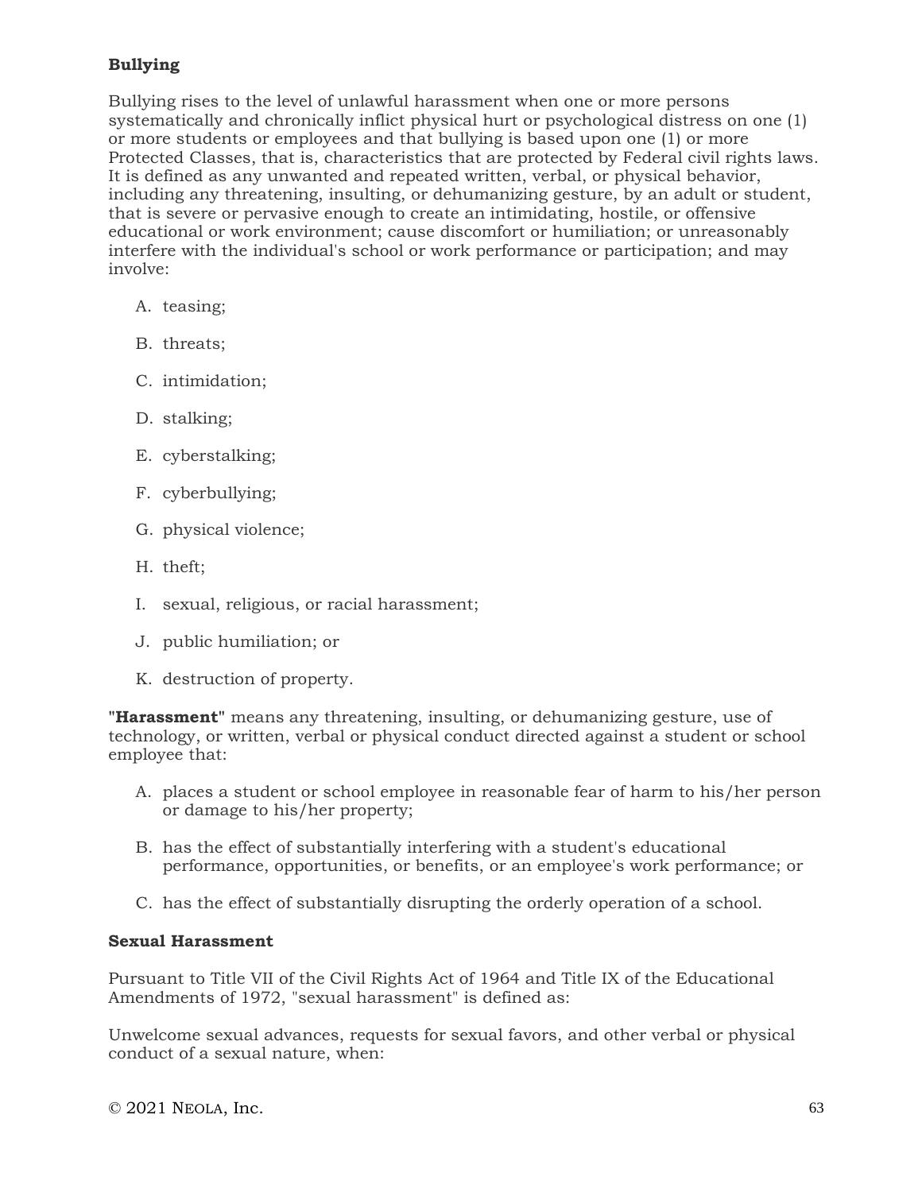**Bullying**

Bullying rises to the level of unlawful harassment when one or more persons systematically and chronically inflict physical hurt or psychological distress on one (1) or more students or employees and that bullying is based upon one (1) or more Protected Classes, that is, characteristics that are protected by Federal civil rights laws. It is defined as any unwanted and repeated written, verbal, or physical behavior, including any threatening, insulting, or dehumanizing gesture, by an adult or student, that is severe or pervasive enough to create an intimidating, hostile, or offensive educational or work environment; cause discomfort or humiliation; or unreasonably interfere with the individual's school or work performance or participation; and may involve:

A. teasing;

B. threats;

C. intimidation;

D. stalking;

E. cyberstalking;

F. cyberbullying;

G. physical violence;

H. theft;

I. sexual, religious, or racial harassment;

J. public humiliation; or

K. destruction of property.

"**Harassment**" means any threatening, insulting, or dehumanizing gesture, use of technology, or written, verbal or physical conduct directed against a student or school employee that:

A. places a student or school employee in reasonable fear of harm to his/her person or damage to his/her property;

B. has the effect of substantially interfering with a student's educational performance, opportunities, or benefits, or an employee's work performance; or

C. has the effect of substantially disrupting the orderly operation of a school.

**Sexual Harassment**

Pursuant to Title VII of the Civil Rights Act of 1964 and Title IX of the Educational Amendments of 1972, "sexual harassment" is defined as:

Unwelcome sexual advances, requests for sexual favors, and other verbal or physical conduct of a sexual nature, when: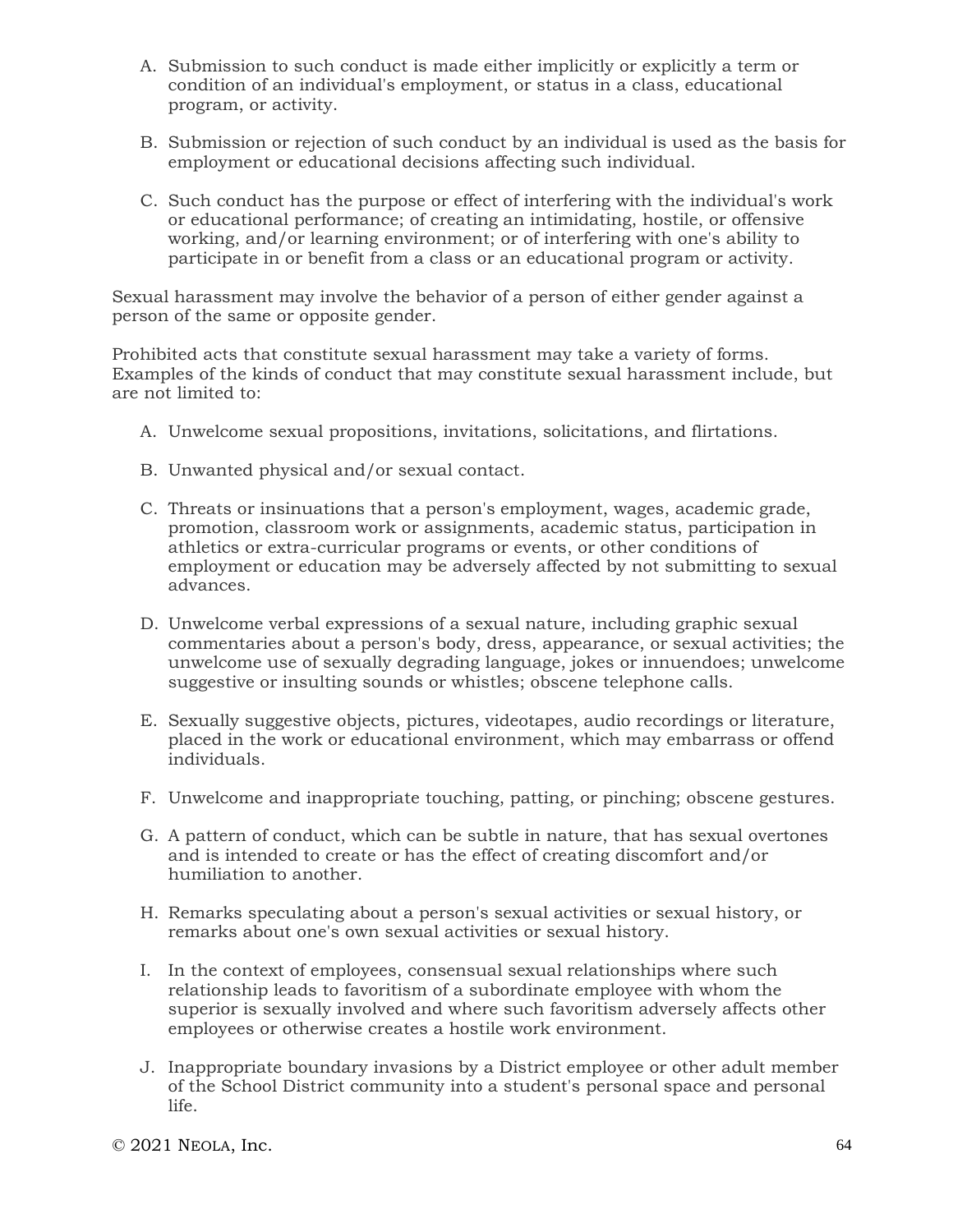A. Submission to such conduct is made either implicitly or explicitly a term or condition of an individual's employment, or status in a class, educational program, or activity.

B. Submission or rejection of such conduct by an individual is used as the basis for employment or educational decisions affecting such individual.

C. Such conduct has the purpose or effect of interfering with the individual's work or educational performance; of creating an intimidating, hostile, or offensive working, and/or learning environment; or of interfering with one's ability to participate in or benefit from a class or an educational program or activity.

Sexual harassment may involve the behavior of a person of either gender against a person of the same or opposite gender.

Prohibited acts that constitute sexual harassment may take a variety of forms. Examples of the kinds of conduct that may constitute sexual harassment include, but are not limited to:

A. Unwelcome sexual propositions, invitations, solicitations, and flirtations.

B. Unwanted physical and/or sexual contact.

C. Threats or insinuations that a person's employment, wages, academic grade, promotion, classroom work or assignments, academic status, participation in athletics or extra-curricular programs or events, or other conditions of employment or education may be adversely affected by not submitting to sexual advances.

D. Unwelcome verbal expressions of a sexual nature, including graphic sexual commentaries about a person's body, dress, appearance, or sexual activities; the unwelcome use of sexually degrading language, jokes or innuendoes; unwelcome suggestive or insulting sounds or whistles; obscene telephone calls.

E. Sexually suggestive objects, pictures, videotapes, audio recordings or literature, placed in the work or educational environment, which may embarrass or offend individuals.

F. Unwelcome and inappropriate touching, patting, or pinching; obscene gestures.

G. A pattern of conduct, which can be subtle in nature, that has sexual overtones and is intended to create or has the effect of creating discomfort and/or humiliation to another.

H. Remarks speculating about a person's sexual activities or sexual history, or remarks about one's own sexual activities or sexual history.

I. In the context of employees, consensual sexual relationships where such relationship leads to favoritism of a subordinate employee with whom the superior is sexually involved and where such favoritism adversely affects other employees or otherwise creates a hostile work environment.

J. Inappropriate boundary invasions by a District employee or other adult member of the School District community into a student's personal space and personal life.

© 2021 Neola, Inc.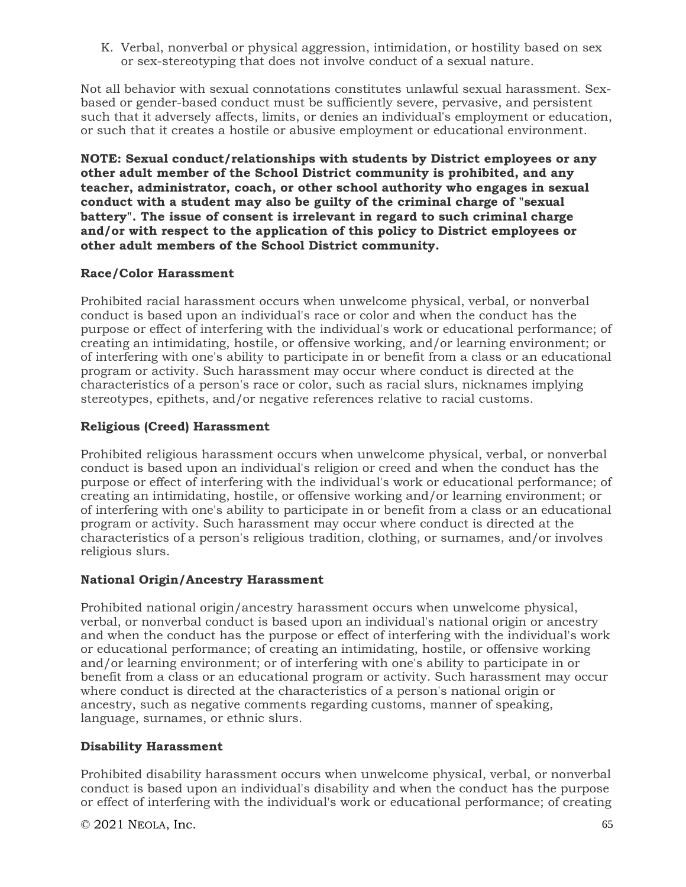K. Verbal, nonverbal or physical aggression, intimidation, or hostility based on sex or sex-stereotyping that does not involve conduct of a sexual nature.

Not all behavior with sexual connotations constitutes unlawful sexual harassment. Sex-based or gender-based conduct must be sufficiently severe, pervasive, and persistent such that it adversely affects, limits, or denies an individual's employment or education, or such that it creates a hostile or abusive employment or educational environment.

**NOTE: Sexual conduct/relationships with students by District employees or any other adult member of the School District community is prohibited, and any teacher, administrator, coach, or other school authority who engages in sexual conduct with a student may also be guilty of the criminal charge of "sexual battery". The issue of consent is irrelevant in regard to such criminal charge and/or with respect to the application of this policy to District employees or other adult members of the School District community.**

**Race/Color Harassment**

Prohibited racial harassment occurs when unwelcome physical, verbal, or nonverbal conduct is based upon an individual's race or color and when the conduct has the purpose or effect of interfering with the individual's work or educational performance; of creating an intimidating, hostile, or offensive working, and/or learning environment; or of interfering with one's ability to participate in or benefit from a class or an educational program or activity. Such harassment may occur where conduct is directed at the characteristics of a person's race or color, such as racial slurs, nicknames implying stereotypes, epithets, and/or negative references relative to racial customs.

**Religious (Creed) Harassment**

Prohibited religious harassment occurs when unwelcome physical, verbal, or nonverbal conduct is based upon an individual's religion or creed and when the conduct has the purpose or effect of interfering with the individual's work or educational performance; of creating an intimidating, hostile, or offensive working and/or learning environment; or of interfering with one's ability to participate in or benefit from a class or an educational program or activity. Such harassment may occur where conduct is directed at the characteristics of a person's religious tradition, clothing, or surnames, and/or involves religious slurs.

**National Origin/Ancestry Harassment**

Prohibited national origin/ancestry harassment occurs when unwelcome physical, verbal, or nonverbal conduct is based upon an individual's national origin or ancestry and when the conduct has the purpose or effect of interfering with the individual's work or educational performance; of creating an intimidating, hostile, or offensive working and/or learning environment; or of interfering with one's ability to participate in or benefit from a class or an educational program or activity. Such harassment may occur where conduct is directed at the characteristics of a person's national origin or ancestry, such as negative comments regarding customs, manner of speaking, language, surnames, or ethnic slurs.

**Disability Harassment**

Prohibited disability harassment occurs when unwelcome physical, verbal, or nonverbal conduct is based upon an individual's disability and when the conduct has the purpose or effect of interfering with the individual's work or educational performance; of creating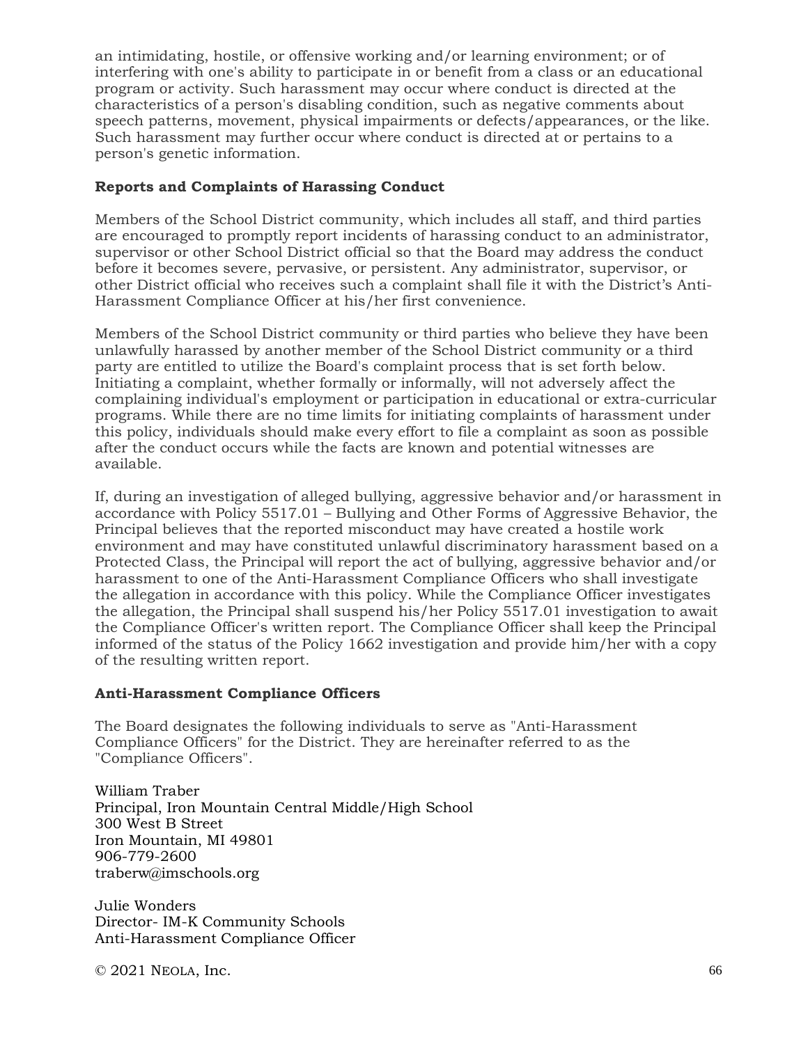an intimidating, hostile, or offensive working and/or learning environment; or of interfering with one's ability to participate in or benefit from a class or an educational program or activity. Such harassment may occur where conduct is directed at the characteristics of a person's disabling condition, such as negative comments about speech patterns, movement, physical impairments or defects/appearances, or the like. Such harassment may further occur where conduct is directed at or pertains to a person's genetic information.

**Reports and Complaints of Harassing Conduct**

Members of the School District community, which includes all staff, and third parties are encouraged to promptly report incidents of harassing conduct to an administrator, supervisor or other School District official so that the Board may address the conduct before it becomes severe, pervasive, or persistent. Any administrator, supervisor, or other District official who receives such a complaint shall file it with the District's Anti-Harassment Compliance Officer at his/her first convenience.

Members of the School District community or third parties who believe they have been unlawfully harassed by another member of the School District community or a third party are entitled to utilize the Board's complaint process that is set forth below. Initiating a complaint, whether formally or informally, will not adversely affect the complaining individual's employment or participation in educational or extra-curricular programs. While there are no time limits for initiating complaints of harassment under this policy, individuals should make every effort to file a complaint as soon as possible after the conduct occurs while the facts are known and potential witnesses are available.

If, during an investigation of alleged bullying, aggressive behavior and/or harassment in accordance with Policy 5517.01 – Bullying and Other Forms of Aggressive Behavior, the Principal believes that the reported misconduct may have created a hostile work environment and may have constituted unlawful discriminatory harassment based on a Protected Class, the Principal will report the act of bullying, aggressive behavior and/or harassment to one of the Anti-Harassment Compliance Officers who shall investigate the allegation in accordance with this policy. While the Compliance Officer investigates the allegation, the Principal shall suspend his/her Policy 5517.01 investigation to await the Compliance Officer's written report. The Compliance Officer shall keep the Principal informed of the status of the Policy 1662 investigation and provide him/her with a copy of the resulting written report.

**Anti-Harassment Compliance Officers**

The Board designates the following individuals to serve as "Anti-Harassment Compliance Officers" for the District. They are hereinafter referred to as the "Compliance Officers".

William Traber
Principal, Iron Mountain Central Middle/High School
300 West B Street
Iron Mountain, MI 49801
906-779-2600
traberw@imschools.org

Julie Wonders
Director- IM-K Community Schools
Anti-Harassment Compliance Officer

© 2021 NEOLA, Inc.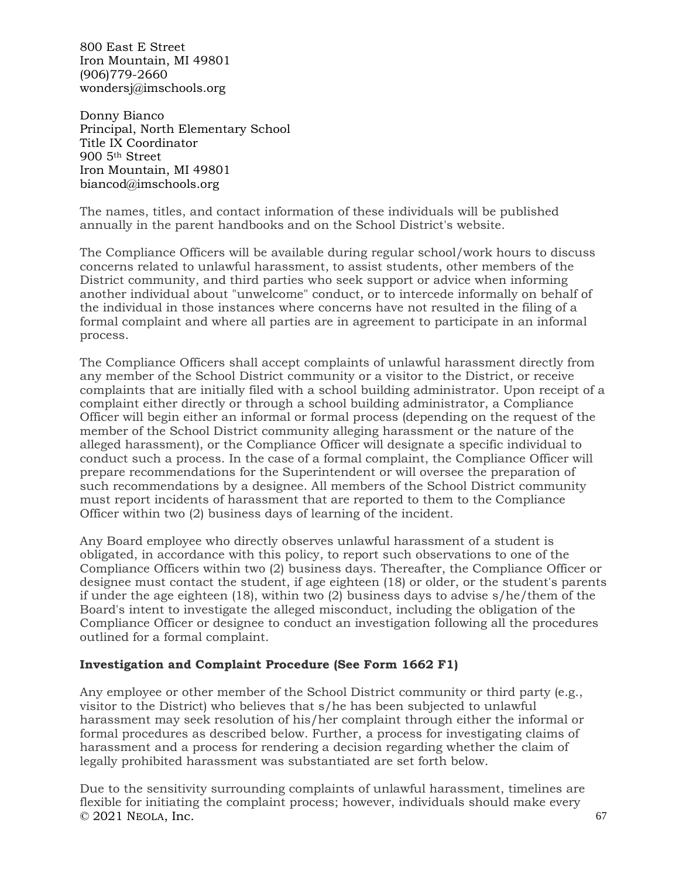800 East E Street
Iron Mountain, MI 49801
(906)779-2660
wondersj@imschools.org

Donny Bianco
Principal, North Elementary School
Title IX Coordinator
900 5th Street
Iron Mountain, MI 49801
biancod@imschools.org

The names, titles, and contact information of these individuals will be published annually in the parent handbooks and on the School District's website.

The Compliance Officers will be available during regular school/work hours to discuss concerns related to unlawful harassment, to assist students, other members of the District community, and third parties who seek support or advice when informing another individual about "unwelcome" conduct, or to intercede informally on behalf of the individual in those instances where concerns have not resulted in the filing of a formal complaint and where all parties are in agreement to participate in an informal process.

The Compliance Officers shall accept complaints of unlawful harassment directly from any member of the School District community or a visitor to the District, or receive complaints that are initially filed with a school building administrator. Upon receipt of a complaint either directly or through a school building administrator, a Compliance Officer will begin either an informal or formal process (depending on the request of the member of the School District community alleging harassment or the nature of the alleged harassment), or the Compliance Officer will designate a specific individual to conduct such a process. In the case of a formal complaint, the Compliance Officer will prepare recommendations for the Superintendent or will oversee the preparation of such recommendations by a designee. All members of the School District community must report incidents of harassment that are reported to them to the Compliance Officer within two (2) business days of learning of the incident.

Any Board employee who directly observes unlawful harassment of a student is obligated, in accordance with this policy, to report such observations to one of the Compliance Officers within two (2) business days. Thereafter, the Compliance Officer or designee must contact the student, if age eighteen (18) or older, or the student's parents if under the age eighteen (18), within two (2) business days to advise s/he/them of the Board's intent to investigate the alleged misconduct, including the obligation of the Compliance Officer or designee to conduct an investigation following all the procedures outlined for a formal complaint.

**Investigation and Complaint Procedure (See Form 1662 F1)**

Any employee or other member of the School District community or third party (e.g., visitor to the District) who believes that s/he has been subjected to unlawful harassment may seek resolution of his/her complaint through either the informal or formal procedures as described below. Further, a process for investigating claims of harassment and a process for rendering a decision regarding whether the claim of legally prohibited harassment was substantiated are set forth below.

Due to the sensitivity surrounding complaints of unlawful harassment, timelines are flexible for initiating the complaint process; however, individuals should make every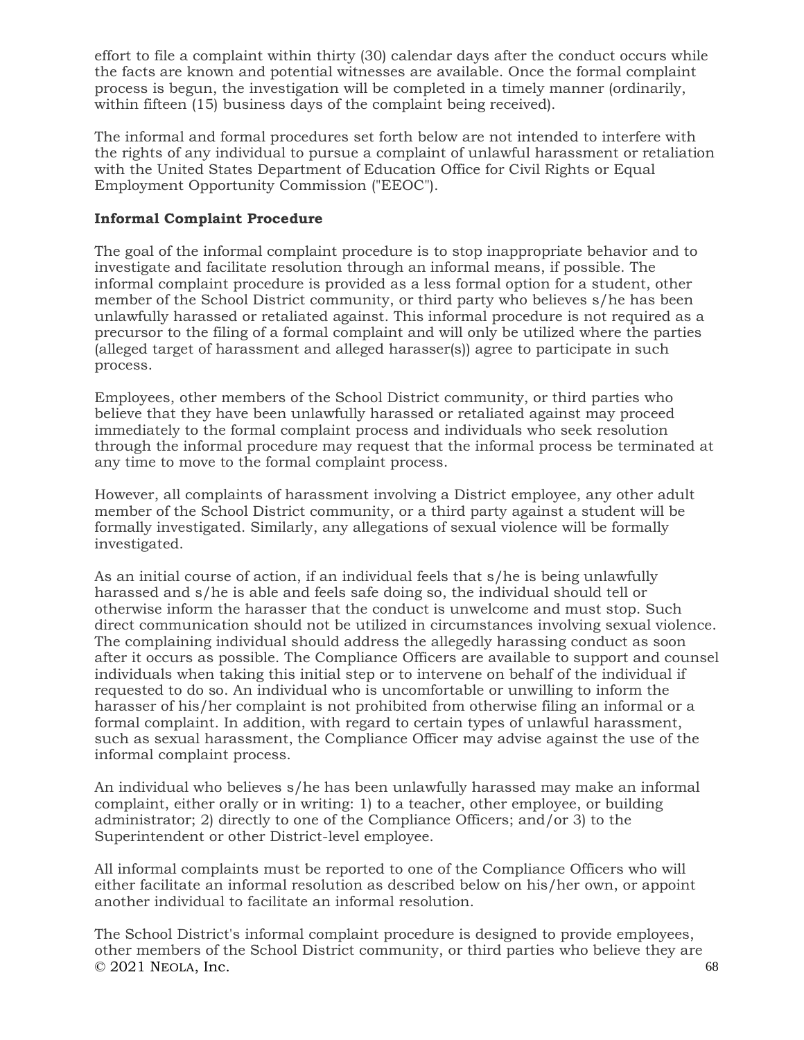effort to file a complaint within thirty (30) calendar days after the conduct occurs while the facts are known and potential witnesses are available. Once the formal complaint process is begun, the investigation will be completed in a timely manner (ordinarily, within fifteen (15) business days of the complaint being received).

The informal and formal procedures set forth below are not intended to interfere with the rights of any individual to pursue a complaint of unlawful harassment or retaliation with the United States Department of Education Office for Civil Rights or Equal Employment Opportunity Commission ("EEOC").

**Informal Complaint Procedure**

The goal of the informal complaint procedure is to stop inappropriate behavior and to investigate and facilitate resolution through an informal means, if possible. The informal complaint procedure is provided as a less formal option for a student, other member of the School District community, or third party who believes s/he has been unlawfully harassed or retaliated against. This informal procedure is not required as a precursor to the filing of a formal complaint and will only be utilized where the parties (alleged target of harassment and alleged harasser(s)) agree to participate in such process.

Employees, other members of the School District community, or third parties who believe that they have been unlawfully harassed or retaliated against may proceed immediately to the formal complaint process and individuals who seek resolution through the informal procedure may request that the informal process be terminated at any time to move to the formal complaint process.

However, all complaints of harassment involving a District employee, any other adult member of the School District community, or a third party against a student will be formally investigated. Similarly, any allegations of sexual violence will be formally investigated.

As an initial course of action, if an individual feels that s/he is being unlawfully harassed and s/he is able and feels safe doing so, the individual should tell or otherwise inform the harasser that the conduct is unwelcome and must stop. Such direct communication should not be utilized in circumstances involving sexual violence. The complaining individual should address the allegedly harassing conduct as soon after it occurs as possible. The Compliance Officers are available to support and counsel individuals when taking this initial step or to intervene on behalf of the individual if requested to do so. An individual who is uncomfortable or unwilling to inform the harasser of his/her complaint is not prohibited from otherwise filing an informal or a formal complaint. In addition, with regard to certain types of unlawful harassment, such as sexual harassment, the Compliance Officer may advise against the use of the informal complaint process.

An individual who believes s/he has been unlawfully harassed may make an informal complaint, either orally or in writing: 1) to a teacher, other employee, or building administrator; 2) directly to one of the Compliance Officers; and/or 3) to the Superintendent or other District-level employee.

All informal complaints must be reported to one of the Compliance Officers who will either facilitate an informal resolution as described below on his/her own, or appoint another individual to facilitate an informal resolution.

The School District's informal complaint procedure is designed to provide employees, other members of the School District community, or third parties who believe they are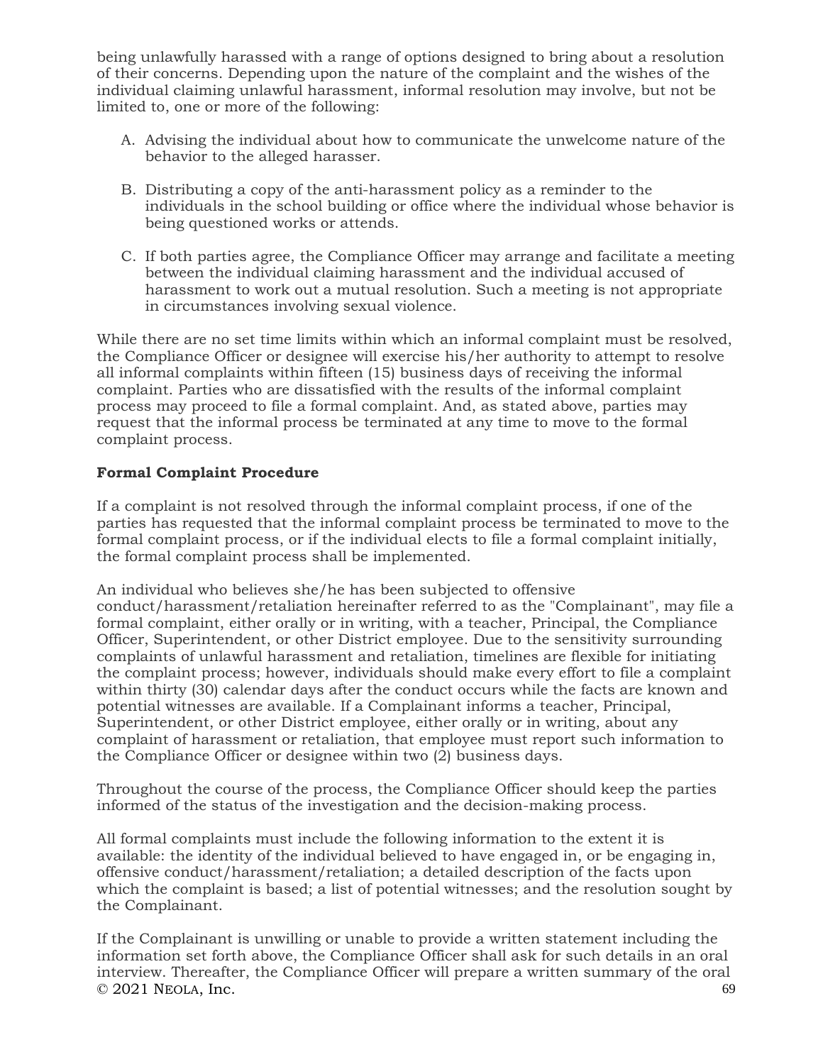being unlawfully harassed with a range of options designed to bring about a resolution of their concerns. Depending upon the nature of the complaint and the wishes of the individual claiming unlawful harassment, informal resolution may involve, but not be limited to, one or more of the following:

A. Advising the individual about how to communicate the unwelcome nature of the behavior to the alleged harasser.

B. Distributing a copy of the anti-harassment policy as a reminder to the individuals in the school building or office where the individual whose behavior is being questioned works or attends.

C. If both parties agree, the Compliance Officer may arrange and facilitate a meeting between the individual claiming harassment and the individual accused of harassment to work out a mutual resolution. Such a meeting is not appropriate in circumstances involving sexual violence.

While there are no set time limits within which an informal complaint must be resolved, the Compliance Officer or designee will exercise his/her authority to attempt to resolve all informal complaints within fifteen (15) business days of receiving the informal complaint. Parties who are dissatisfied with the results of the informal complaint process may proceed to file a formal complaint. And, as stated above, parties may request that the informal process be terminated at any time to move to the formal complaint process.

**Formal Complaint Procedure**

If a complaint is not resolved through the informal complaint process, if one of the parties has requested that the informal complaint process be terminated to move to the formal complaint process, or if the individual elects to file a formal complaint initially, the formal complaint process shall be implemented.

An individual who believes she/he has been subjected to offensive conduct/harassment/retaliation hereinafter referred to as the "Complainant", may file a formal complaint, either orally or in writing, with a teacher, Principal, the Compliance Officer, Superintendent, or other District employee. Due to the sensitivity surrounding complaints of unlawful harassment and retaliation, timelines are flexible for initiating the complaint process; however, individuals should make every effort to file a complaint within thirty (30) calendar days after the conduct occurs while the facts are known and potential witnesses are available. If a Complainant informs a teacher, Principal, Superintendent, or other District employee, either orally or in writing, about any complaint of harassment or retaliation, that employee must report such information to the Compliance Officer or designee within two (2) business days.

Throughout the course of the process, the Compliance Officer should keep the parties informed of the status of the investigation and the decision-making process.

All formal complaints must include the following information to the extent it is available: the identity of the individual believed to have engaged in, or be engaging in, offensive conduct/harassment/retaliation; a detailed description of the facts upon which the complaint is based; a list of potential witnesses; and the resolution sought by the Complainant.

If the Complainant is unwilling or unable to provide a written statement including the information set forth above, the Compliance Officer shall ask for such details in an oral interview. Thereafter, the Compliance Officer will prepare a written summary of the oral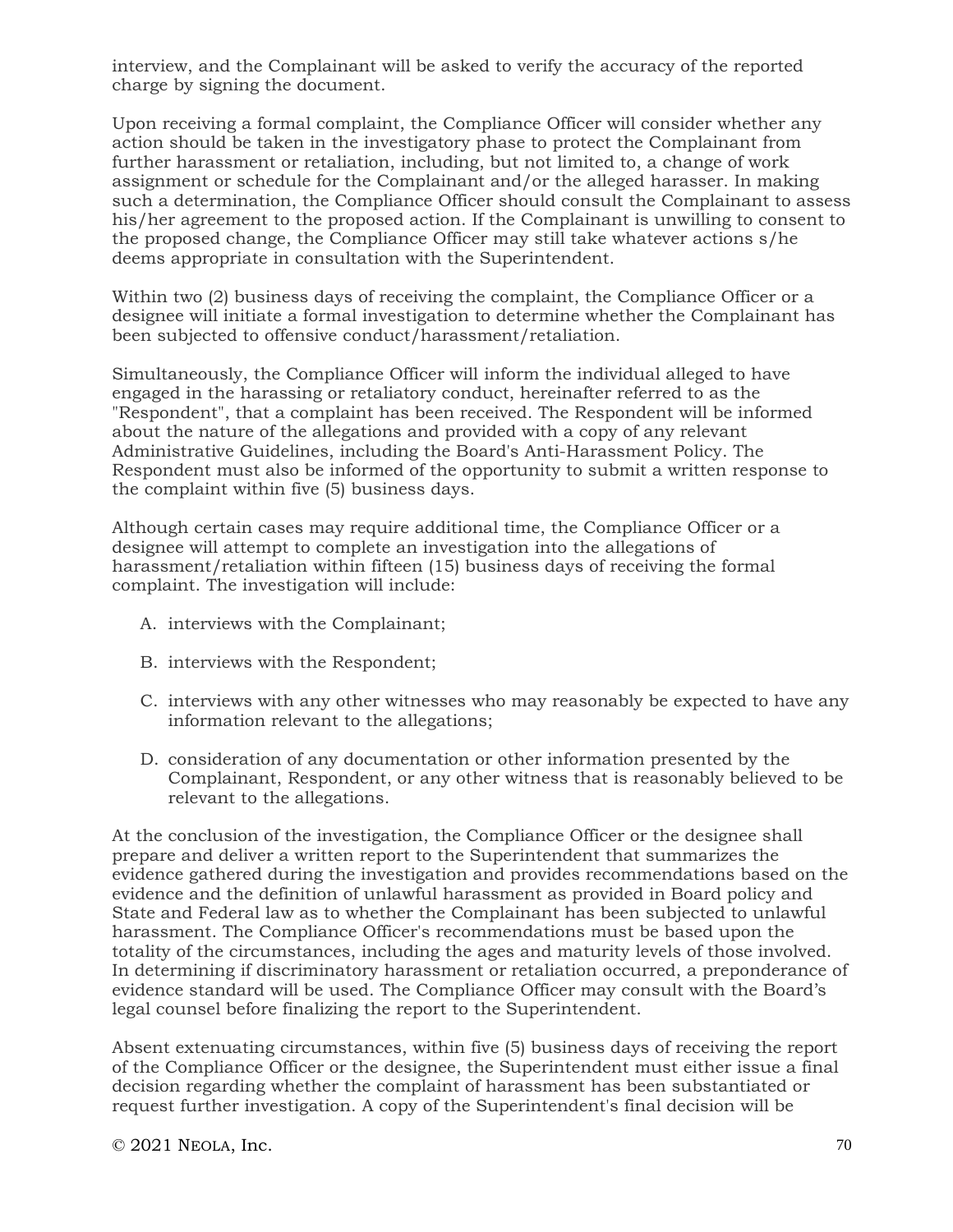interview, and the Complainant will be asked to verify the accuracy of the reported charge by signing the document.

Upon receiving a formal complaint, the Compliance Officer will consider whether any action should be taken in the investigatory phase to protect the Complainant from further harassment or retaliation, including, but not limited to, a change of work assignment or schedule for the Complainant and/or the alleged harasser. In making such a determination, the Compliance Officer should consult the Complainant to assess his/her agreement to the proposed action. If the Complainant is unwilling to consent to the proposed change, the Compliance Officer may still take whatever actions s/he deems appropriate in consultation with the Superintendent.

Within two (2) business days of receiving the complaint, the Compliance Officer or a designee will initiate a formal investigation to determine whether the Complainant has been subjected to offensive conduct/harassment/retaliation.

Simultaneously, the Compliance Officer will inform the individual alleged to have engaged in the harassing or retaliatory conduct, hereinafter referred to as the "Respondent", that a complaint has been received. The Respondent will be informed about the nature of the allegations and provided with a copy of any relevant Administrative Guidelines, including the Board's Anti-Harassment Policy. The Respondent must also be informed of the opportunity to submit a written response to the complaint within five (5) business days.

Although certain cases may require additional time, the Compliance Officer or a designee will attempt to complete an investigation into the allegations of harassment/retaliation within fifteen (15) business days of receiving the formal complaint. The investigation will include:

A. interviews with the Complainant;

B. interviews with the Respondent;

C. interviews with any other witnesses who may reasonably be expected to have any information relevant to the allegations;

D. consideration of any documentation or other information presented by the Complainant, Respondent, or any other witness that is reasonably believed to be relevant to the allegations.

At the conclusion of the investigation, the Compliance Officer or the designee shall prepare and deliver a written report to the Superintendent that summarizes the evidence gathered during the investigation and provides recommendations based on the evidence and the definition of unlawful harassment as provided in Board policy and State and Federal law as to whether the Complainant has been subjected to unlawful harassment. The Compliance Officer's recommendations must be based upon the totality of the circumstances, including the ages and maturity levels of those involved. In determining if discriminatory harassment or retaliation occurred, a preponderance of evidence standard will be used. The Compliance Officer may consult with the Board's legal counsel before finalizing the report to the Superintendent.

Absent extenuating circumstances, within five (5) business days of receiving the report of the Compliance Officer or the designee, the Superintendent must either issue a final decision regarding whether the complaint of harassment has been substantiated or request further investigation. A copy of the Superintendent's final decision will be

© 2021 NEOLA, Inc.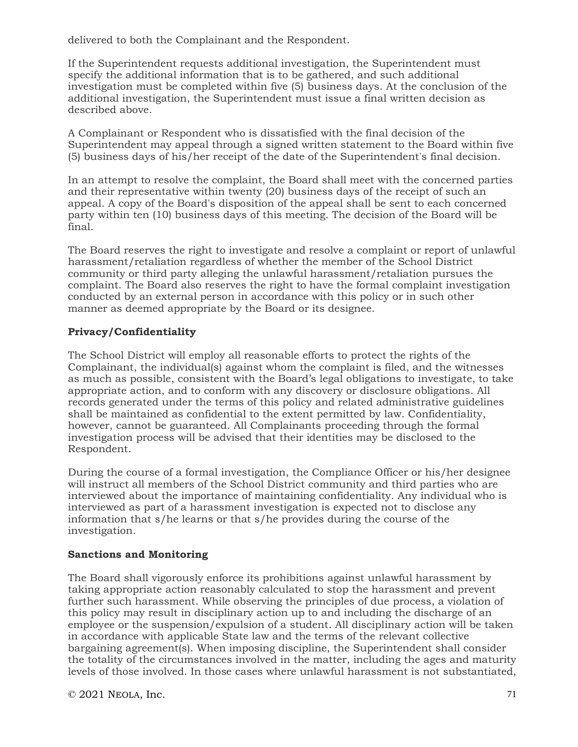delivered to both the Complainant and the Respondent.

If the Superintendent requests additional investigation, the Superintendent must specify the additional information that is to be gathered, and such additional investigation must be completed within five (5) business days. At the conclusion of the additional investigation, the Superintendent must issue a final written decision as described above.

A Complainant or Respondent who is dissatisfied with the final decision of the Superintendent may appeal through a signed written statement to the Board within five (5) business days of his/her receipt of the date of the Superintendent's final decision.

In an attempt to resolve the complaint, the Board shall meet with the concerned parties and their representative within twenty (20) business days of the receipt of such an appeal. A copy of the Board's disposition of the appeal shall be sent to each concerned party within ten (10) business days of this meeting. The decision of the Board will be final.

The Board reserves the right to investigate and resolve a complaint or report of unlawful harassment/retaliation regardless of whether the member of the School District community or third party alleging the unlawful harassment/retaliation pursues the complaint. The Board also reserves the right to have the formal complaint investigation conducted by an external person in accordance with this policy or in such other manner as deemed appropriate by the Board or its designee.

**Privacy/Confidentiality**

The School District will employ all reasonable efforts to protect the rights of the Complainant, the individual(s) against whom the complaint is filed, and the witnesses as much as possible, consistent with the Board's legal obligations to investigate, to take appropriate action, and to conform with any discovery or disclosure obligations. All records generated under the terms of this policy and related administrative guidelines shall be maintained as confidential to the extent permitted by law. Confidentiality, however, cannot be guaranteed. All Complainants proceeding through the formal investigation process will be advised that their identities may be disclosed to the Respondent.

During the course of a formal investigation, the Compliance Officer or his/her designee will instruct all members of the School District community and third parties who are interviewed about the importance of maintaining confidentiality. Any individual who is interviewed as part of a harassment investigation is expected not to disclose any information that s/he learns or that s/he provides during the course of the investigation.

**Sanctions and Monitoring**

The Board shall vigorously enforce its prohibitions against unlawful harassment by taking appropriate action reasonably calculated to stop the harassment and prevent further such harassment. While observing the principles of due process, a violation of this policy may result in disciplinary action up to and including the discharge of an employee or the suspension/expulsion of a student. All disciplinary action will be taken in accordance with applicable State law and the terms of the relevant collective bargaining agreement(s). When imposing discipline, the Superintendent shall consider the totality of the circumstances involved in the matter, including the ages and maturity levels of those involved. In those cases where unlawful harassment is not substantiated,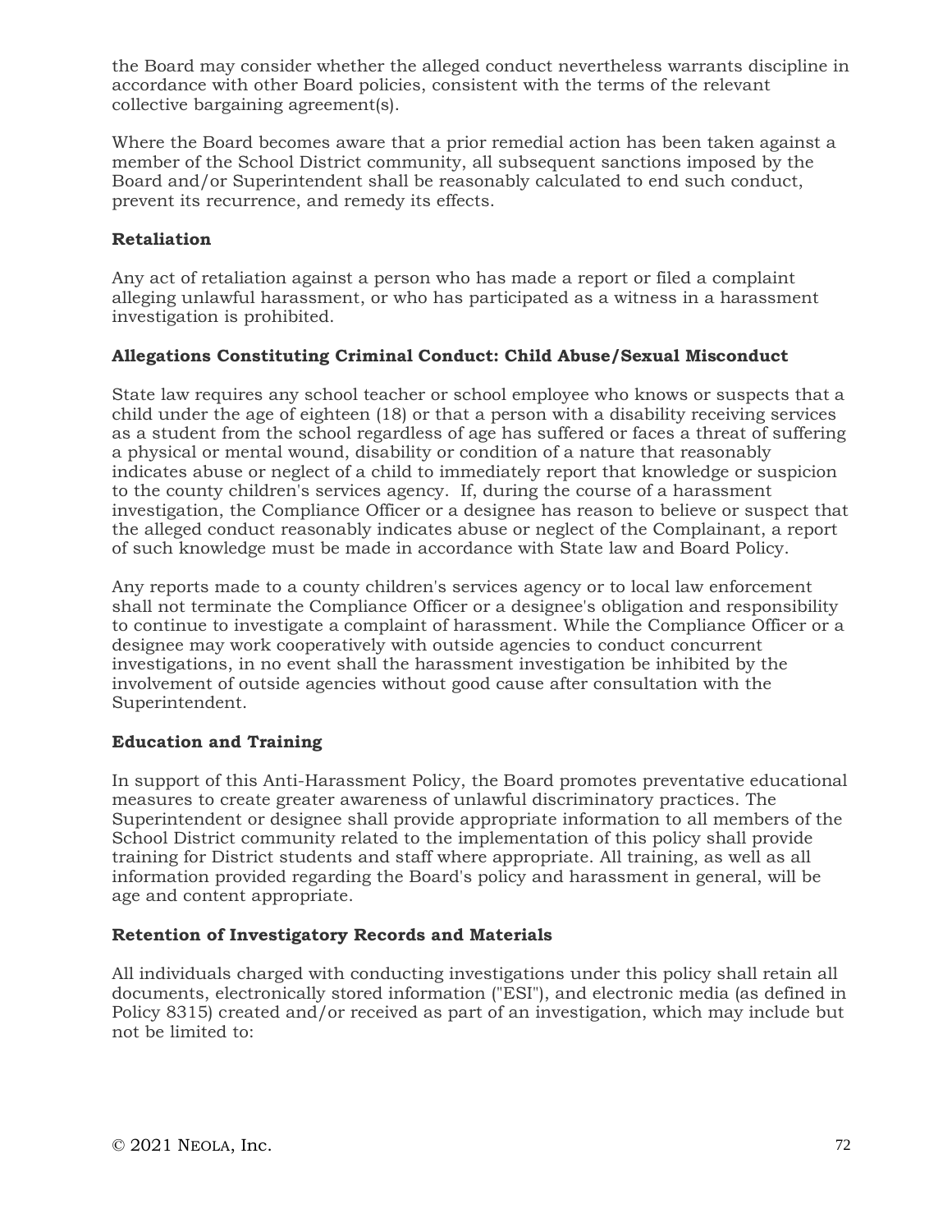the Board may consider whether the alleged conduct nevertheless warrants discipline in accordance with other Board policies, consistent with the terms of the relevant collective bargaining agreement(s).

Where the Board becomes aware that a prior remedial action has been taken against a member of the School District community, all subsequent sanctions imposed by the Board and/or Superintendent shall be reasonably calculated to end such conduct, prevent its recurrence, and remedy its effects.

**Retaliation**

Any act of retaliation against a person who has made a report or filed a complaint alleging unlawful harassment, or who has participated as a witness in a harassment investigation is prohibited.

**Allegations Constituting Criminal Conduct: Child Abuse/Sexual Misconduct**

State law requires any school teacher or school employee who knows or suspects that a child under the age of eighteen (18) or that a person with a disability receiving services as a student from the school regardless of age has suffered or faces a threat of suffering a physical or mental wound, disability or condition of a nature that reasonably indicates abuse or neglect of a child to immediately report that knowledge or suspicion to the county children's services agency. If, during the course of a harassment investigation, the Compliance Officer or a designee has reason to believe or suspect that the alleged conduct reasonably indicates abuse or neglect of the Complainant, a report of such knowledge must be made in accordance with State law and Board Policy.

Any reports made to a county children's services agency or to local law enforcement shall not terminate the Compliance Officer or a designee's obligation and responsibility to continue to investigate a complaint of harassment. While the Compliance Officer or a designee may work cooperatively with outside agencies to conduct concurrent investigations, in no event shall the harassment investigation be inhibited by the involvement of outside agencies without good cause after consultation with the Superintendent.

**Education and Training**

In support of this Anti-Harassment Policy, the Board promotes preventative educational measures to create greater awareness of unlawful discriminatory practices. The Superintendent or designee shall provide appropriate information to all members of the School District community related to the implementation of this policy shall provide training for District students and staff where appropriate. All training, as well as all information provided regarding the Board's policy and harassment in general, will be age and content appropriate.

**Retention of Investigatory Records and Materials**

All individuals charged with conducting investigations under this policy shall retain all documents, electronically stored information ("ESI"), and electronic media (as defined in Policy 8315) created and/or received as part of an investigation, which may include but not be limited to: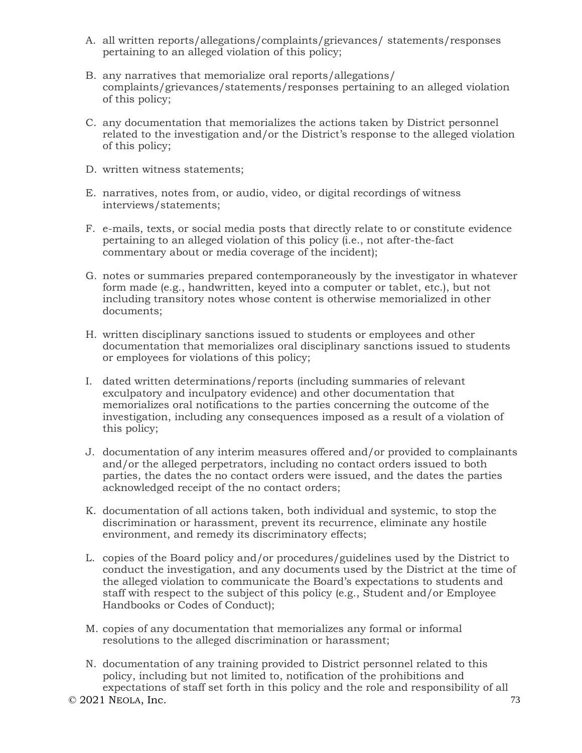A. all written reports/allegations/complaints/grievances/ statements/responses pertaining to an alleged violation of this policy;

B. any narratives that memorialize oral reports/allegations/ complaints/grievances/statements/responses pertaining to an alleged violation of this policy;

C. any documentation that memorializes the actions taken by District personnel related to the investigation and/or the District's response to the alleged violation of this policy;

D. written witness statements;

E. narratives, notes from, or audio, video, or digital recordings of witness interviews/statements;

F. e-mails, texts, or social media posts that directly relate to or constitute evidence pertaining to an alleged violation of this policy (i.e., not after-the-fact commentary about or media coverage of the incident);

G. notes or summaries prepared contemporaneously by the investigator in whatever form made (e.g., handwritten, keyed into a computer or tablet, etc.), but not including transitory notes whose content is otherwise memorialized in other documents;

H. written disciplinary sanctions issued to students or employees and other documentation that memorializes oral disciplinary sanctions issued to students or employees for violations of this policy;

I. dated written determinations/reports (including summaries of relevant exculpatory and inculpatory evidence) and other documentation that memorializes oral notifications to the parties concerning the outcome of the investigation, including any consequences imposed as a result of a violation of this policy;

J. documentation of any interim measures offered and/or provided to complainants and/or the alleged perpetrators, including no contact orders issued to both parties, the dates the no contact orders were issued, and the dates the parties acknowledged receipt of the no contact orders;

K. documentation of all actions taken, both individual and systemic, to stop the discrimination or harassment, prevent its recurrence, eliminate any hostile environment, and remedy its discriminatory effects;

L. copies of the Board policy and/or procedures/guidelines used by the District to conduct the investigation, and any documents used by the District at the time of the alleged violation to communicate the Board's expectations to students and staff with respect to the subject of this policy (e.g., Student and/or Employee Handbooks or Codes of Conduct);

M. copies of any documentation that memorializes any formal or informal resolutions to the alleged discrimination or harassment;

N. documentation of any training provided to District personnel related to this policy, including but not limited to, notification of the prohibitions and expectations of staff set forth in this policy and the role and responsibility of all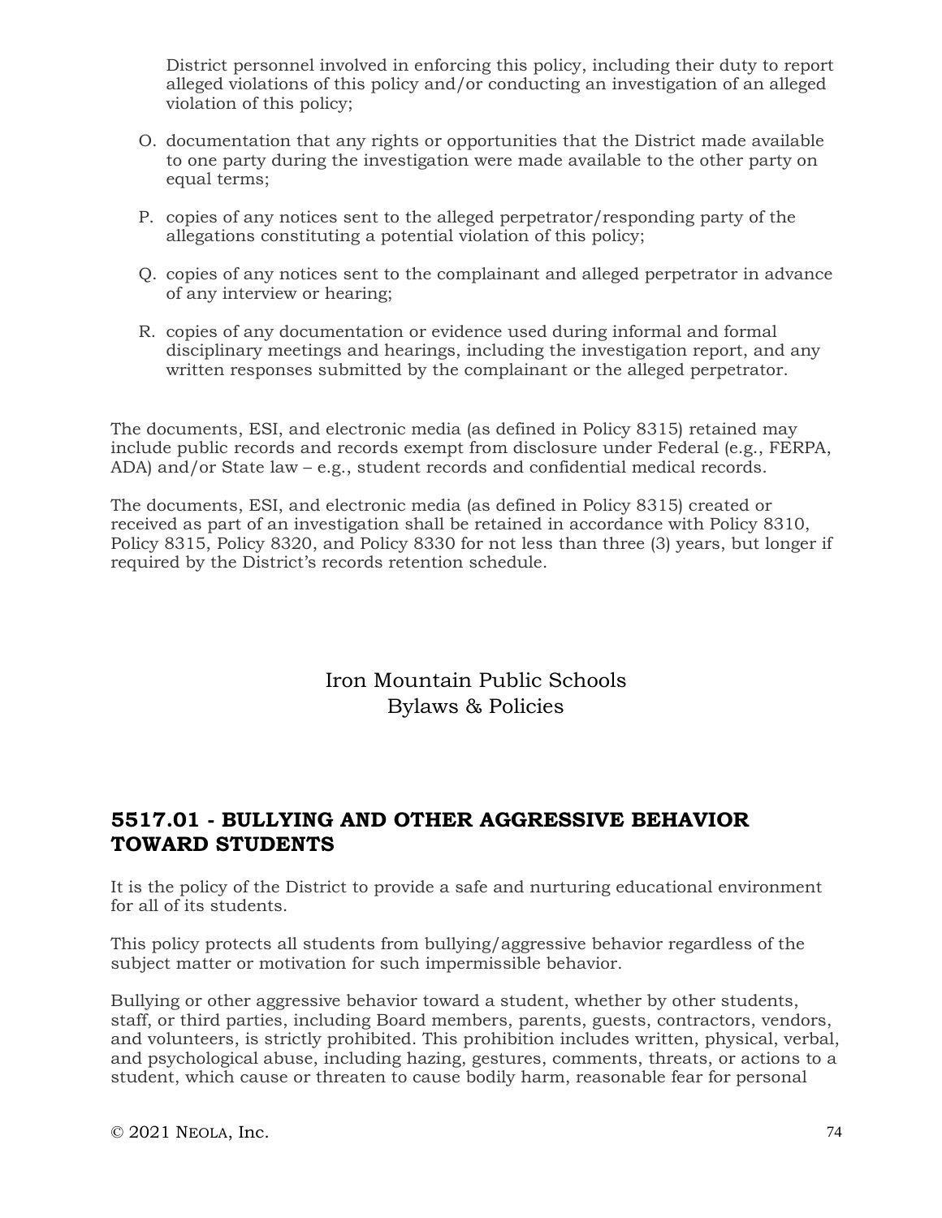District personnel involved in enforcing this policy, including their duty to report alleged violations of this policy and/or conducting an investigation of an alleged violation of this policy;

O. documentation that any rights or opportunities that the District made available to one party during the investigation were made available to the other party on equal terms;

P. copies of any notices sent to the alleged perpetrator/responding party of the allegations constituting a potential violation of this policy;

Q. copies of any notices sent to the complainant and alleged perpetrator in advance of any interview or hearing;

R. copies of any documentation or evidence used during informal and formal disciplinary meetings and hearings, including the investigation report, and any written responses submitted by the complainant or the alleged perpetrator.

The documents, ESI, and electronic media (as defined in Policy 8315) retained may include public records and records exempt from disclosure under Federal (e.g., FERPA, ADA) and/or State law – e.g., student records and confidential medical records.

The documents, ESI, and electronic media (as defined in Policy 8315) created or received as part of an investigation shall be retained in accordance with Policy 8310, Policy 8315, Policy 8320, and Policy 8330 for not less than three (3) years, but longer if required by the District's records retention schedule.

Iron Mountain Public Schools
Bylaws & Policies

## 5517.01 - BULLYING AND OTHER AGGRESSIVE BEHAVIOR TOWARD STUDENTS

It is the policy of the District to provide a safe and nurturing educational environment for all of its students.

This policy protects all students from bullying/aggressive behavior regardless of the subject matter or motivation for such impermissible behavior.

Bullying or other aggressive behavior toward a student, whether by other students, staff, or third parties, including Board members, parents, guests, contractors, vendors, and volunteers, is strictly prohibited. This prohibition includes written, physical, verbal, and psychological abuse, including hazing, gestures, comments, threats, or actions to a student, which cause or threaten to cause bodily harm, reasonable fear for personal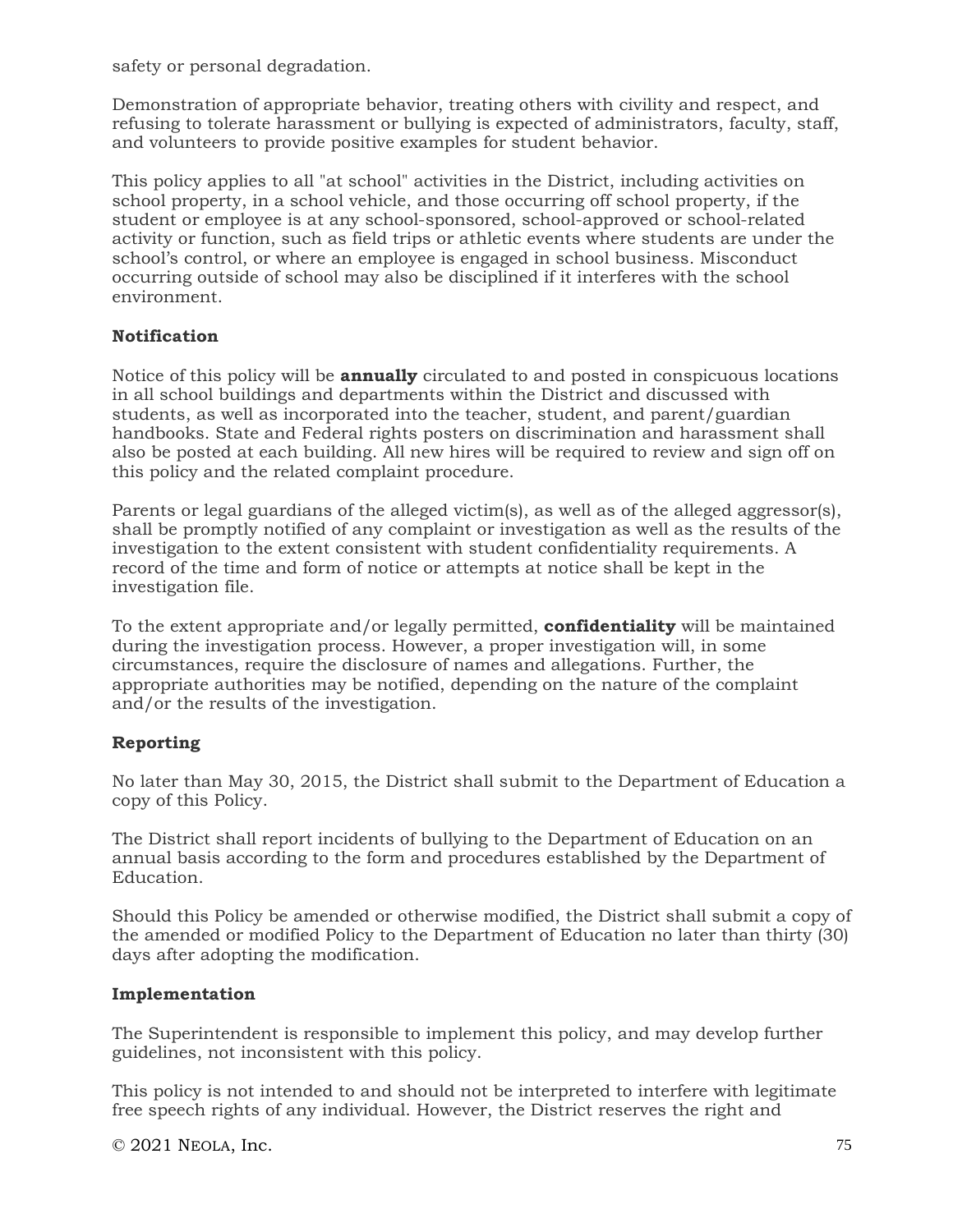safety or personal degradation.

Demonstration of appropriate behavior, treating others with civility and respect, and refusing to tolerate harassment or bullying is expected of administrators, faculty, staff, and volunteers to provide positive examples for student behavior.

This policy applies to all "at school" activities in the District, including activities on school property, in a school vehicle, and those occurring off school property, if the student or employee is at any school-sponsored, school-approved or school-related activity or function, such as field trips or athletic events where students are under the school's control, or where an employee is engaged in school business. Misconduct occurring outside of school may also be disciplined if it interferes with the school environment.

**Notification**

Notice of this policy will be **annually** circulated to and posted in conspicuous locations in all school buildings and departments within the District and discussed with students, as well as incorporated into the teacher, student, and parent/guardian handbooks. State and Federal rights posters on discrimination and harassment shall also be posted at each building. All new hires will be required to review and sign off on this policy and the related complaint procedure.

Parents or legal guardians of the alleged victim(s), as well as of the alleged aggressor(s), shall be promptly notified of any complaint or investigation as well as the results of the investigation to the extent consistent with student confidentiality requirements. A record of the time and form of notice or attempts at notice shall be kept in the investigation file.

To the extent appropriate and/or legally permitted, **confidentiality** will be maintained during the investigation process. However, a proper investigation will, in some circumstances, require the disclosure of names and allegations. Further, the appropriate authorities may be notified, depending on the nature of the complaint and/or the results of the investigation.

**Reporting**

No later than May 30, 2015, the District shall submit to the Department of Education a copy of this Policy.

The District shall report incidents of bullying to the Department of Education on an annual basis according to the form and procedures established by the Department of Education.

Should this Policy be amended or otherwise modified, the District shall submit a copy of the amended or modified Policy to the Department of Education no later than thirty (30) days after adopting the modification.

**Implementation**

The Superintendent is responsible to implement this policy, and may develop further guidelines, not inconsistent with this policy.

This policy is not intended to and should not be interpreted to interfere with legitimate free speech rights of any individual. However, the District reserves the right and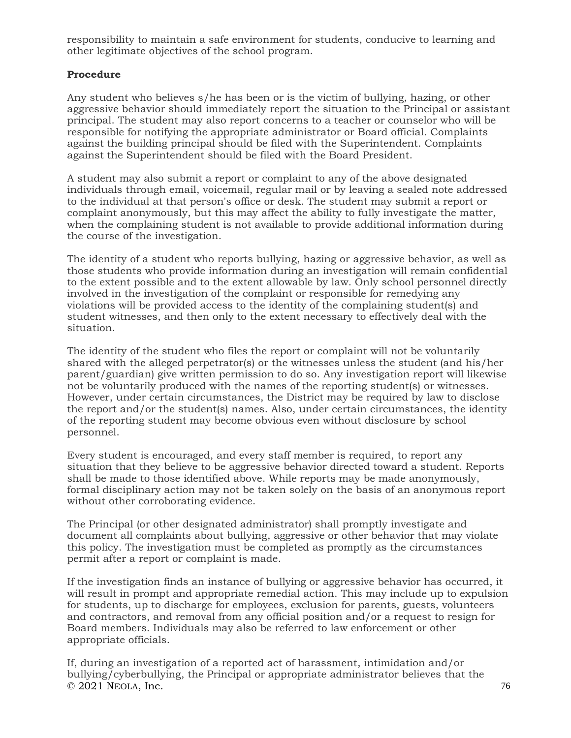responsibility to maintain a safe environment for students, conducive to learning and other legitimate objectives of the school program.

**Procedure**

Any student who believes s/he has been or is the victim of bullying, hazing, or other aggressive behavior should immediately report the situation to the Principal or assistant principal. The student may also report concerns to a teacher or counselor who will be responsible for notifying the appropriate administrator or Board official. Complaints against the building principal should be filed with the Superintendent. Complaints against the Superintendent should be filed with the Board President.

A student may also submit a report or complaint to any of the above designated individuals through email, voicemail, regular mail or by leaving a sealed note addressed to the individual at that person's office or desk. The student may submit a report or complaint anonymously, but this may affect the ability to fully investigate the matter, when the complaining student is not available to provide additional information during the course of the investigation.

The identity of a student who reports bullying, hazing or aggressive behavior, as well as those students who provide information during an investigation will remain confidential to the extent possible and to the extent allowable by law. Only school personnel directly involved in the investigation of the complaint or responsible for remedying any violations will be provided access to the identity of the complaining student(s) and student witnesses, and then only to the extent necessary to effectively deal with the situation.

The identity of the student who files the report or complaint will not be voluntarily shared with the alleged perpetrator(s) or the witnesses unless the student (and his/her parent/guardian) give written permission to do so. Any investigation report will likewise not be voluntarily produced with the names of the reporting student(s) or witnesses. However, under certain circumstances, the District may be required by law to disclose the report and/or the student(s) names. Also, under certain circumstances, the identity of the reporting student may become obvious even without disclosure by school personnel.

Every student is encouraged, and every staff member is required, to report any situation that they believe to be aggressive behavior directed toward a student. Reports shall be made to those identified above. While reports may be made anonymously, formal disciplinary action may not be taken solely on the basis of an anonymous report without other corroborating evidence.

The Principal (or other designated administrator) shall promptly investigate and document all complaints about bullying, aggressive or other behavior that may violate this policy. The investigation must be completed as promptly as the circumstances permit after a report or complaint is made.

If the investigation finds an instance of bullying or aggressive behavior has occurred, it will result in prompt and appropriate remedial action. This may include up to expulsion for students, up to discharge for employees, exclusion for parents, guests, volunteers and contractors, and removal from any official position and/or a request to resign for Board members. Individuals may also be referred to law enforcement or other appropriate officials.

If, during an investigation of a reported act of harassment, intimidation and/or bullying/cyberbullying, the Principal or appropriate administrator believes that the

© 2021 Neola, Inc.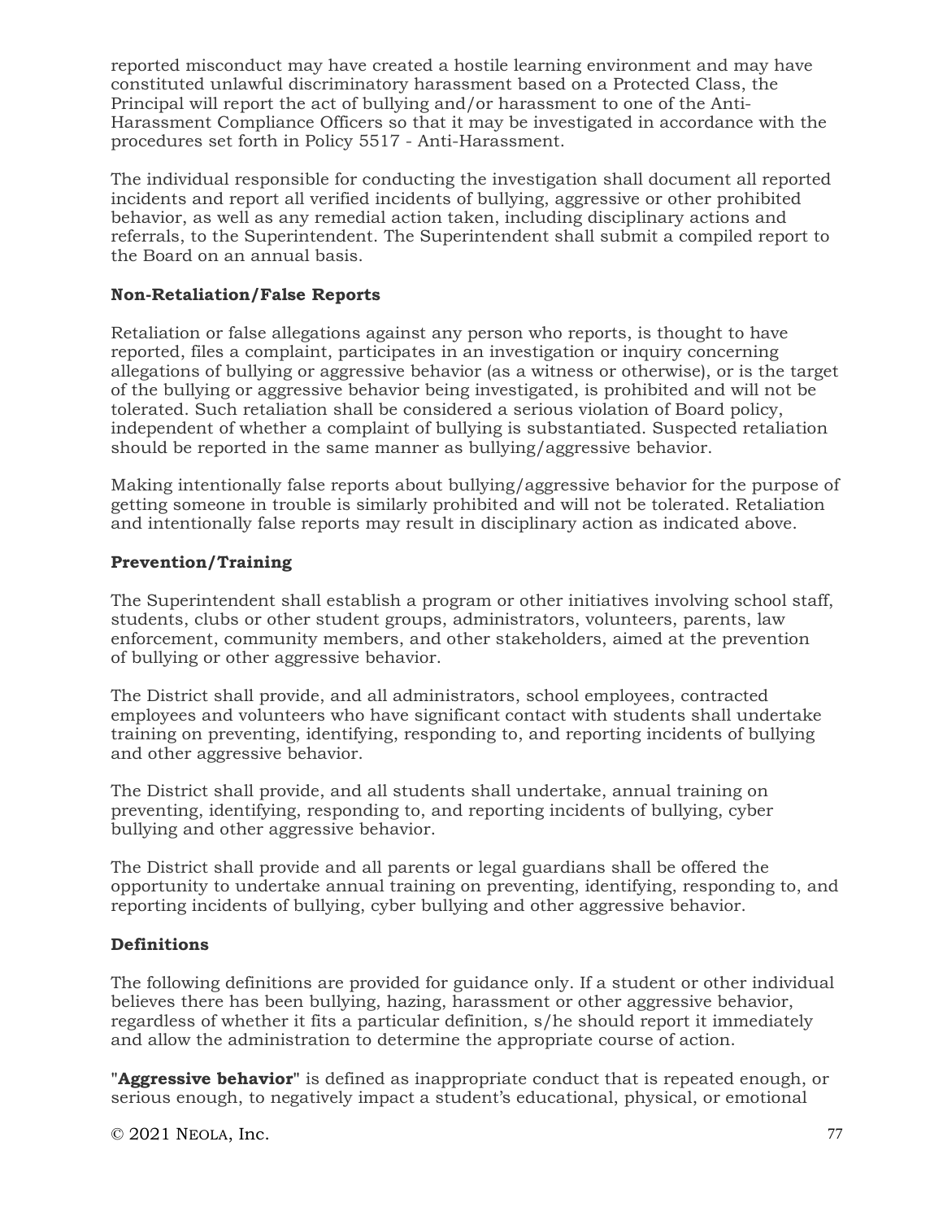reported misconduct may have created a hostile learning environment and may have constituted unlawful discriminatory harassment based on a Protected Class, the Principal will report the act of bullying and/or harassment to one of the Anti-Harassment Compliance Officers so that it may be investigated in accordance with the procedures set forth in Policy 5517 - Anti-Harassment.

The individual responsible for conducting the investigation shall document all reported incidents and report all verified incidents of bullying, aggressive or other prohibited behavior, as well as any remedial action taken, including disciplinary actions and referrals, to the Superintendent. The Superintendent shall submit a compiled report to the Board on an annual basis.

**Non-Retaliation/False Reports**

Retaliation or false allegations against any person who reports, is thought to have reported, files a complaint, participates in an investigation or inquiry concerning allegations of bullying or aggressive behavior (as a witness or otherwise), or is the target of the bullying or aggressive behavior being investigated, is prohibited and will not be tolerated. Such retaliation shall be considered a serious violation of Board policy, independent of whether a complaint of bullying is substantiated. Suspected retaliation should be reported in the same manner as bullying/aggressive behavior.

Making intentionally false reports about bullying/aggressive behavior for the purpose of getting someone in trouble is similarly prohibited and will not be tolerated. Retaliation and intentionally false reports may result in disciplinary action as indicated above.

**Prevention/Training**

The Superintendent shall establish a program or other initiatives involving school staff, students, clubs or other student groups, administrators, volunteers, parents, law enforcement, community members, and other stakeholders, aimed at the prevention of bullying or other aggressive behavior.

The District shall provide, and all administrators, school employees, contracted employees and volunteers who have significant contact with students shall undertake training on preventing, identifying, responding to, and reporting incidents of bullying and other aggressive behavior.

The District shall provide, and all students shall undertake, annual training on preventing, identifying, responding to, and reporting incidents of bullying, cyber bullying and other aggressive behavior.

The District shall provide and all parents or legal guardians shall be offered the opportunity to undertake annual training on preventing, identifying, responding to, and reporting incidents of bullying, cyber bullying and other aggressive behavior.

**Definitions**

The following definitions are provided for guidance only. If a student or other individual believes there has been bullying, hazing, harassment or other aggressive behavior, regardless of whether it fits a particular definition, s/he should report it immediately and allow the administration to determine the appropriate course of action.

"**Aggressive behavior**" is defined as inappropriate conduct that is repeated enough, or serious enough, to negatively impact a student's educational, physical, or emotional

© 2021 Neola, Inc.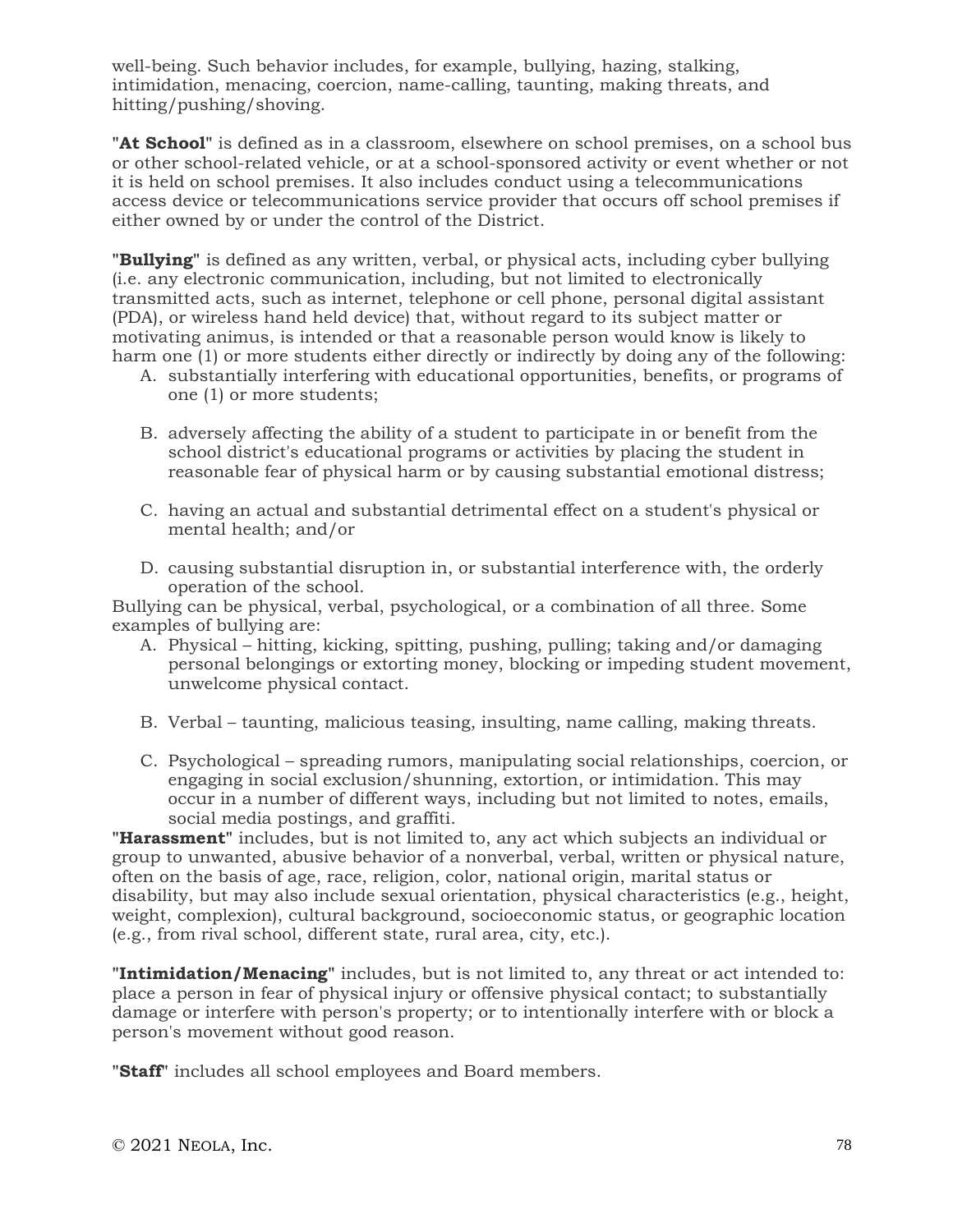well-being. Such behavior includes, for example, bullying, hazing, stalking, intimidation, menacing, coercion, name-calling, taunting, making threats, and hitting/pushing/shoving.

"**At School**" is defined as in a classroom, elsewhere on school premises, on a school bus or other school-related vehicle, or at a school-sponsored activity or event whether or not it is held on school premises. It also includes conduct using a telecommunications access device or telecommunications service provider that occurs off school premises if either owned by or under the control of the District.

"**Bullying**" is defined as any written, verbal, or physical acts, including cyber bullying (i.e. any electronic communication, including, but not limited to electronically transmitted acts, such as internet, telephone or cell phone, personal digital assistant (PDA), or wireless hand held device) that, without regard to its subject matter or motivating animus, is intended or that a reasonable person would know is likely to harm one (1) or more students either directly or indirectly by doing any of the following:

A. substantially interfering with educational opportunities, benefits, or programs of one (1) or more students;

B. adversely affecting the ability of a student to participate in or benefit from the school district's educational programs or activities by placing the student in reasonable fear of physical harm or by causing substantial emotional distress;

C. having an actual and substantial detrimental effect on a student's physical or mental health; and/or

D. causing substantial disruption in, or substantial interference with, the orderly operation of the school.

Bullying can be physical, verbal, psychological, or a combination of all three. Some examples of bullying are:

A. Physical – hitting, kicking, spitting, pushing, pulling; taking and/or damaging personal belongings or extorting money, blocking or impeding student movement, unwelcome physical contact.

B. Verbal – taunting, malicious teasing, insulting, name calling, making threats.

C. Psychological – spreading rumors, manipulating social relationships, coercion, or engaging in social exclusion/shunning, extortion, or intimidation. This may occur in a number of different ways, including but not limited to notes, emails, social media postings, and graffiti.

"**Harassment**" includes, but is not limited to, any act which subjects an individual or group to unwanted, abusive behavior of a nonverbal, verbal, written or physical nature, often on the basis of age, race, religion, color, national origin, marital status or disability, but may also include sexual orientation, physical characteristics (e.g., height, weight, complexion), cultural background, socioeconomic status, or geographic location (e.g., from rival school, different state, rural area, city, etc.).

"**Intimidation/Menacing**" includes, but is not limited to, any threat or act intended to: place a person in fear of physical injury or offensive physical contact; to substantially damage or interfere with person's property; or to intentionally interfere with or block a person's movement without good reason.

"**Staff**" includes all school employees and Board members.

© 2021 Neola, Inc.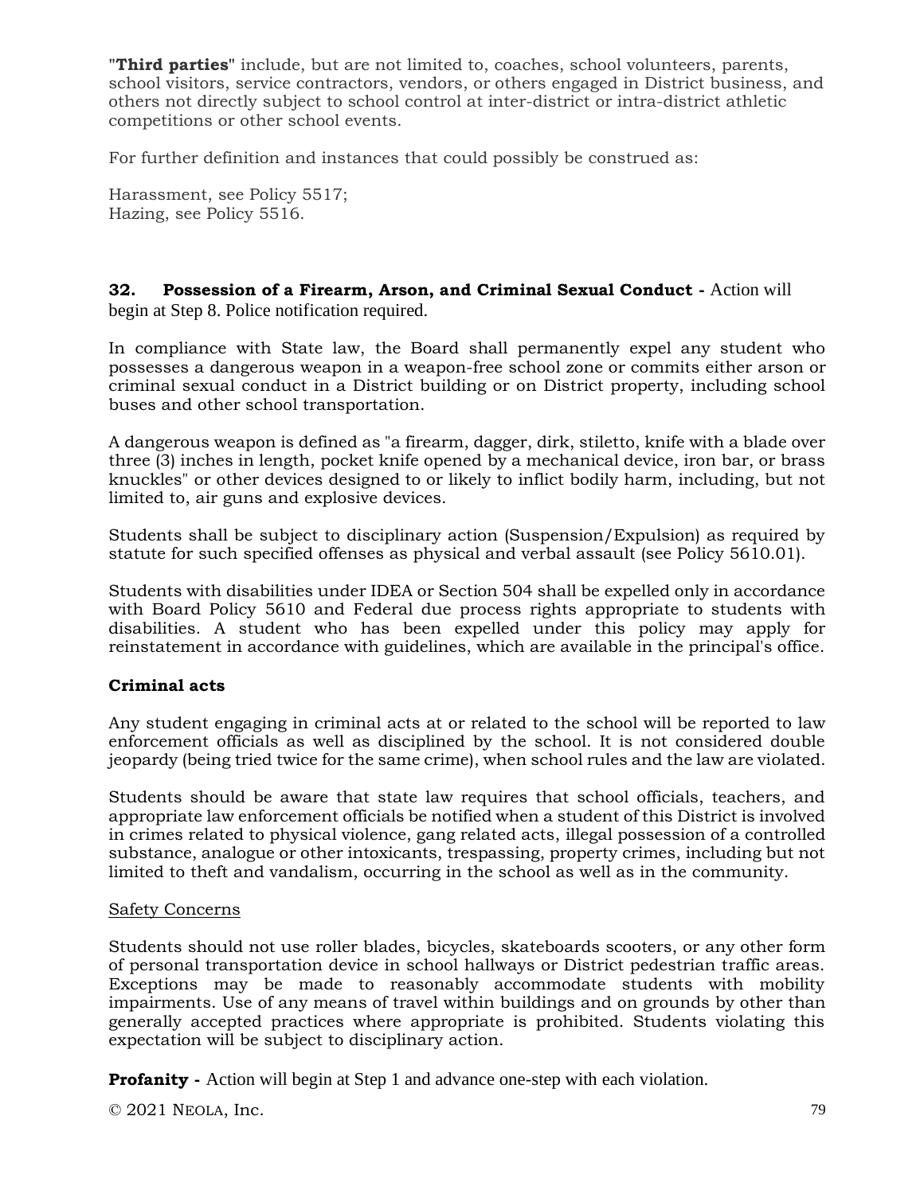"**Third parties**" include, but are not limited to, coaches, school volunteers, parents, school visitors, service contractors, vendors, or others engaged in District business, and others not directly subject to school control at inter-district or intra-district athletic competitions or other school events.

For further definition and instances that could possibly be construed as:

Harassment, see Policy 5517;
Hazing, see Policy 5516.

**32. Possession of a Firearm, Arson, and Criminal Sexual Conduct -** Action will begin at Step 8. Police notification required.

In compliance with State law, the Board shall permanently expel any student who possesses a dangerous weapon in a weapon-free school zone or commits either arson or criminal sexual conduct in a District building or on District property, including school buses and other school transportation.

A dangerous weapon is defined as "a firearm, dagger, dirk, stiletto, knife with a blade over three (3) inches in length, pocket knife opened by a mechanical device, iron bar, or brass knuckles" or other devices designed to or likely to inflict bodily harm, including, but not limited to, air guns and explosive devices.

Students shall be subject to disciplinary action (Suspension/Expulsion) as required by statute for such specified offenses as physical and verbal assault (see Policy 5610.01).

Students with disabilities under IDEA or Section 504 shall be expelled only in accordance with Board Policy 5610 and Federal due process rights appropriate to students with disabilities. A student who has been expelled under this policy may apply for reinstatement in accordance with guidelines, which are available in the principal's office.

**Criminal acts**

Any student engaging in criminal acts at or related to the school will be reported to law enforcement officials as well as disciplined by the school. It is not considered double jeopardy (being tried twice for the same crime), when school rules and the law are violated.

Students should be aware that state law requires that school officials, teachers, and appropriate law enforcement officials be notified when a student of this District is involved in crimes related to physical violence, gang related acts, illegal possession of a controlled substance, analogue or other intoxicants, trespassing, property crimes, including but not limited to theft and vandalism, occurring in the school as well as in the community.

Safety Concerns

Students should not use roller blades, bicycles, skateboards scooters, or any other form of personal transportation device in school hallways or District pedestrian traffic areas. Exceptions may be made to reasonably accommodate students with mobility impairments. Use of any means of travel within buildings and on grounds by other than generally accepted practices where appropriate is prohibited. Students violating this expectation will be subject to disciplinary action.

**Profanity -** Action will begin at Step 1 and advance one-step with each violation.

© 2021 Neola, Inc.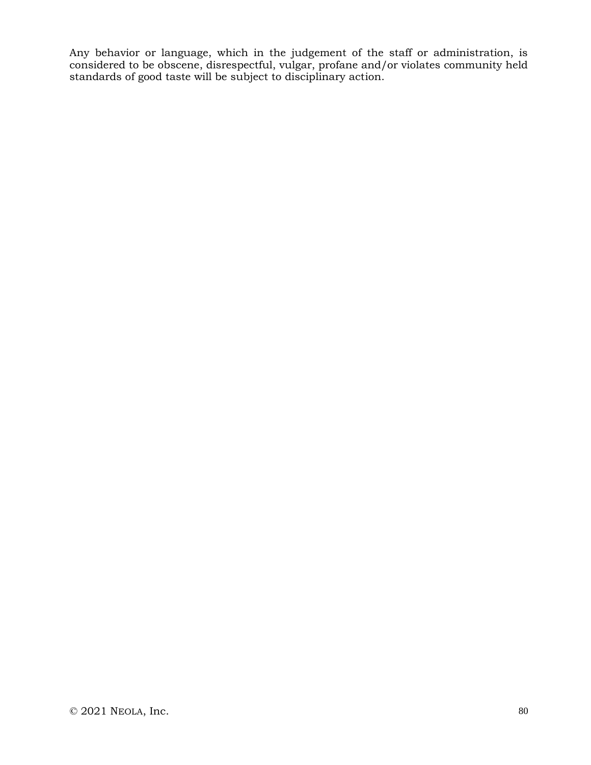Any behavior or language, which in the judgement of the staff or administration, is considered to be obscene, disrespectful, vulgar, profane and/or violates community held standards of good taste will be subject to disciplinary action.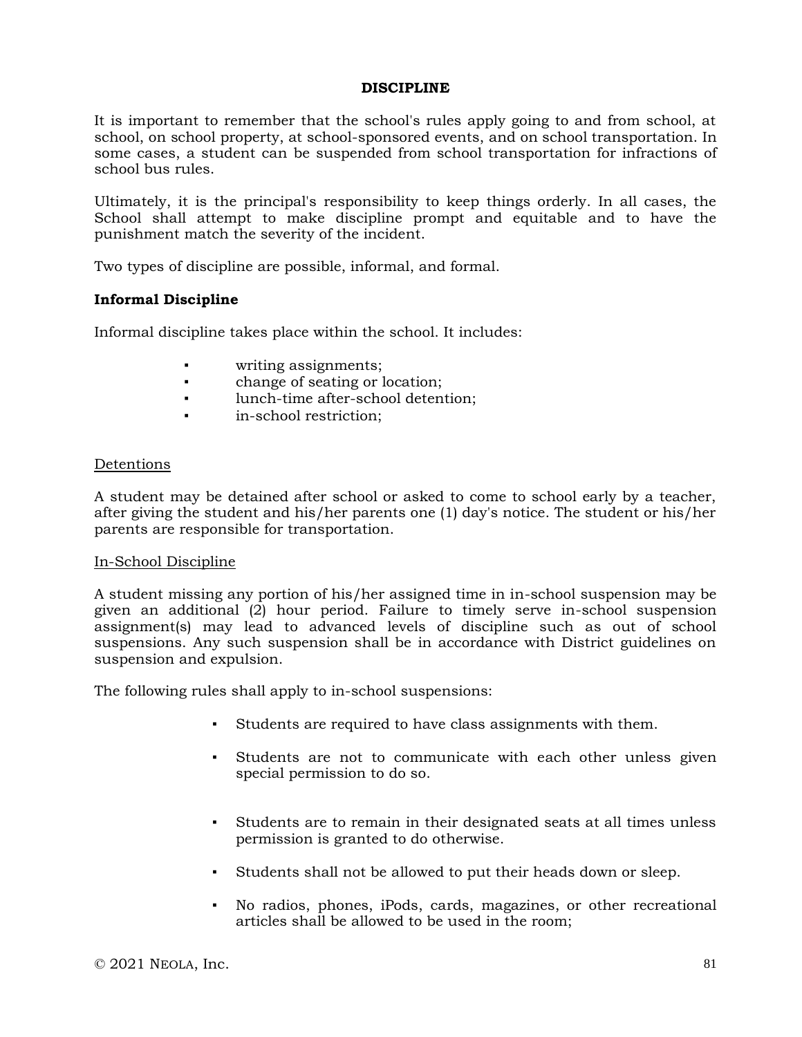# DISCIPLINE

It is important to remember that the school's rules apply going to and from school, at school, on school property, at school-sponsored events, and on school transportation. In some cases, a student can be suspended from school transportation for infractions of school bus rules.

Ultimately, it is the principal's responsibility to keep things orderly. In all cases, the School shall attempt to make discipline prompt and equitable and to have the punishment match the severity of the incident.

Two types of discipline are possible, informal, and formal.

## Informal Discipline

Informal discipline takes place within the school. It includes:

- writing assignments;
- change of seating or location;
- lunch-time after-school detention;
- in-school restriction;

<u>Detentions</u>

A student may be detained after school or asked to come to school early by a teacher, after giving the student and his/her parents one (1) day's notice. The student or his/her parents are responsible for transportation.

<u>In-School Discipline</u>

A student missing any portion of his/her assigned time in in-school suspension may be given an additional (2) hour period. Failure to timely serve in-school suspension assignment(s) may lead to advanced levels of discipline such as out of school suspensions. Any such suspension shall be in accordance with District guidelines on suspension and expulsion.

The following rules shall apply to in-school suspensions:

- Students are required to have class assignments with them.
- Students are not to communicate with each other unless given special permission to do so.
- Students are to remain in their designated seats at all times unless permission is granted to do otherwise.
- Students shall not be allowed to put their heads down or sleep.
- No radios, phones, iPods, cards, magazines, or other recreational articles shall be allowed to be used in the room;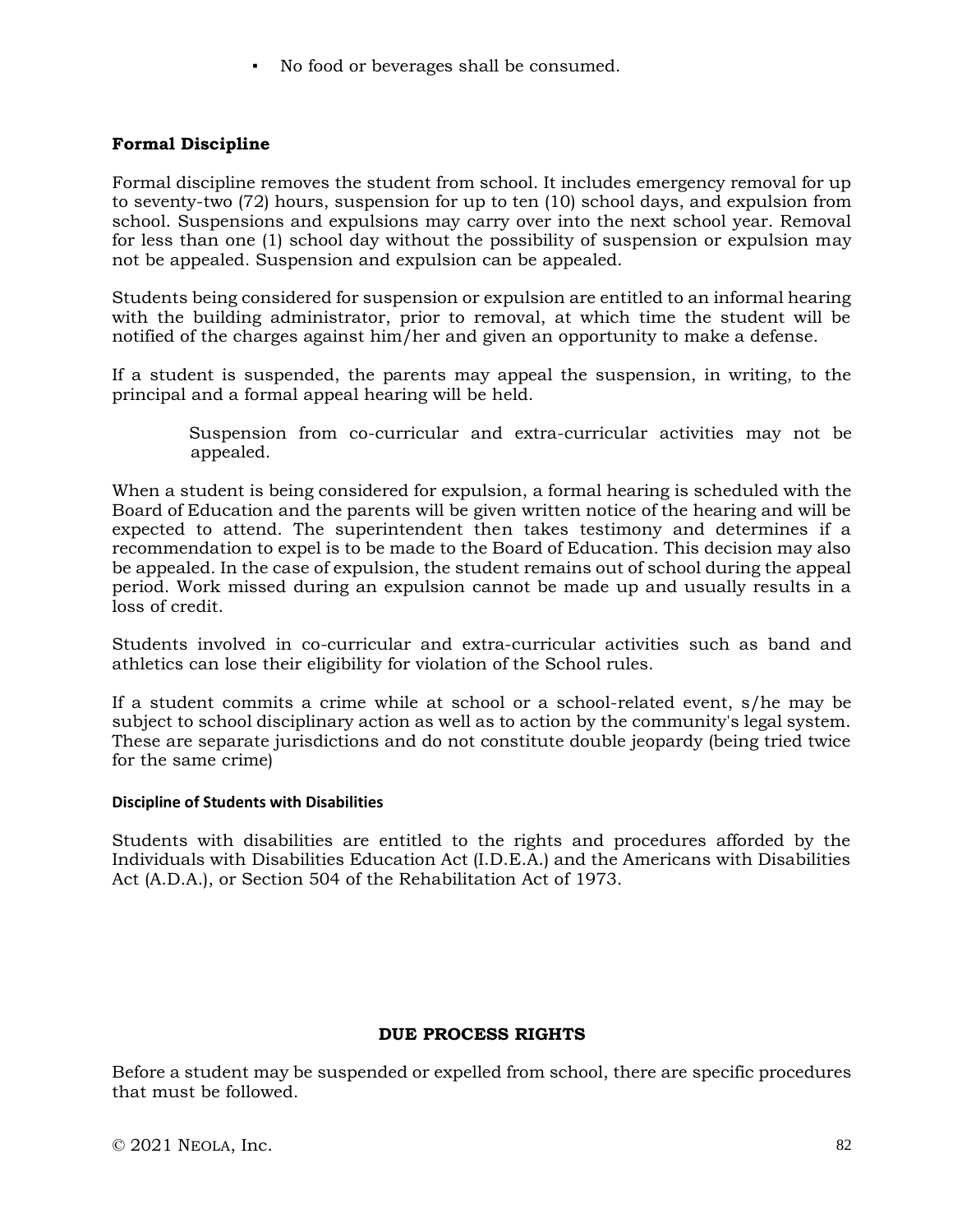- No food or beverages shall be consumed.

**Formal Discipline**

Formal discipline removes the student from school. It includes emergency removal for up to seventy-two (72) hours, suspension for up to ten (10) school days, and expulsion from school. Suspensions and expulsions may carry over into the next school year. Removal for less than one (1) school day without the possibility of suspension or expulsion may not be appealed. Suspension and expulsion can be appealed.

Students being considered for suspension or expulsion are entitled to an informal hearing with the building administrator, prior to removal, at which time the student will be notified of the charges against him/her and given an opportunity to make a defense.

If a student is suspended, the parents may appeal the suspension, in writing, to the principal and a formal appeal hearing will be held.

> Suspension from co-curricular and extra-curricular activities may not be appealed.

When a student is being considered for expulsion, a formal hearing is scheduled with the Board of Education and the parents will be given written notice of the hearing and will be expected to attend. The superintendent then takes testimony and determines if a recommendation to expel is to be made to the Board of Education. This decision may also be appealed. In the case of expulsion, the student remains out of school during the appeal period. Work missed during an expulsion cannot be made up and usually results in a loss of credit.

Students involved in co-curricular and extra-curricular activities such as band and athletics can lose their eligibility for violation of the School rules.

If a student commits a crime while at school or a school-related event, s/he may be subject to school disciplinary action as well as to action by the community's legal system. These are separate jurisdictions and do not constitute double jeopardy (being tried twice for the same crime)

**Discipline of Students with Disabilities**

Students with disabilities are entitled to the rights and procedures afforded by the Individuals with Disabilities Education Act (I.D.E.A.) and the Americans with Disabilities Act (A.D.A.), or Section 504 of the Rehabilitation Act of 1973.

## DUE PROCESS RIGHTS

Before a student may be suspended or expelled from school, there are specific procedures that must be followed.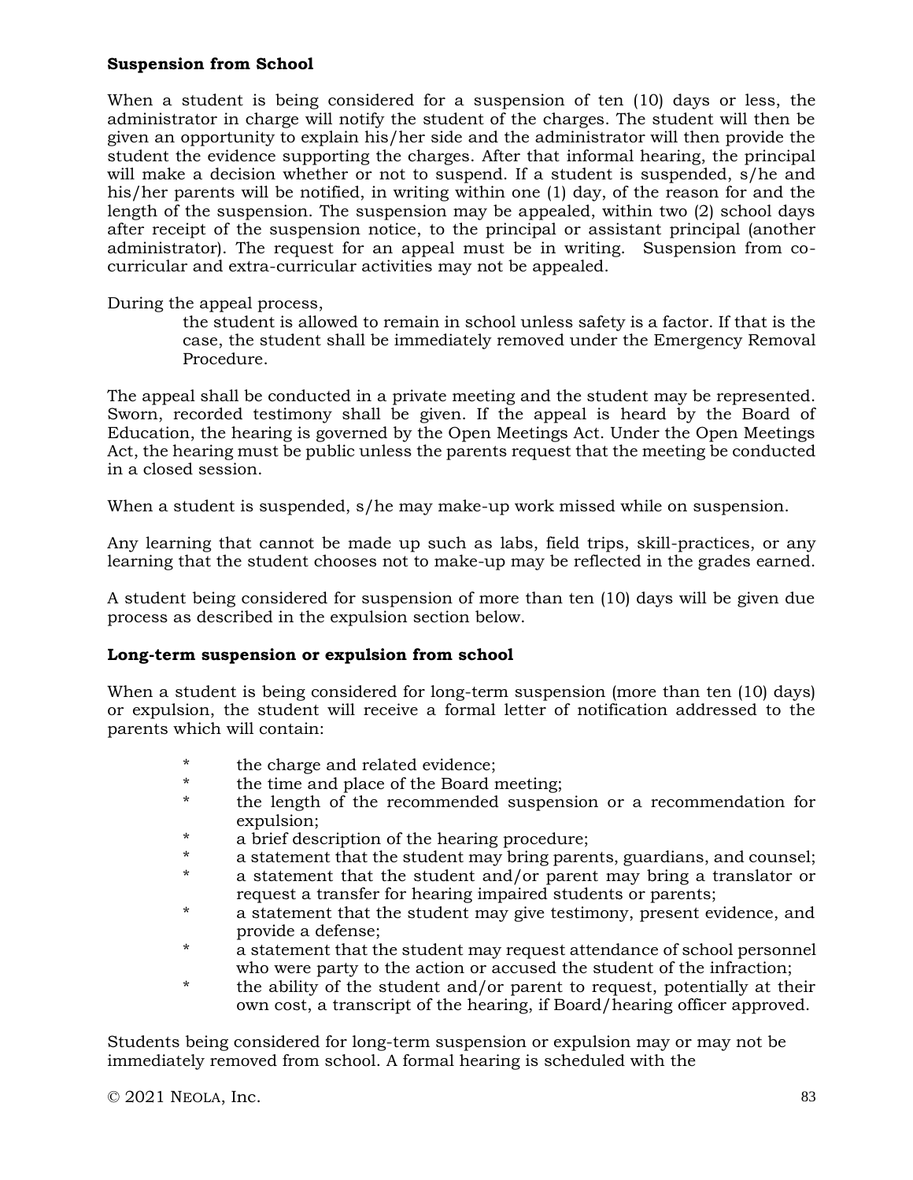**Suspension from School**

When a student is being considered for a suspension of ten (10) days or less, the administrator in charge will notify the student of the charges. The student will then be given an opportunity to explain his/her side and the administrator will then provide the student the evidence supporting the charges. After that informal hearing, the principal will make a decision whether or not to suspend. If a student is suspended, s/he and his/her parents will be notified, in writing within one (1) day, of the reason for and the length of the suspension. The suspension may be appealed, within two (2) school days after receipt of the suspension notice, to the principal or assistant principal (another administrator). The request for an appeal must be in writing. Suspension from co-curricular and extra-curricular activities may not be appealed.

During the appeal process,

> the student is allowed to remain in school unless safety is a factor. If that is the case, the student shall be immediately removed under the Emergency Removal Procedure.

The appeal shall be conducted in a private meeting and the student may be represented. Sworn, recorded testimony shall be given. If the appeal is heard by the Board of Education, the hearing is governed by the Open Meetings Act. Under the Open Meetings Act, the hearing must be public unless the parents request that the meeting be conducted in a closed session.

When a student is suspended, s/he may make-up work missed while on suspension.

Any learning that cannot be made up such as labs, field trips, skill-practices, or any learning that the student chooses not to make-up may be reflected in the grades earned.

A student being considered for suspension of more than ten (10) days will be given due process as described in the expulsion section below.

**Long-term suspension or expulsion from school**

When a student is being considered for long-term suspension (more than ten (10) days) or expulsion, the student will receive a formal letter of notification addressed to the parents which will contain:

* the charge and related evidence;
* the time and place of the Board meeting;
* the length of the recommended suspension or a recommendation for expulsion;
* a brief description of the hearing procedure;
* a statement that the student may bring parents, guardians, and counsel;
* a statement that the student and/or parent may bring a translator or request a transfer for hearing impaired students or parents;
* a statement that the student may give testimony, present evidence, and provide a defense;
* a statement that the student may request attendance of school personnel who were party to the action or accused the student of the infraction;
* the ability of the student and/or parent to request, potentially at their own cost, a transcript of the hearing, if Board/hearing officer approved.

Students being considered for long-term suspension or expulsion may or may not be immediately removed from school. A formal hearing is scheduled with the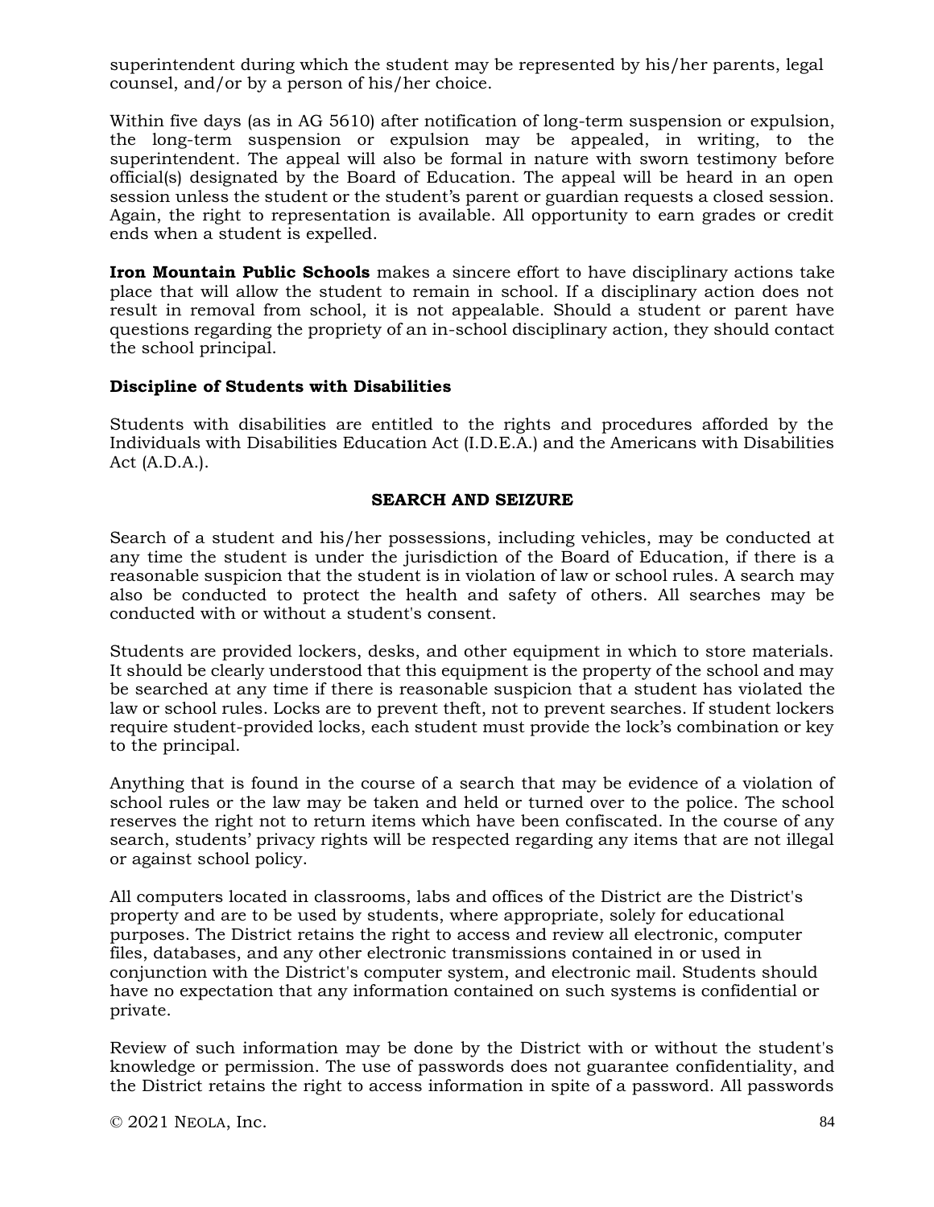superintendent during which the student may be represented by his/her parents, legal counsel, and/or by a person of his/her choice.

Within five days (as in AG 5610) after notification of long-term suspension or expulsion, the long-term suspension or expulsion may be appealed, in writing, to the superintendent. The appeal will also be formal in nature with sworn testimony before official(s) designated by the Board of Education. The appeal will be heard in an open session unless the student or the student's parent or guardian requests a closed session. Again, the right to representation is available. All opportunity to earn grades or credit ends when a student is expelled.

**Iron Mountain Public Schools** makes a sincere effort to have disciplinary actions take place that will allow the student to remain in school. If a disciplinary action does not result in removal from school, it is not appealable. Should a student or parent have questions regarding the propriety of an in-school disciplinary action, they should contact the school principal.

**Discipline of Students with Disabilities**

Students with disabilities are entitled to the rights and procedures afforded by the Individuals with Disabilities Education Act (I.D.E.A.) and the Americans with Disabilities Act (A.D.A.).

## SEARCH AND SEIZURE

Search of a student and his/her possessions, including vehicles, may be conducted at any time the student is under the jurisdiction of the Board of Education, if there is a reasonable suspicion that the student is in violation of law or school rules. A search may also be conducted to protect the health and safety of others. All searches may be conducted with or without a student's consent.

Students are provided lockers, desks, and other equipment in which to store materials. It should be clearly understood that this equipment is the property of the school and may be searched at any time if there is reasonable suspicion that a student has violated the law or school rules. Locks are to prevent theft, not to prevent searches. If student lockers require student-provided locks, each student must provide the lock's combination or key to the principal.

Anything that is found in the course of a search that may be evidence of a violation of school rules or the law may be taken and held or turned over to the police. The school reserves the right not to return items which have been confiscated. In the course of any search, students' privacy rights will be respected regarding any items that are not illegal or against school policy.

All computers located in classrooms, labs and offices of the District are the District's property and are to be used by students, where appropriate, solely for educational purposes. The District retains the right to access and review all electronic, computer files, databases, and any other electronic transmissions contained in or used in conjunction with the District's computer system, and electronic mail. Students should have no expectation that any information contained on such systems is confidential or private.

Review of such information may be done by the District with or without the student's knowledge or permission. The use of passwords does not guarantee confidentiality, and the District retains the right to access information in spite of a password. All passwords

© 2021 Neola, Inc.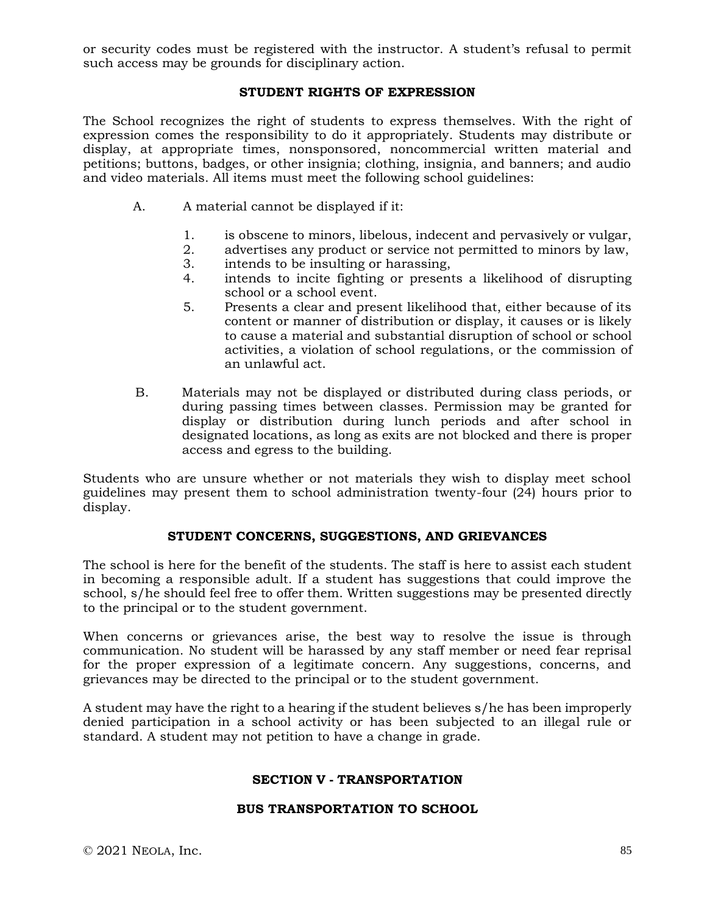or security codes must be registered with the instructor. A student's refusal to permit such access may be grounds for disciplinary action.

## STUDENT RIGHTS OF EXPRESSION

The School recognizes the right of students to express themselves. With the right of expression comes the responsibility to do it appropriately. Students may distribute or display, at appropriate times, nonsponsored, noncommercial written material and petitions; buttons, badges, or other insignia; clothing, insignia, and banners; and audio and video materials. All items must meet the following school guidelines:

A. A material cannot be displayed if it:

1. is obscene to minors, libelous, indecent and pervasively or vulgar,
2. advertises any product or service not permitted to minors by law,
3. intends to be insulting or harassing,
4. intends to incite fighting or presents a likelihood of disrupting school or a school event.
5. Presents a clear and present likelihood that, either because of its content or manner of distribution or display, it causes or is likely to cause a material and substantial disruption of school or school activities, a violation of school regulations, or the commission of an unlawful act.

B. Materials may not be displayed or distributed during class periods, or during passing times between classes. Permission may be granted for display or distribution during lunch periods and after school in designated locations, as long as exits are not blocked and there is proper access and egress to the building.

Students who are unsure whether or not materials they wish to display meet school guidelines may present them to school administration twenty-four (24) hours prior to display.

## STUDENT CONCERNS, SUGGESTIONS, AND GRIEVANCES

The school is here for the benefit of the students. The staff is here to assist each student in becoming a responsible adult. If a student has suggestions that could improve the school, s/he should feel free to offer them. Written suggestions may be presented directly to the principal or to the student government.

When concerns or grievances arise, the best way to resolve the issue is through communication. No student will be harassed by any staff member or need fear reprisal for the proper expression of a legitimate concern. Any suggestions, concerns, and grievances may be directed to the principal or to the student government.

A student may have the right to a hearing if the student believes s/he has been improperly denied participation in a school activity or has been subjected to an illegal rule or standard. A student may not petition to have a change in grade.

# SECTION V - TRANSPORTATION

## BUS TRANSPORTATION TO SCHOOL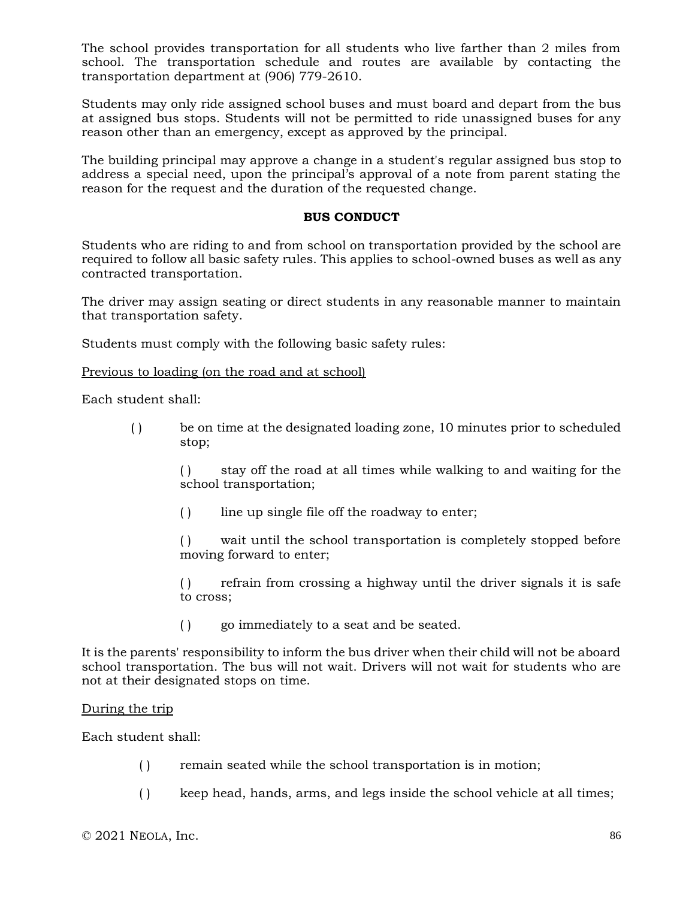The school provides transportation for all students who live farther than 2 miles from school. The transportation schedule and routes are available by contacting the transportation department at (906) 779-2610.

Students may only ride assigned school buses and must board and depart from the bus at assigned bus stops. Students will not be permitted to ride unassigned buses for any reason other than an emergency, except as approved by the principal.

The building principal may approve a change in a student's regular assigned bus stop to address a special need, upon the principal's approval of a note from parent stating the reason for the request and the duration of the requested change.

## BUS CONDUCT

Students who are riding to and from school on transportation provided by the school are required to follow all basic safety rules. This applies to school-owned buses as well as any contracted transportation.

The driver may assign seating or direct students in any reasonable manner to maintain that transportation safety.

Students must comply with the following basic safety rules:

<u>Previous to loading (on the road and at school)</u>

Each student shall:

( ) be on time at the designated loading zone, 10 minutes prior to scheduled stop;

( ) stay off the road at all times while walking to and waiting for the school transportation;

( ) line up single file off the roadway to enter;

( ) wait until the school transportation is completely stopped before moving forward to enter;

( ) refrain from crossing a highway until the driver signals it is safe to cross;

( ) go immediately to a seat and be seated.

It is the parents' responsibility to inform the bus driver when their child will not be aboard school transportation. The bus will not wait. Drivers will not wait for students who are not at their designated stops on time.

<u>During the trip</u>

Each student shall:

( ) remain seated while the school transportation is in motion;

( ) keep head, hands, arms, and legs inside the school vehicle at all times;

© 2021 NEOLA, Inc.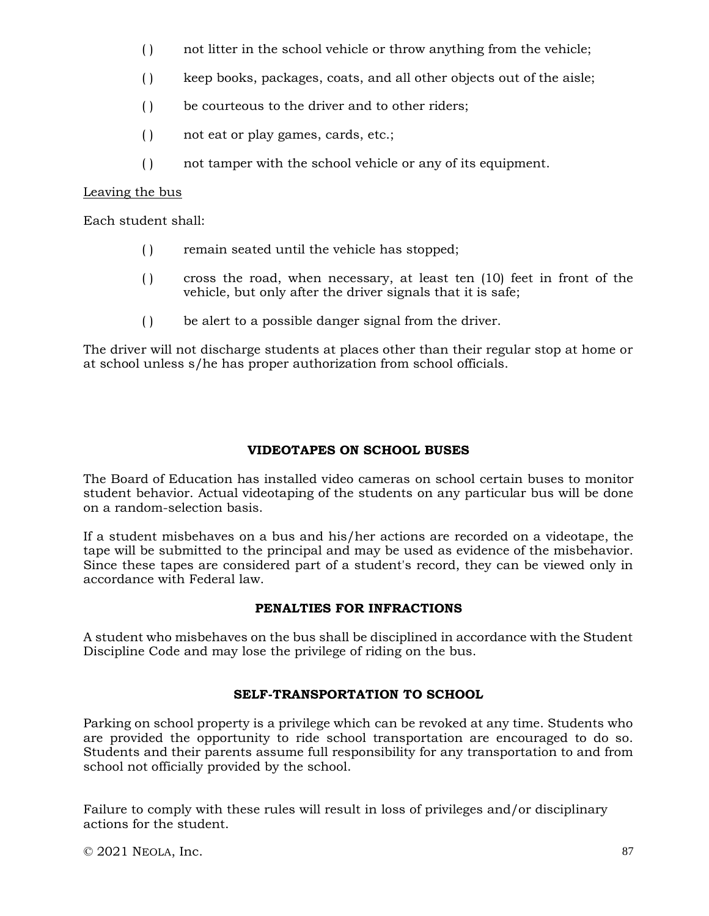( ) not litter in the school vehicle or throw anything from the vehicle;

( ) keep books, packages, coats, and all other objects out of the aisle;

( ) be courteous to the driver and to other riders;

( ) not eat or play games, cards, etc.;

( ) not tamper with the school vehicle or any of its equipment.

<u>Leaving the bus</u>

Each student shall:

( ) remain seated until the vehicle has stopped;

( ) cross the road, when necessary, at least ten (10) feet in front of the vehicle, but only after the driver signals that it is safe;

( ) be alert to a possible danger signal from the driver.

The driver will not discharge students at places other than their regular stop at home or at school unless s/he has proper authorization from school officials.

## VIDEOTAPES ON SCHOOL BUSES

The Board of Education has installed video cameras on school certain buses to monitor student behavior. Actual videotaping of the students on any particular bus will be done on a random-selection basis.

If a student misbehaves on a bus and his/her actions are recorded on a videotape, the tape will be submitted to the principal and may be used as evidence of the misbehavior. Since these tapes are considered part of a student's record, they can be viewed only in accordance with Federal law.

## PENALTIES FOR INFRACTIONS

A student who misbehaves on the bus shall be disciplined in accordance with the Student Discipline Code and may lose the privilege of riding on the bus.

## SELF-TRANSPORTATION TO SCHOOL

Parking on school property is a privilege which can be revoked at any time. Students who are provided the opportunity to ride school transportation are encouraged to do so. Students and their parents assume full responsibility for any transportation to and from school not officially provided by the school.

Failure to comply with these rules will result in loss of privileges and/or disciplinary actions for the student.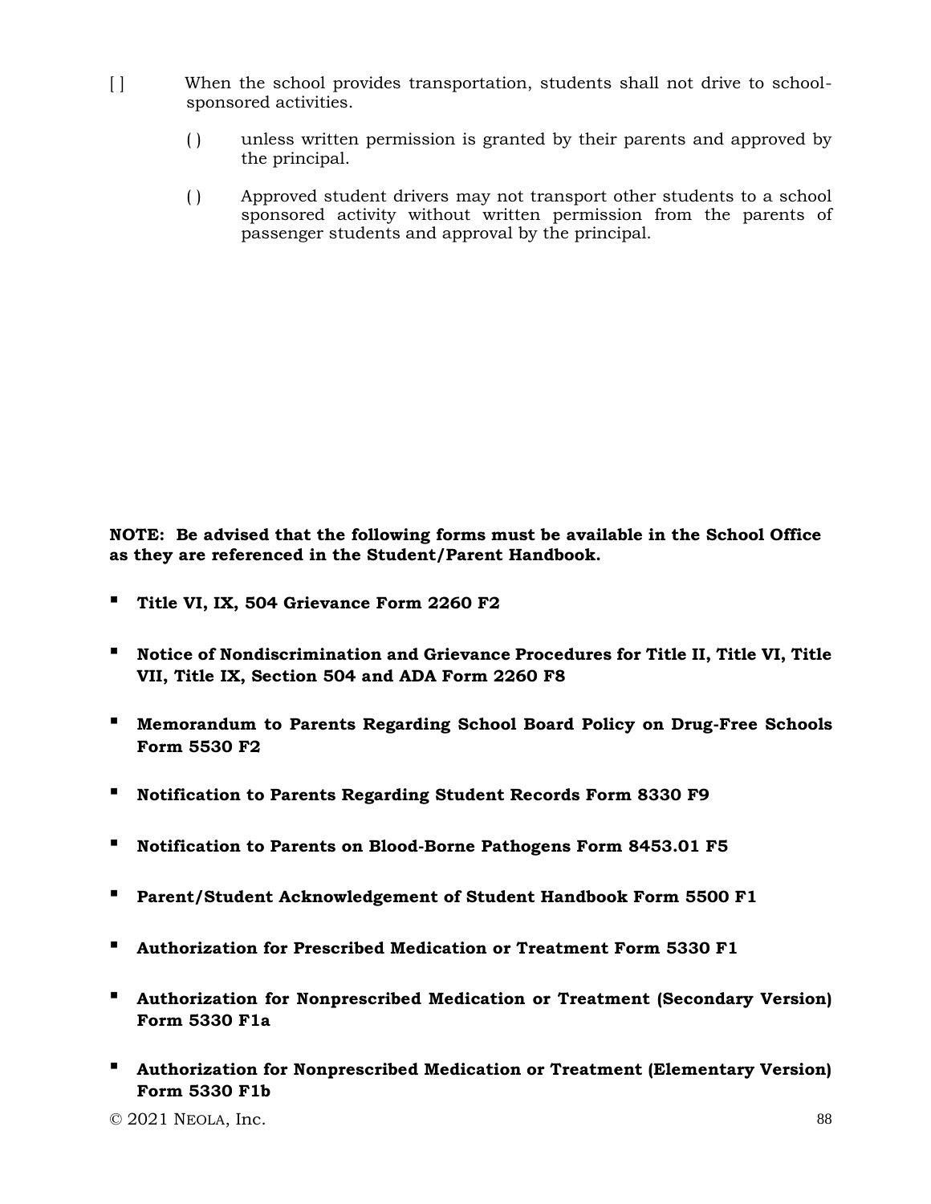[ ] When the school provides transportation, students shall not drive to school-sponsored activities.

( ) unless written permission is granted by their parents and approved by the principal.

( ) Approved student drivers may not transport other students to a school sponsored activity without written permission from the parents of passenger students and approval by the principal.

**NOTE: Be advised that the following forms must be available in the School Office as they are referenced in the Student/Parent Handbook.**

- **Title VI, IX, 504 Grievance Form 2260 F2**
- **Notice of Nondiscrimination and Grievance Procedures for Title II, Title VI, Title VII, Title IX, Section 504 and ADA Form 2260 F8**
- **Memorandum to Parents Regarding School Board Policy on Drug-Free Schools Form 5530 F2**
- **Notification to Parents Regarding Student Records Form 8330 F9**
- **Notification to Parents on Blood-Borne Pathogens Form 8453.01 F5**
- **Parent/Student Acknowledgement of Student Handbook Form 5500 F1**
- **Authorization for Prescribed Medication or Treatment Form 5330 F1**
- **Authorization for Nonprescribed Medication or Treatment (Secondary Version) Form 5330 F1a**
- **Authorization for Nonprescribed Medication or Treatment (Elementary Version) Form 5330 F1b**

© 2021 NEOLA, Inc.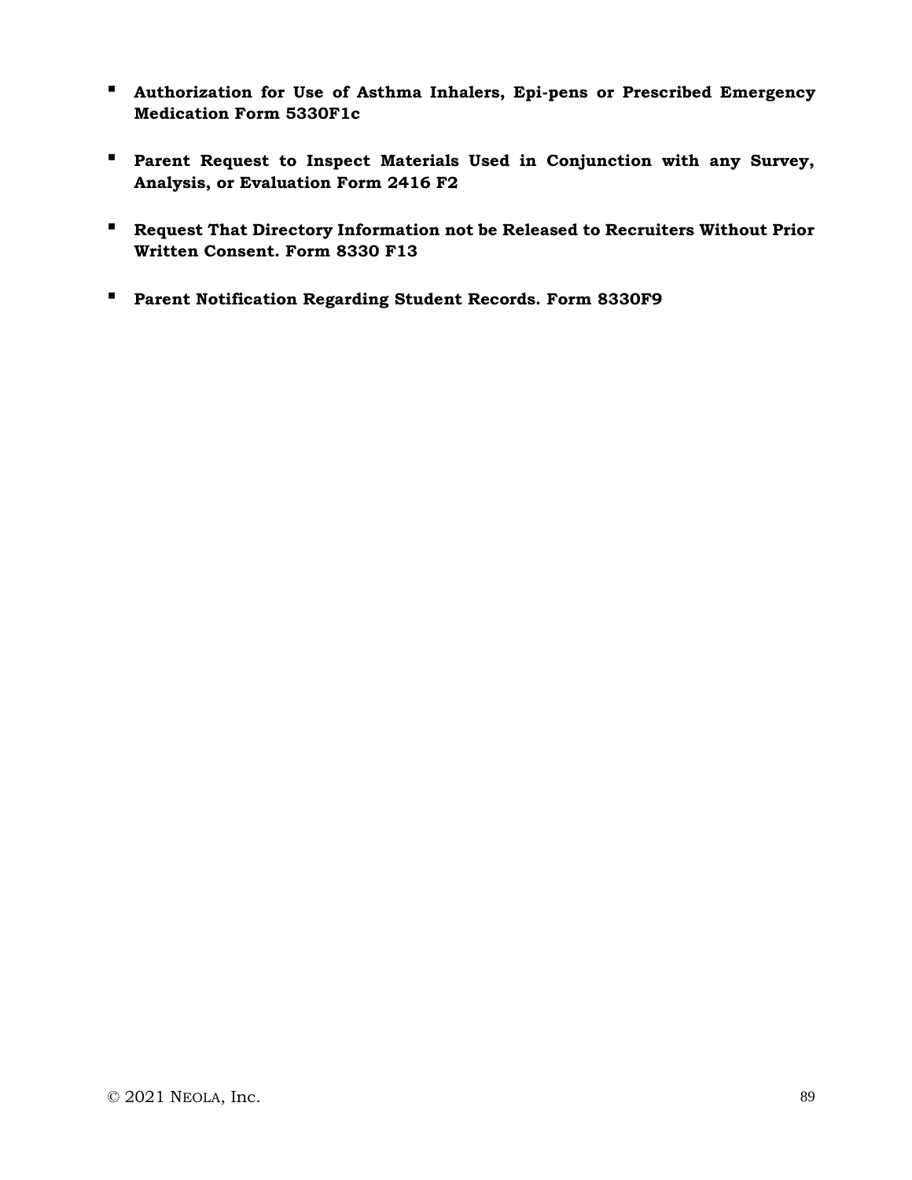- **Authorization for Use of Asthma Inhalers, Epi-pens or Prescribed Emergency Medication Form 5330F1c**

- **Parent Request to Inspect Materials Used in Conjunction with any Survey, Analysis, or Evaluation Form 2416 F2**

- **Request That Directory Information not be Released to Recruiters Without Prior Written Consent. Form 8330 F13**

- **Parent Notification Regarding Student Records. Form 8330F9**

© 2021 NEOLA, Inc.